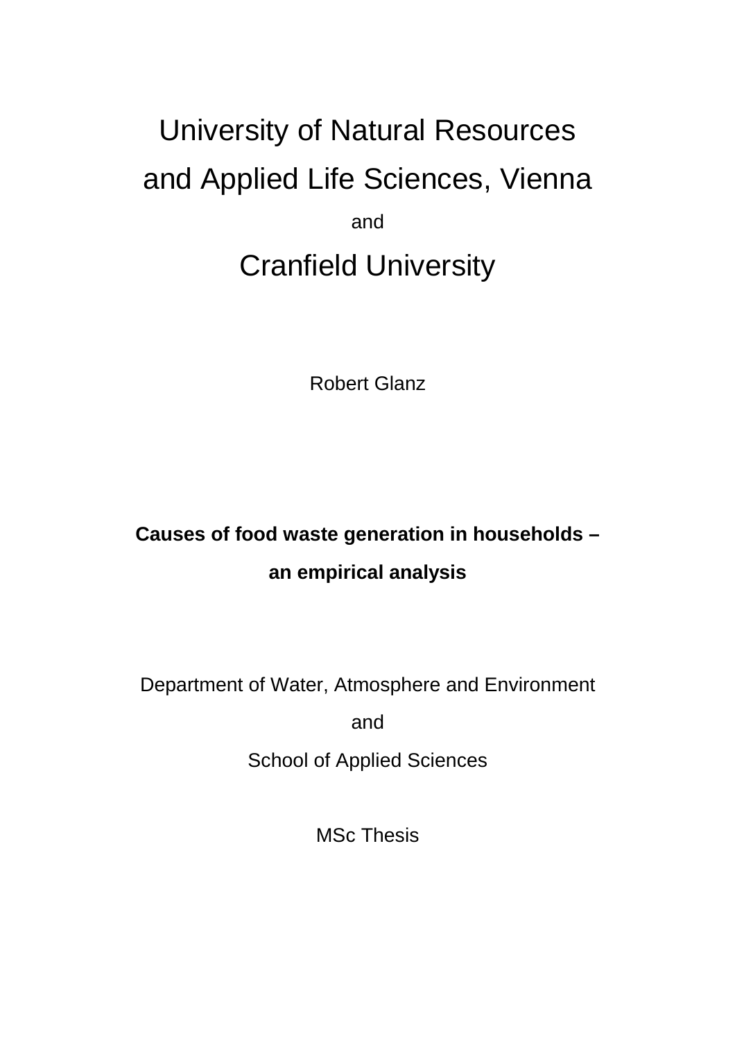# University of Natural Resources and Applied Life Sciences, Vienna

and

# Cranfield University

Robert Glanz

**Causes of food waste generation in households – an empirical analysis**

Department of Water, Atmosphere and Environment

and

School of Applied Sciences

MSc Thesis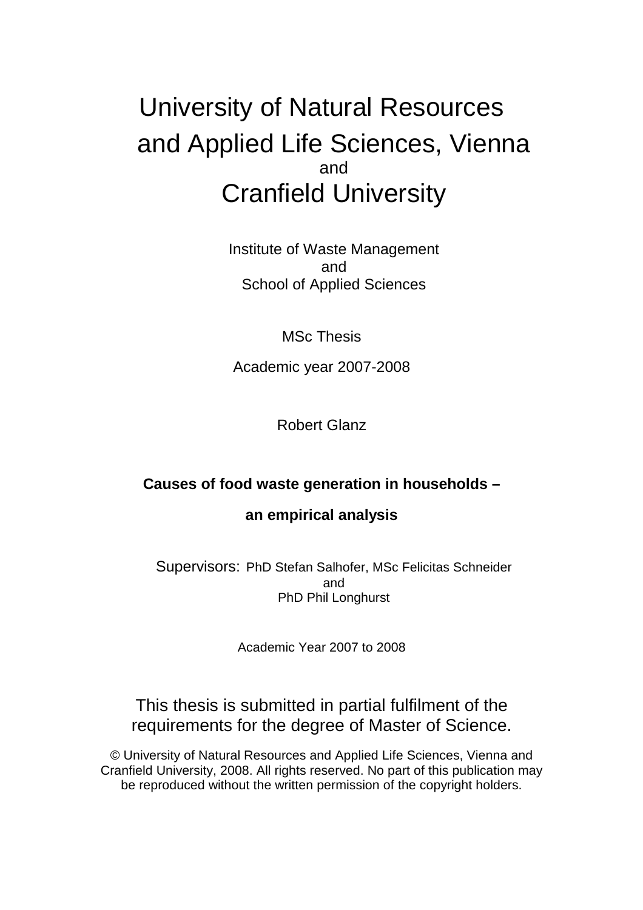# University of Natural Resources and Applied Life Sciences, Vienna

and

# Cranfield University

Institute of Waste Management

and

School of Applied Sciences

MSc Thesis

Academic year 2007-2008

Robert Glanz

**Causes of food waste generation in households –**

**an empirical analysis**

Supervisors: PhD Stefan Salhofer, MSc Felicitas Schneider

and

PhD Phil Longhurst

Academic Year 2007 to 2008

This thesis is submitted in partial fulfilment of the requirements for the degree of Master of Science.

© University of Natural Resources and Applied Life Sciences, Vienna and Cranfield University, 2008. All rights reserved. No part of this publication may be reproduced without the written permission of the copyright holders.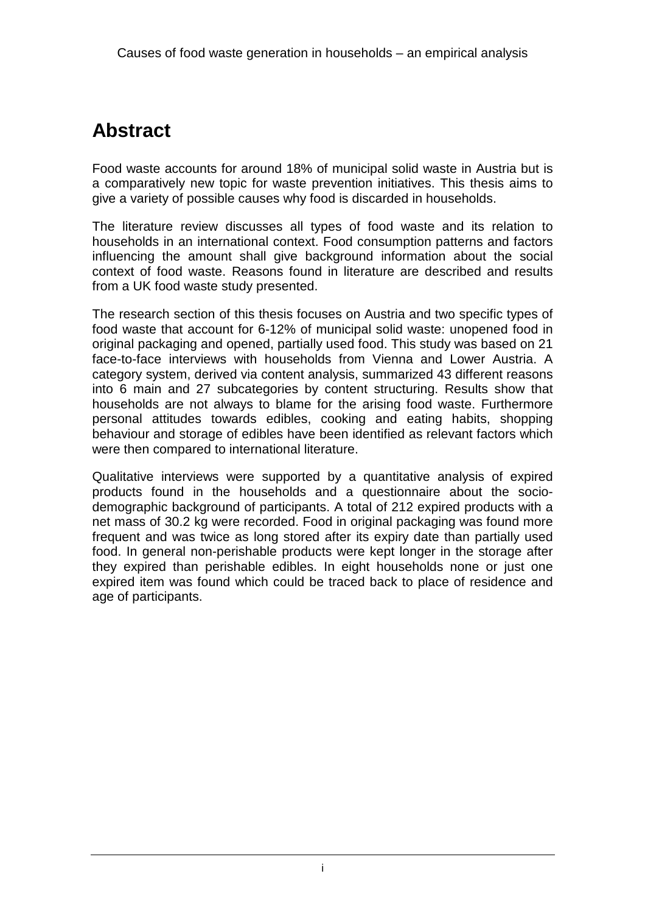# Abstract

Food waste accounts for around 18% of municipal solid waste in Austria but is a comparatively new topic for waste prevention initiatives. This thesis aims to give a variety of possible causes why food is discarded in households.

The literature review discusses all types of food waste and its relation to households in an international context. Food consumption patterns and factors influencing the amount shall give background information about the social context of food waste. Reasons found in literature are described and results from a UK food waste study presented.

The research section of this thesis focuses on Austria and two specific types of food waste that account for 6-12% of municipal solid waste: unopened food in original packaging and opened, partially used food. This study was based on 21 face-to-face interviews with households from Vienna and Lower Austria. A category system, derived via content analysis, summarized 43 different reasons into 6 main and 27 subcategories by content structuring. Results show that households are not always to blame for the arising food waste. Furthermore personal attitudes towards edibles, cooking and eating habits, shopping behaviour and storage of edibles have been identified as relevant factors which were then compared to international literature.

Qualitative interviews were supported by a quantitative analysis of expired products found in the households and a questionnaire about the socio-demographic background of participants. A total of 212 expired products with a net mass of 30.2 kg were recorded. Food in original packaging was found more frequent and was twice as long stored after its expiry date than partially used food. In general non-perishable products were kept longer in the storage after they expired than perishable edibles. In eight households none or just one expired item was found which could be traced back to place of residence and age of participants.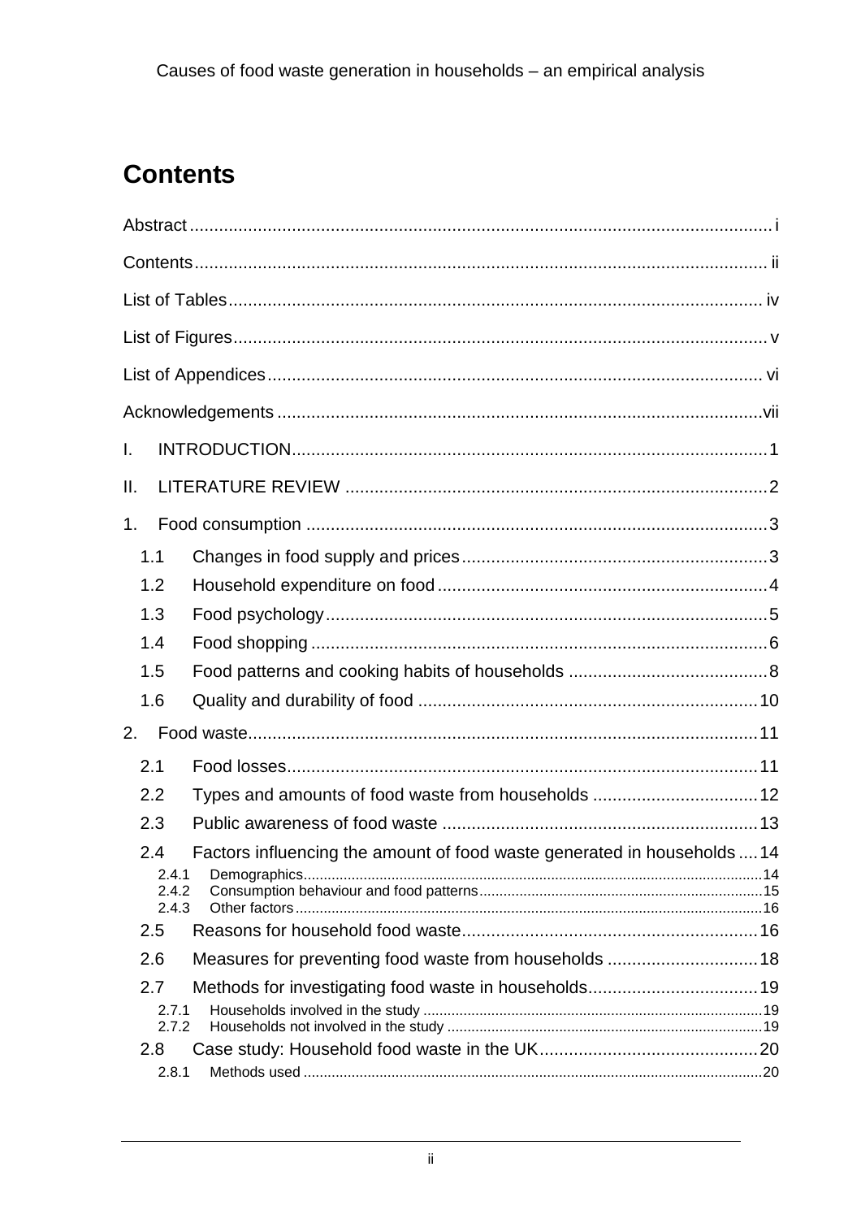# Contents

Abstract ....... i

Contents ....... ii

List of Tables ....... iv

List of Figures ....... v

List of Appendices ....... vi

Acknowledgements ....... vii

I. INTRODUCTION ....... 1

II. LITERATURE REVIEW ....... 2

1. Food consumption ....... 3
   - 1.1 Changes in food supply and prices ....... 3
   - 1.2 Household expenditure on food ....... 4
   - 1.3 Food psychology ....... 5
   - 1.4 Food shopping ....... 6
   - 1.5 Food patterns and cooking habits of households ....... 8
   - 1.6 Quality and durability of food ....... 10
2. Food waste ....... 11
   - 2.1 Food losses ....... 11
   - 2.2 Types and amounts of food waste from households ....... 12
   - 2.3 Public awareness of food waste ....... 13
   - 2.4 Factors influencing the amount of food waste generated in households ....... 14
     - 2.4.1 Demographics ....... 14
     - 2.4.2 Consumption behaviour and food patterns ....... 15
     - 2.4.3 Other factors ....... 16
   - 2.5 Reasons for household food waste ....... 16
   - 2.6 Measures for preventing food waste from households ....... 18
   - 2.7 Methods for investigating food waste in households ....... 19
     - 2.7.1 Households involved in the study ....... 19
     - 2.7.2 Households not involved in the study ....... 19
   - 2.8 Case study: Household food waste in the UK ....... 20
     - 2.8.1 Methods used ....... 20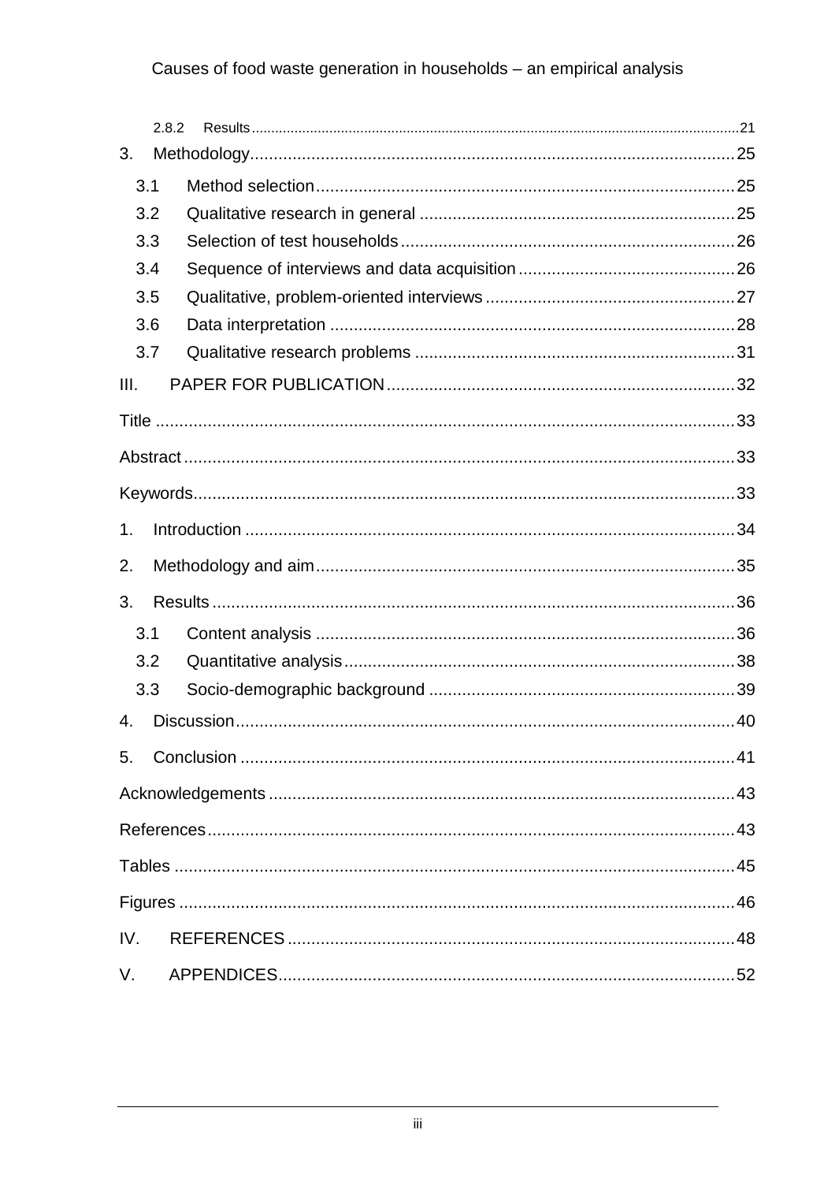2.8.2 Results ..... 21

3. Methodology ..... 25
   - 3.1 Method selection ..... 25
   - 3.2 Qualitative research in general ..... 25
   - 3.3 Selection of test households ..... 26
   - 3.4 Sequence of interviews and data acquisition ..... 26
   - 3.5 Qualitative, problem-oriented interviews ..... 27
   - 3.6 Data interpretation ..... 28
   - 3.7 Qualitative research problems ..... 31

III. PAPER FOR PUBLICATION ..... 32

Title ..... 33

Abstract ..... 33

Keywords ..... 33

1. Introduction ..... 34

2. Methodology and aim ..... 35

3. Results ..... 36
   - 3.1 Content analysis ..... 36
   - 3.2 Quantitative analysis ..... 38
   - 3.3 Socio-demographic background ..... 39

4. Discussion ..... 40

5. Conclusion ..... 41

Acknowledgements ..... 43

References ..... 43

Tables ..... 45

Figures ..... 46

IV. REFERENCES ..... 48

V. APPENDICES ..... 52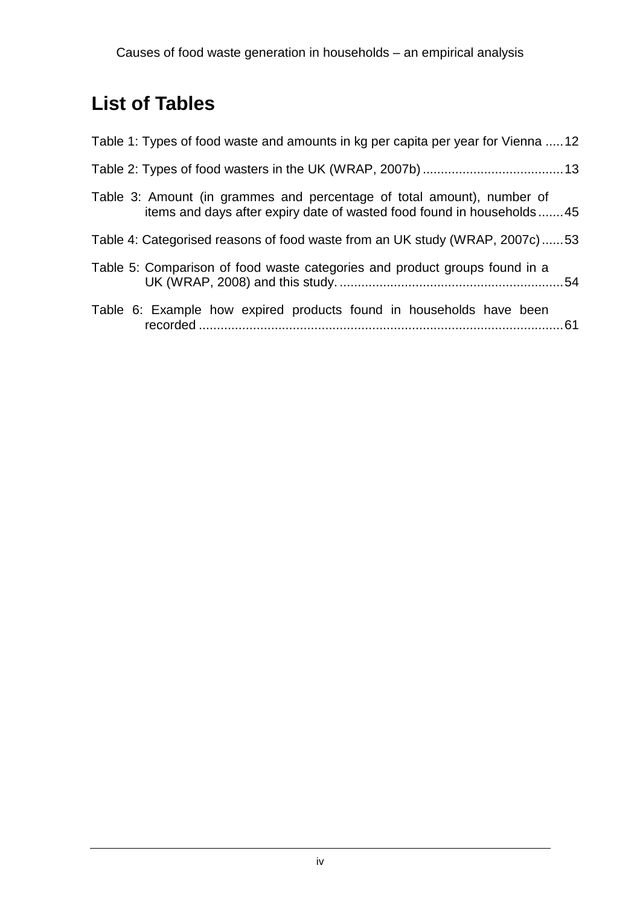# List of Tables

Table 1: Types of food waste and amounts in kg per capita per year for Vienna ..... 12

Table 2: Types of food wasters in the UK (WRAP, 2007b) ....................................... 13

Table 3: Amount (in grammes and percentage of total amount), number of items and days after expiry date of wasted food found in households ....... 45

Table 4: Categorised reasons of food waste from an UK study (WRAP, 2007c) ...... 53

Table 5: Comparison of food waste categories and product groups found in a UK (WRAP, 2008) and this study. ............................................................. 54

Table 6: Example how expired products found in households have been recorded .................................................................................................... 61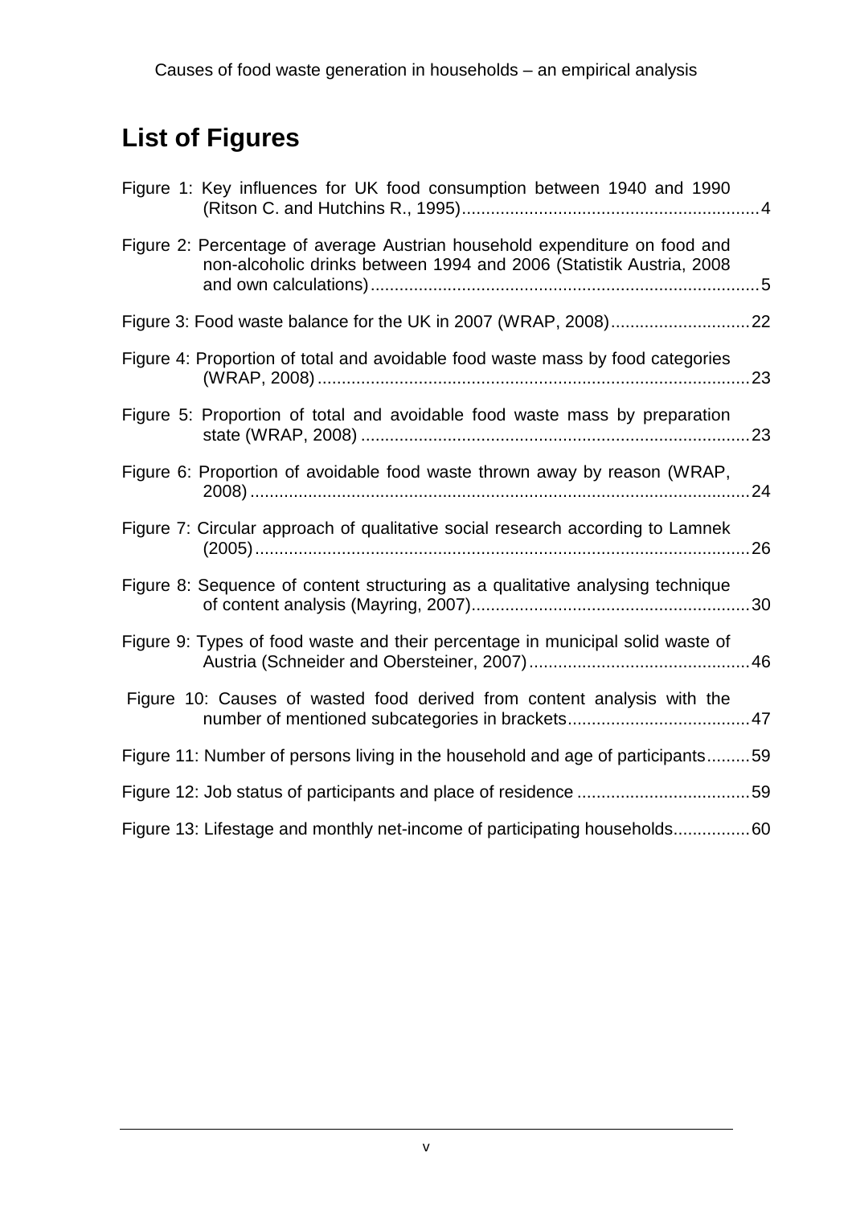# List of Figures

Figure 1: Key influences for UK food consumption between 1940 and 1990 (Ritson C. and Hutchins R., 1995) ............................................................. 4

Figure 2: Percentage of average Austrian household expenditure on food and non-alcoholic drinks between 1994 and 2006 (Statistik Austria, 2008 and own calculations) ................................................................................ 5

Figure 3: Food waste balance for the UK in 2007 (WRAP, 2008) ............................ 22

Figure 4: Proportion of total and avoidable food waste mass by food categories (WRAP, 2008) .......................................................................................... 23

Figure 5: Proportion of total and avoidable food waste mass by preparation state (WRAP, 2008) ................................................................................ 23

Figure 6: Proportion of avoidable food waste thrown away by reason (WRAP, 2008) ........................................................................................................ 24

Figure 7: Circular approach of qualitative social research according to Lamnek (2005) ...................................................................................................... 26

Figure 8: Sequence of content structuring as a qualitative analysing technique of content analysis (Mayring, 2007) ......................................................... 30

Figure 9: Types of food waste and their percentage in municipal solid waste of Austria (Schneider and Obersteiner, 2007) ............................................. 46

Figure 10: Causes of wasted food derived from content analysis with the number of mentioned subcategories in brackets ..................................... 47

Figure 11: Number of persons living in the household and age of participants ......... 59

Figure 12: Job status of participants and place of residence .................................... 59

Figure 13: Lifestage and monthly net-income of participating households ................ 60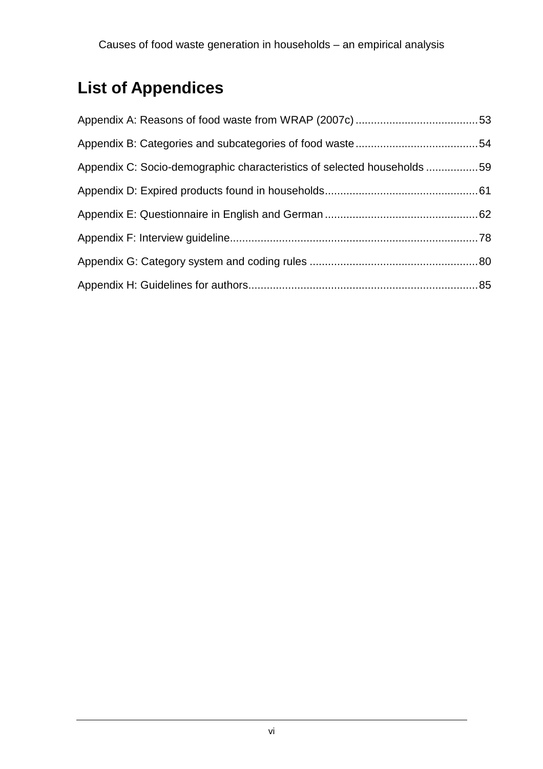# List of Appendices

Appendix A: Reasons of food waste from WRAP (2007c) ........................................53

Appendix B: Categories and subcategories of food waste ........................................54

Appendix C: Socio-demographic characteristics of selected households .................59

Appendix D: Expired products found in households..................................................61

Appendix E: Questionnaire in English and German ..................................................62

Appendix F: Interview guideline.................................................................................78

Appendix G: Category system and coding rules .......................................................80

Appendix H: Guidelines for authors...........................................................................85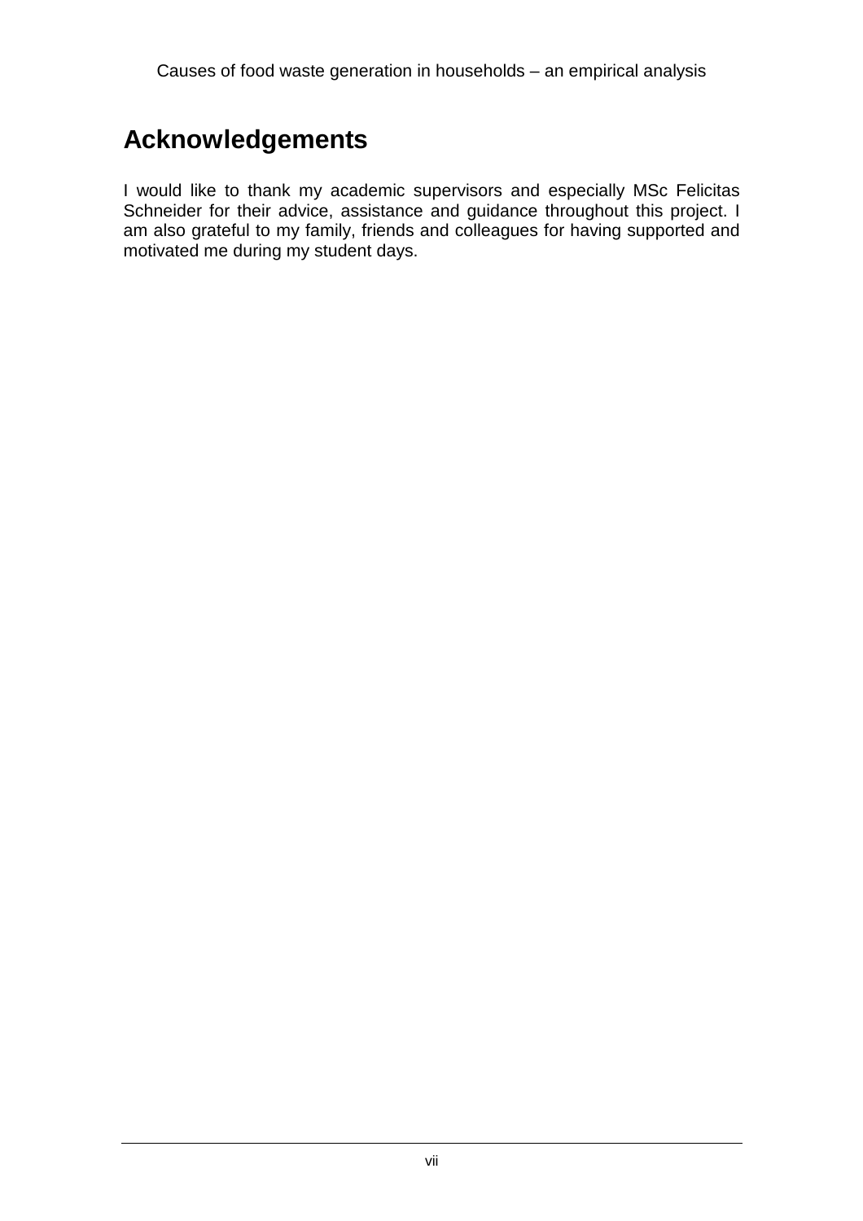# Acknowledgements

I would like to thank my academic supervisors and especially MSc Felicitas Schneider for their advice, assistance and guidance throughout this project. I am also grateful to my family, friends and colleagues for having supported and motivated me during my student days.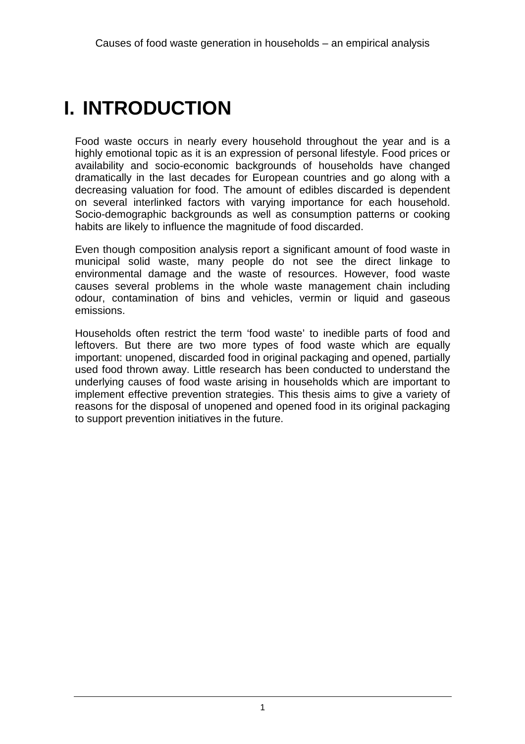# I. INTRODUCTION

Food waste occurs in nearly every household throughout the year and is a highly emotional topic as it is an expression of personal lifestyle. Food prices or availability and socio-economic backgrounds of households have changed dramatically in the last decades for European countries and go along with a decreasing valuation for food. The amount of edibles discarded is dependent on several interlinked factors with varying importance for each household. Socio-demographic backgrounds as well as consumption patterns or cooking habits are likely to influence the magnitude of food discarded.

Even though composition analysis report a significant amount of food waste in municipal solid waste, many people do not see the direct linkage to environmental damage and the waste of resources. However, food waste causes several problems in the whole waste management chain including odour, contamination of bins and vehicles, vermin or liquid and gaseous emissions.

Households often restrict the term 'food waste' to inedible parts of food and leftovers. But there are two more types of food waste which are equally important: unopened, discarded food in original packaging and opened, partially used food thrown away. Little research has been conducted to understand the underlying causes of food waste arising in households which are important to implement effective prevention strategies. This thesis aims to give a variety of reasons for the disposal of unopened and opened food in its original packaging to support prevention initiatives in the future.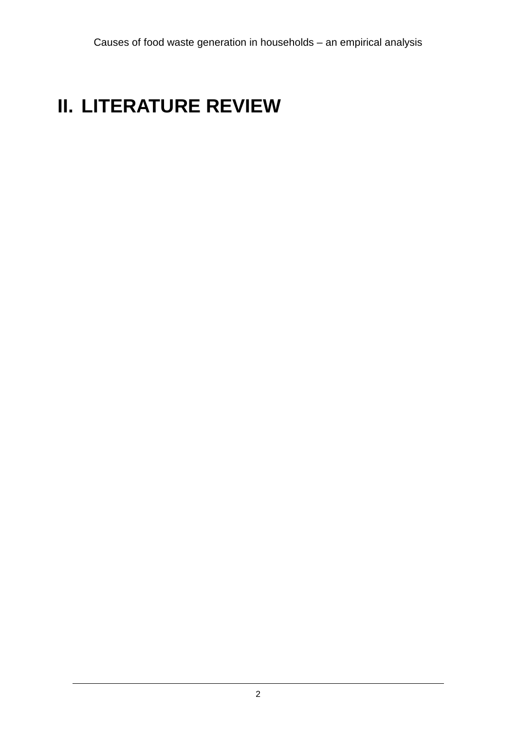# II. LITERATURE REVIEW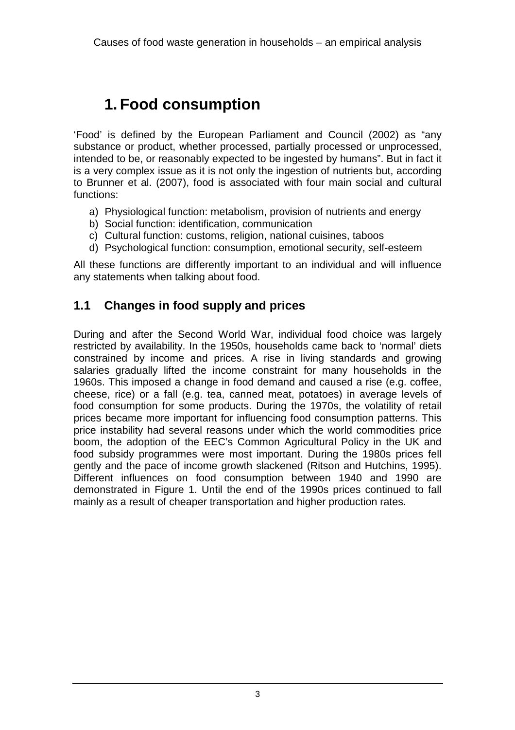# 1. Food consumption

'Food' is defined by the European Parliament and Council (2002) as "any substance or product, whether processed, partially processed or unprocessed, intended to be, or reasonably expected to be ingested by humans". But in fact it is a very complex issue as it is not only the ingestion of nutrients but, according to Brunner et al. (2007), food is associated with four main social and cultural functions:

a) Physiological function: metabolism, provision of nutrients and energy
b) Social function: identification, communication
c) Cultural function: customs, religion, national cuisines, taboos
d) Psychological function: consumption, emotional security, self-esteem

All these functions are differently important to an individual and will influence any statements when talking about food.

## 1.1 Changes in food supply and prices

During and after the Second World War, individual food choice was largely restricted by availability. In the 1950s, households came back to 'normal' diets constrained by income and prices. A rise in living standards and growing salaries gradually lifted the income constraint for many households in the 1960s. This imposed a change in food demand and caused a rise (e.g. coffee, cheese, rice) or a fall (e.g. tea, canned meat, potatoes) in average levels of food consumption for some products. During the 1970s, the volatility of retail prices became more important for influencing food consumption patterns. This price instability had several reasons under which the world commodities price boom, the adoption of the EEC's Common Agricultural Policy in the UK and food subsidy programmes were most important. During the 1980s prices fell gently and the pace of income growth slackened (Ritson and Hutchins, 1995). Different influences on food consumption between 1940 and 1990 are demonstrated in Figure 1. Until the end of the 1990s prices continued to fall mainly as a result of cheaper transportation and higher production rates.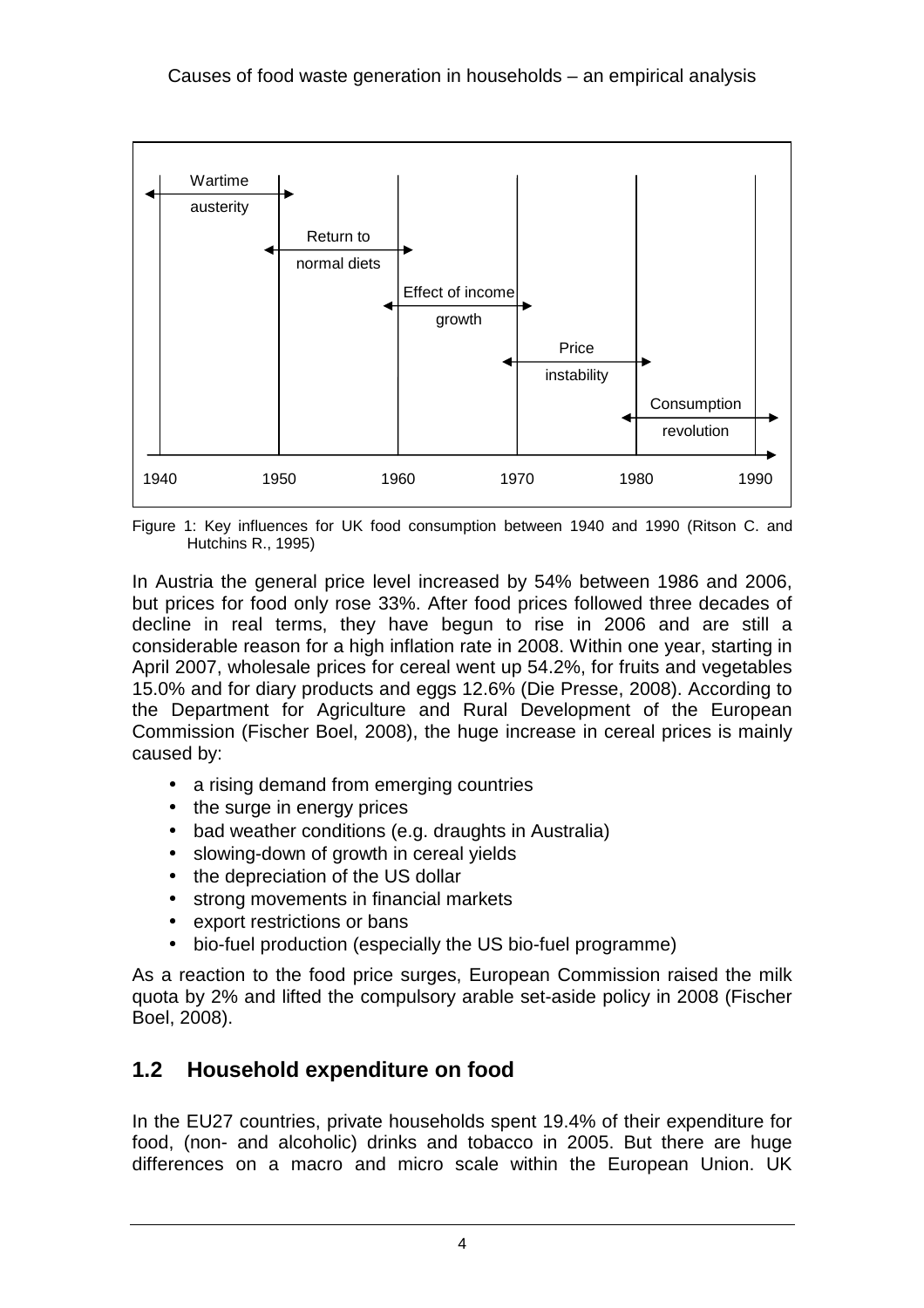| Period | Key influence |
| --- | --- |
| 1940–1950 | Wartime austerity |
| 1950–1960 | Return to normal diets |
| 1960–1970 | Effect of income growth |
| 1970–1980 | Price instability |
| 1980–1990 | Consumption revolution |

Figure 1: Key influences for UK food consumption between 1940 and 1990 (Ritson C. and Hutchins R., 1995)

In Austria the general price level increased by 54% between 1986 and 2006, but prices for food only rose 33%. After food prices followed three decades of decline in real terms, they have begun to rise in 2006 and are still a considerable reason for a high inflation rate in 2008. Within one year, starting in April 2007, wholesale prices for cereal went up 54.2%, for fruits and vegetables 15.0% and for diary products and eggs 12.6% (Die Presse, 2008). According to the Department for Agriculture and Rural Development of the European Commission (Fischer Boel, 2008), the huge increase in cereal prices is mainly caused by:

- a rising demand from emerging countries
- the surge in energy prices
- bad weather conditions (e.g. draughts in Australia)
- slowing-down of growth in cereal yields
- the depreciation of the US dollar
- strong movements in financial markets
- export restrictions or bans
- bio-fuel production (especially the US bio-fuel programme)

As a reaction to the food price surges, European Commission raised the milk quota by 2% and lifted the compulsory arable set-aside policy in 2008 (Fischer Boel, 2008).

## 1.2 Household expenditure on food

In the EU27 countries, private households spent 19.4% of their expenditure for food, (non- and alcoholic) drinks and tobacco in 2005. But there are huge differences on a macro and micro scale within the European Union. UK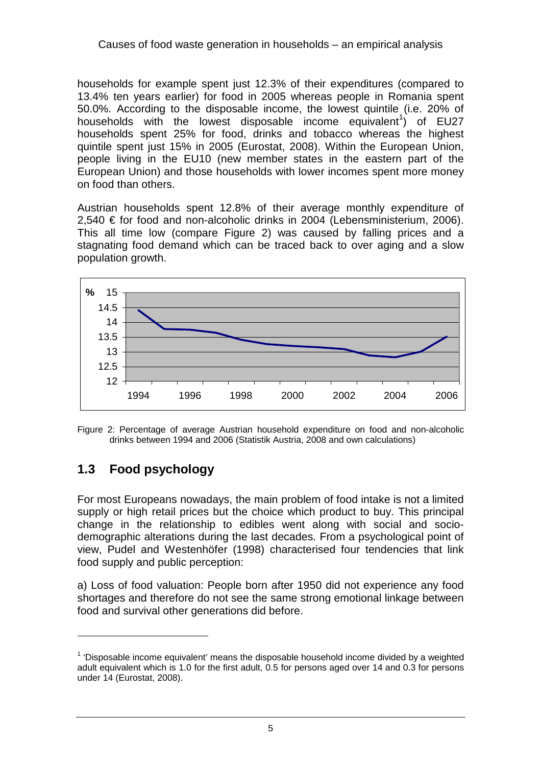households for example spent just 12.3% of their expenditures (compared to 13.4% ten years earlier) for food in 2005 whereas people in Romania spent 50.0%. According to the disposable income, the lowest quintile (i.e. 20% of households with the lowest disposable income equivalent[1]) of EU27 households spent 25% for food, drinks and tobacco whereas the highest quintile spent just 15% in 2005 (Eurostat, 2008). Within the European Union, people living in the EU10 (new member states in the eastern part of the European Union) and those households with lower incomes spent more money on food than others.

Austrian households spent 12.8% of their average monthly expenditure of 2,540 € for food and non-alcoholic drinks in 2004 (Lebensministerium, 2006). This all time low (compare Figure 2) was caused by falling prices and a stagnating food demand which can be traced back to over aging and a slow population growth.

Figure 2: Percentage of average Austrian household expenditure on food and non-alcoholic drinks between 1994 and 2006 (Statistik Austria, 2008 and own calculations)

## 1.3 Food psychology

For most Europeans nowadays, the main problem of food intake is not a limited supply or high retail prices but the choice which product to buy. This principal change in the relationship to edibles went along with social and socio-demographic alterations during the last decades. From a psychological point of view, Pudel and Westenhöfer (1998) characterised four tendencies that link food supply and public perception:

a) Loss of food valuation: People born after 1950 did not experience any food shortages and therefore do not see the same strong emotional linkage between food and survival other generations did before.

[1] 'Disposable income equivalent' means the disposable household income divided by a weighted adult equivalent which is 1.0 for the first adult, 0.5 for persons aged over 14 and 0.3 for persons under 14 (Eurostat, 2008).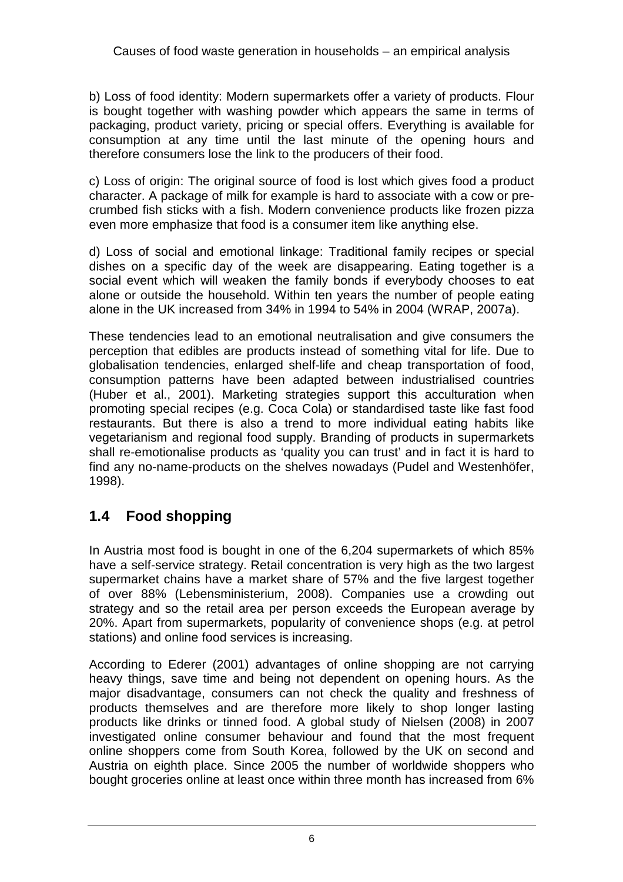b) Loss of food identity: Modern supermarkets offer a variety of products. Flour is bought together with washing powder which appears the same in terms of packaging, product variety, pricing or special offers. Everything is available for consumption at any time until the last minute of the opening hours and therefore consumers lose the link to the producers of their food.

c) Loss of origin: The original source of food is lost which gives food a product character. A package of milk for example is hard to associate with a cow or pre-crumbed fish sticks with a fish. Modern convenience products like frozen pizza even more emphasize that food is a consumer item like anything else.

d) Loss of social and emotional linkage: Traditional family recipes or special dishes on a specific day of the week are disappearing. Eating together is a social event which will weaken the family bonds if everybody chooses to eat alone or outside the household. Within ten years the number of people eating alone in the UK increased from 34% in 1994 to 54% in 2004 (WRAP, 2007a).

These tendencies lead to an emotional neutralisation and give consumers the perception that edibles are products instead of something vital for life. Due to globalisation tendencies, enlarged shelf-life and cheap transportation of food, consumption patterns have been adapted between industrialised countries (Huber et al., 2001). Marketing strategies support this acculturation when promoting special recipes (e.g. Coca Cola) or standardised taste like fast food restaurants. But there is also a trend to more individual eating habits like vegetarianism and regional food supply. Branding of products in supermarkets shall re-emotionalise products as 'quality you can trust' and in fact it is hard to find any no-name-products on the shelves nowadays (Pudel and Westenhöfer, 1998).

## 1.4 Food shopping

In Austria most food is bought in one of the 6,204 supermarkets of which 85% have a self-service strategy. Retail concentration is very high as the two largest supermarket chains have a market share of 57% and the five largest together of over 88% (Lebensministerium, 2008). Companies use a crowding out strategy and so the retail area per person exceeds the European average by 20%. Apart from supermarkets, popularity of convenience shops (e.g. at petrol stations) and online food services is increasing.

According to Ederer (2001) advantages of online shopping are not carrying heavy things, save time and being not dependent on opening hours. As the major disadvantage, consumers can not check the quality and freshness of products themselves and are therefore more likely to shop longer lasting products like drinks or tinned food. A global study of Nielsen (2008) in 2007 investigated online consumer behaviour and found that the most frequent online shoppers come from South Korea, followed by the UK on second and Austria on eighth place. Since 2005 the number of worldwide shoppers who bought groceries online at least once within three month has increased from 6%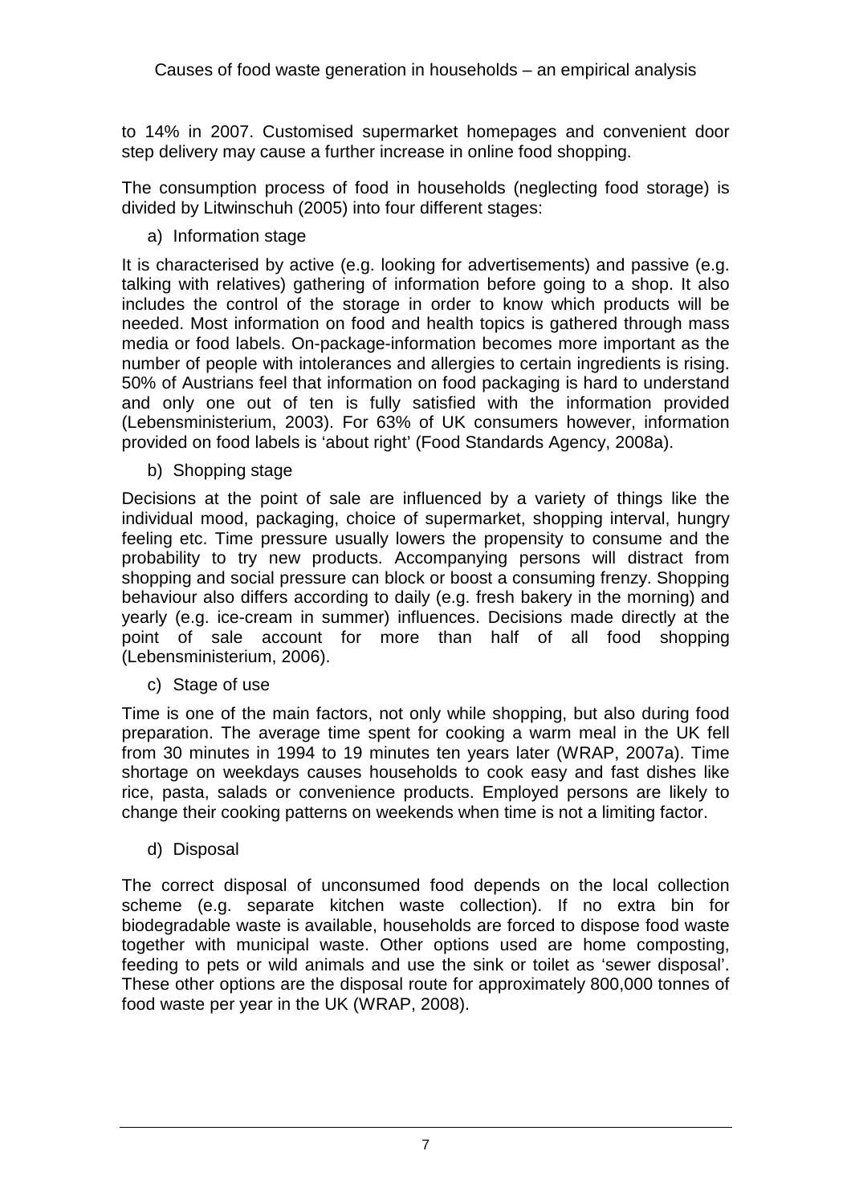to 14% in 2007. Customised supermarket homepages and convenient door step delivery may cause a further increase in online food shopping.

The consumption process of food in households (neglecting food storage) is divided by Litwinschuh (2005) into four different stages:

a) Information stage

It is characterised by active (e.g. looking for advertisements) and passive (e.g. talking with relatives) gathering of information before going to a shop. It also includes the control of the storage in order to know which products will be needed. Most information on food and health topics is gathered through mass media or food labels. On-package-information becomes more important as the number of people with intolerances and allergies to certain ingredients is rising. 50% of Austrians feel that information on food packaging is hard to understand and only one out of ten is fully satisfied with the information provided (Lebensministerium, 2003). For 63% of UK consumers however, information provided on food labels is 'about right' (Food Standards Agency, 2008a).

b) Shopping stage

Decisions at the point of sale are influenced by a variety of things like the individual mood, packaging, choice of supermarket, shopping interval, hungry feeling etc. Time pressure usually lowers the propensity to consume and the probability to try new products. Accompanying persons will distract from shopping and social pressure can block or boost a consuming frenzy. Shopping behaviour also differs according to daily (e.g. fresh bakery in the morning) and yearly (e.g. ice-cream in summer) influences. Decisions made directly at the point of sale account for more than half of all food shopping (Lebensministerium, 2006).

c) Stage of use

Time is one of the main factors, not only while shopping, but also during food preparation. The average time spent for cooking a warm meal in the UK fell from 30 minutes in 1994 to 19 minutes ten years later (WRAP, 2007a). Time shortage on weekdays causes households to cook easy and fast dishes like rice, pasta, salads or convenience products. Employed persons are likely to change their cooking patterns on weekends when time is not a limiting factor.

d) Disposal

The correct disposal of unconsumed food depends on the local collection scheme (e.g. separate kitchen waste collection). If no extra bin for biodegradable waste is available, households are forced to dispose food waste together with municipal waste. Other options used are home composting, feeding to pets or wild animals and use the sink or toilet as 'sewer disposal'. These other options are the disposal route for approximately 800,000 tonnes of food waste per year in the UK (WRAP, 2008).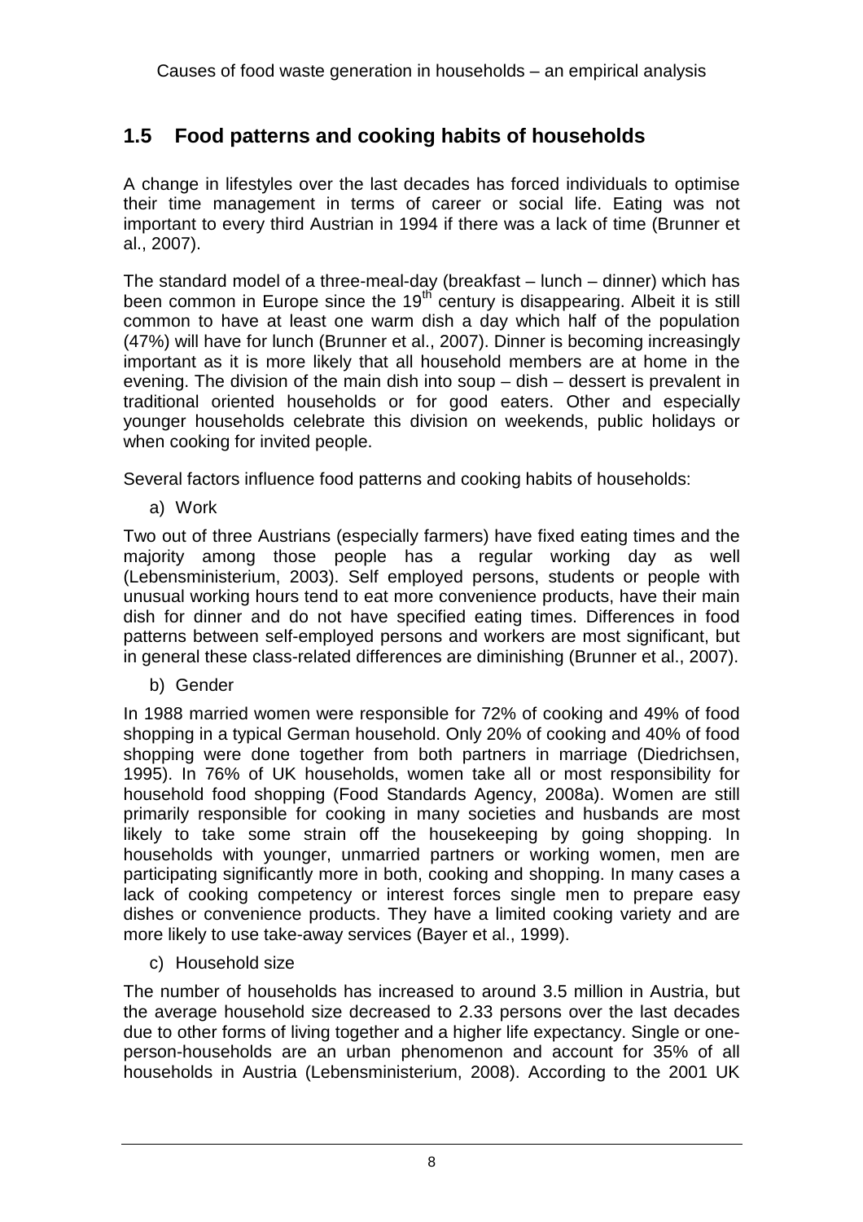## 1.5 Food patterns and cooking habits of households

A change in lifestyles over the last decades has forced individuals to optimise their time management in terms of career or social life. Eating was not important to every third Austrian in 1994 if there was a lack of time (Brunner et al., 2007).

The standard model of a three-meal-day (breakfast – lunch – dinner) which has been common in Europe since the 19$^{th}$ century is disappearing. Albeit it is still common to have at least one warm dish a day which half of the population (47%) will have for lunch (Brunner et al., 2007). Dinner is becoming increasingly important as it is more likely that all household members are at home in the evening. The division of the main dish into soup – dish – dessert is prevalent in traditional oriented households or for good eaters. Other and especially younger households celebrate this division on weekends, public holidays or when cooking for invited people.

Several factors influence food patterns and cooking habits of households:

a) Work

Two out of three Austrians (especially farmers) have fixed eating times and the majority among those people has a regular working day as well (Lebensministerium, 2003). Self employed persons, students or people with unusual working hours tend to eat more convenience products, have their main dish for dinner and do not have specified eating times. Differences in food patterns between self-employed persons and workers are most significant, but in general these class-related differences are diminishing (Brunner et al., 2007).

b) Gender

In 1988 married women were responsible for 72% of cooking and 49% of food shopping in a typical German household. Only 20% of cooking and 40% of food shopping were done together from both partners in marriage (Diedrichsen, 1995). In 76% of UK households, women take all or most responsibility for household food shopping (Food Standards Agency, 2008a). Women are still primarily responsible for cooking in many societies and husbands are most likely to take some strain off the housekeeping by going shopping. In households with younger, unmarried partners or working women, men are participating significantly more in both, cooking and shopping. In many cases a lack of cooking competency or interest forces single men to prepare easy dishes or convenience products. They have a limited cooking variety and are more likely to use take-away services (Bayer et al., 1999).

c) Household size

The number of households has increased to around 3.5 million in Austria, but the average household size decreased to 2.33 persons over the last decades due to other forms of living together and a higher life expectancy. Single or one-person-households are an urban phenomenon and account for 35% of all households in Austria (Lebensministerium, 2008). According to the 2001 UK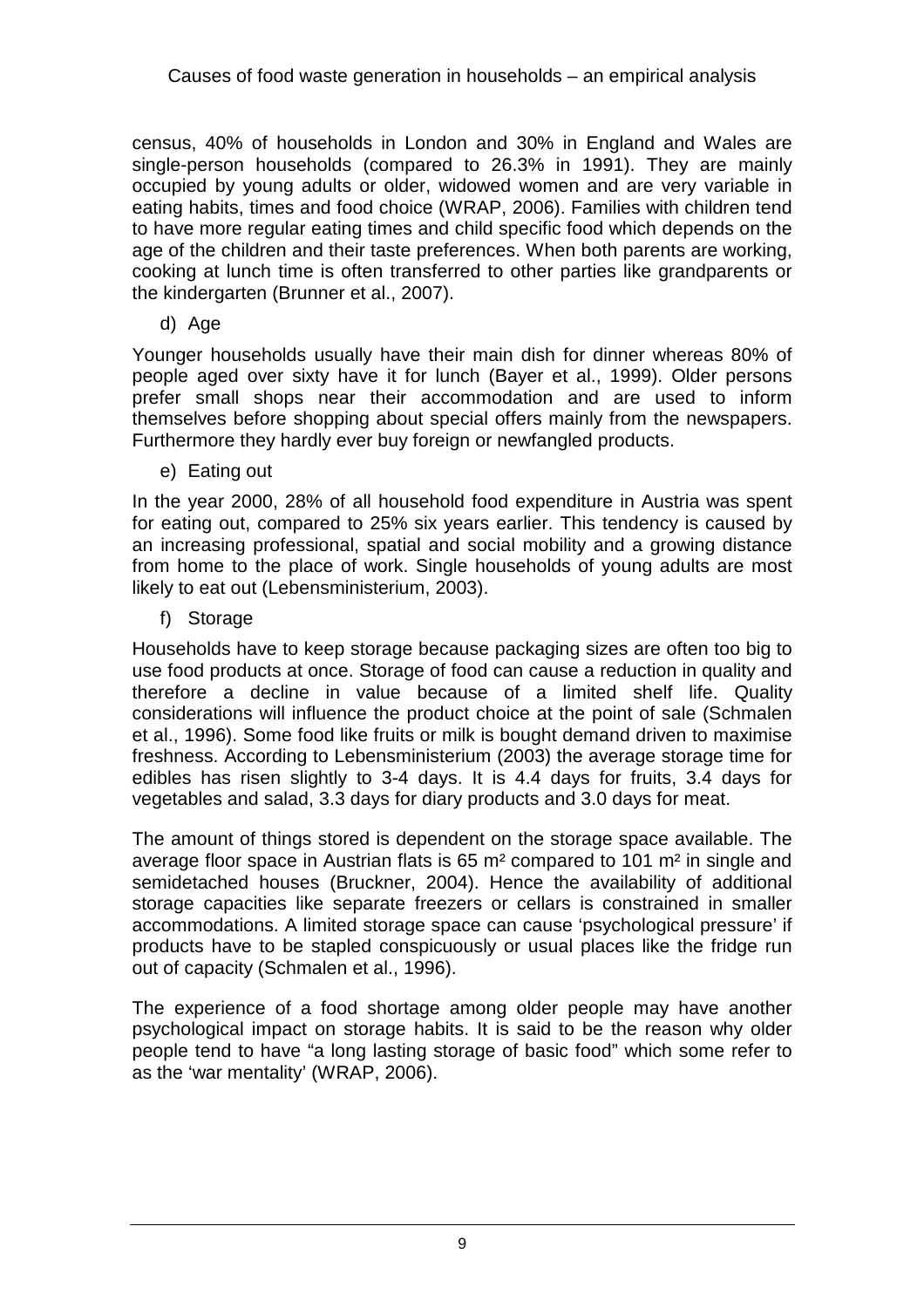census, 40% of households in London and 30% in England and Wales are single-person households (compared to 26.3% in 1991). They are mainly occupied by young adults or older, widowed women and are very variable in eating habits, times and food choice (WRAP, 2006). Families with children tend to have more regular eating times and child specific food which depends on the age of the children and their taste preferences. When both parents are working, cooking at lunch time is often transferred to other parties like grandparents or the kindergarten (Brunner et al., 2007).

d) Age

Younger households usually have their main dish for dinner whereas 80% of people aged over sixty have it for lunch (Bayer et al., 1999). Older persons prefer small shops near their accommodation and are used to inform themselves before shopping about special offers mainly from the newspapers. Furthermore they hardly ever buy foreign or newfangled products.

e) Eating out

In the year 2000, 28% of all household food expenditure in Austria was spent for eating out, compared to 25% six years earlier. This tendency is caused by an increasing professional, spatial and social mobility and a growing distance from home to the place of work. Single households of young adults are most likely to eat out (Lebensministerium, 2003).

f) Storage

Households have to keep storage because packaging sizes are often too big to use food products at once. Storage of food can cause a reduction in quality and therefore a decline in value because of a limited shelf life. Quality considerations will influence the product choice at the point of sale (Schmalen et al., 1996). Some food like fruits or milk is bought demand driven to maximise freshness. According to Lebensministerium (2003) the average storage time for edibles has risen slightly to 3-4 days. It is 4.4 days for fruits, 3.4 days for vegetables and salad, 3.3 days for diary products and 3.0 days for meat.

The amount of things stored is dependent on the storage space available. The average floor space in Austrian flats is 65 m² compared to 101 m² in single and semidetached houses (Bruckner, 2004). Hence the availability of additional storage capacities like separate freezers or cellars is constrained in smaller accommodations. A limited storage space can cause 'psychological pressure' if products have to be stapled conspicuously or usual places like the fridge run out of capacity (Schmalen et al., 1996).

The experience of a food shortage among older people may have another psychological impact on storage habits. It is said to be the reason why older people tend to have "a long lasting storage of basic food" which some refer to as the 'war mentality' (WRAP, 2006).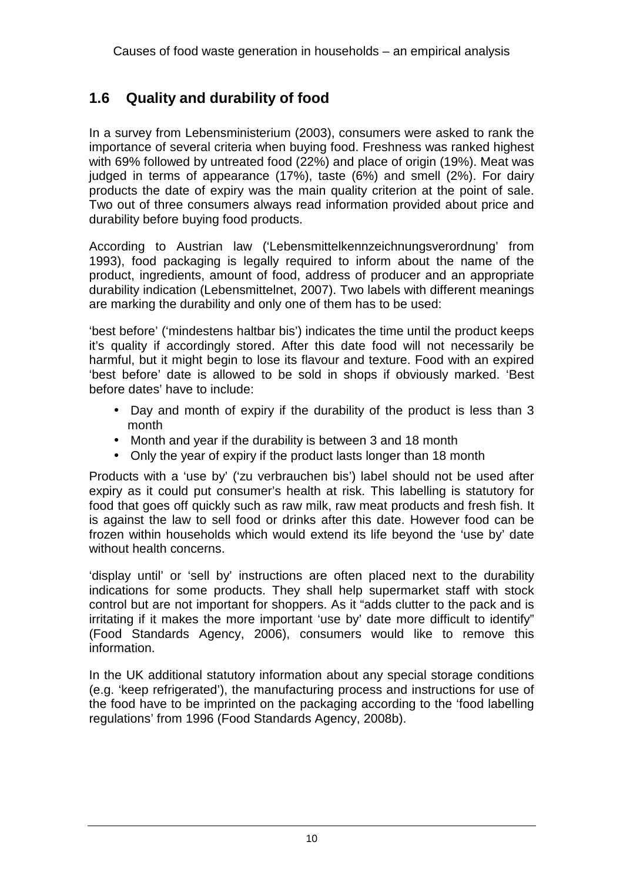## 1.6 Quality and durability of food

In a survey from Lebensministerium (2003), consumers were asked to rank the importance of several criteria when buying food. Freshness was ranked highest with 69% followed by untreated food (22%) and place of origin (19%). Meat was judged in terms of appearance (17%), taste (6%) and smell (2%). For dairy products the date of expiry was the main quality criterion at the point of sale. Two out of three consumers always read information provided about price and durability before buying food products.

According to Austrian law ('Lebensmittelkennzeichnungsverordnung' from 1993), food packaging is legally required to inform about the name of the product, ingredients, amount of food, address of producer and an appropriate durability indication (Lebensmittelnet, 2007). Two labels with different meanings are marking the durability and only one of them has to be used:

'best before' ('mindestens haltbar bis') indicates the time until the product keeps it's quality if accordingly stored. After this date food will not necessarily be harmful, but it might begin to lose its flavour and texture. Food with an expired 'best before' date is allowed to be sold in shops if obviously marked. 'Best before dates' have to include:

- Day and month of expiry if the durability of the product is less than 3 month
- Month and year if the durability is between 3 and 18 month
- Only the year of expiry if the product lasts longer than 18 month

Products with a 'use by' ('zu verbrauchen bis') label should not be used after expiry as it could put consumer's health at risk. This labelling is statutory for food that goes off quickly such as raw milk, raw meat products and fresh fish. It is against the law to sell food or drinks after this date. However food can be frozen within households which would extend its life beyond the 'use by' date without health concerns.

'display until' or 'sell by' instructions are often placed next to the durability indications for some products. They shall help supermarket staff with stock control but are not important for shoppers. As it "adds clutter to the pack and is irritating if it makes the more important 'use by' date more difficult to identify" (Food Standards Agency, 2006), consumers would like to remove this information.

In the UK additional statutory information about any special storage conditions (e.g. 'keep refrigerated'), the manufacturing process and instructions for use of the food have to be imprinted on the packaging according to the 'food labelling regulations' from 1996 (Food Standards Agency, 2008b).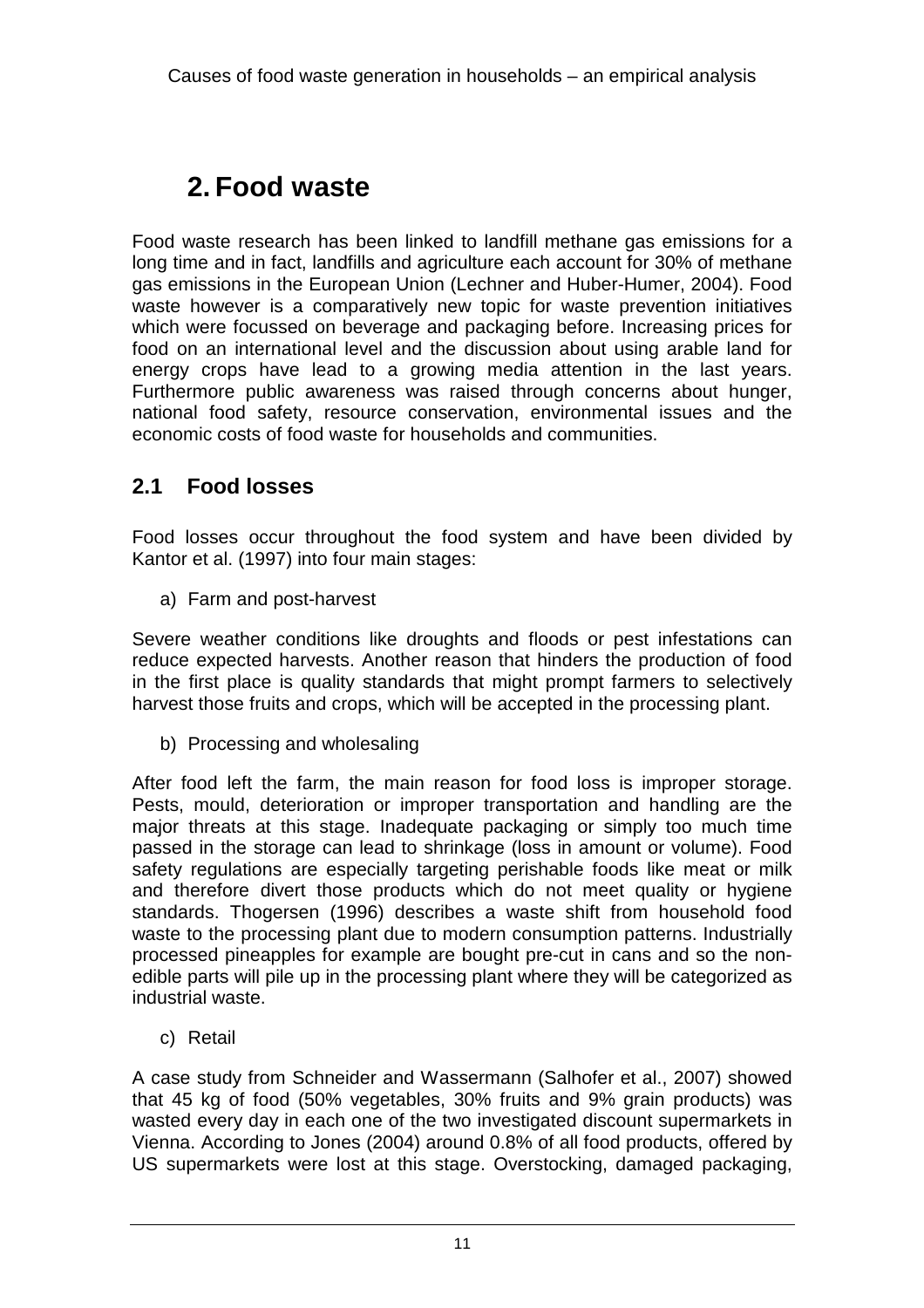# 2. Food waste

Food waste research has been linked to landfill methane gas emissions for a long time and in fact, landfills and agriculture each account for 30% of methane gas emissions in the European Union (Lechner and Huber-Humer, 2004). Food waste however is a comparatively new topic for waste prevention initiatives which were focussed on beverage and packaging before. Increasing prices for food on an international level and the discussion about using arable land for energy crops have lead to a growing media attention in the last years. Furthermore public awareness was raised through concerns about hunger, national food safety, resource conservation, environmental issues and the economic costs of food waste for households and communities.

## 2.1 Food losses

Food losses occur throughout the food system and have been divided by Kantor et al. (1997) into four main stages:

a) Farm and post-harvest

Severe weather conditions like droughts and floods or pest infestations can reduce expected harvests. Another reason that hinders the production of food in the first place is quality standards that might prompt farmers to selectively harvest those fruits and crops, which will be accepted in the processing plant.

b) Processing and wholesaling

After food left the farm, the main reason for food loss is improper storage. Pests, mould, deterioration or improper transportation and handling are the major threats at this stage. Inadequate packaging or simply too much time passed in the storage can lead to shrinkage (loss in amount or volume). Food safety regulations are especially targeting perishable foods like meat or milk and therefore divert those products which do not meet quality or hygiene standards. Thogersen (1996) describes a waste shift from household food waste to the processing plant due to modern consumption patterns. Industrially processed pineapples for example are bought pre-cut in cans and so the non-edible parts will pile up in the processing plant where they will be categorized as industrial waste.

c) Retail

A case study from Schneider and Wassermann (Salhofer et al., 2007) showed that 45 kg of food (50% vegetables, 30% fruits and 9% grain products) was wasted every day in each one of the two investigated discount supermarkets in Vienna. According to Jones (2004) around 0.8% of all food products, offered by US supermarkets were lost at this stage. Overstocking, damaged packaging,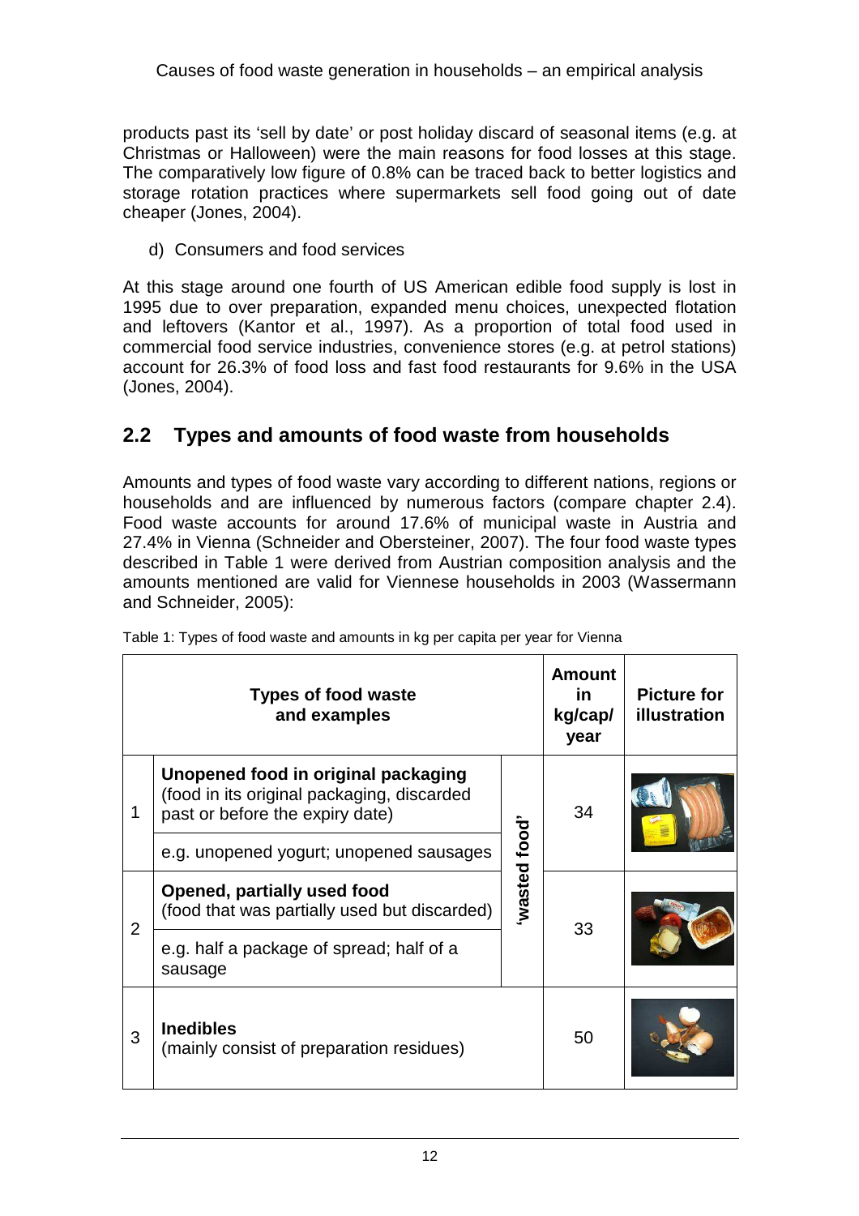products past its 'sell by date' or post holiday discard of seasonal items (e.g. at Christmas or Halloween) were the main reasons for food losses at this stage. The comparatively low figure of 0.8% can be traced back to better logistics and storage rotation practices where supermarkets sell food going out of date cheaper (Jones, 2004).

d) Consumers and food services

At this stage around one fourth of US American edible food supply is lost in 1995 due to over preparation, expanded menu choices, unexpected flotation and leftovers (Kantor et al., 1997). As a proportion of total food used in commercial food service industries, convenience stores (e.g. at petrol stations) account for 26.3% of food loss and fast food restaurants for 9.6% in the USA (Jones, 2004).

## 2.2 Types and amounts of food waste from households

Amounts and types of food waste vary according to different nations, regions or households and are influenced by numerous factors (compare chapter 2.4). Food waste accounts for around 17.6% of municipal waste in Austria and 27.4% in Vienna (Schneider and Obersteiner, 2007). The four food waste types described in Table 1 were derived from Austrian composition analysis and the amounts mentioned are valid for Viennese households in 2003 (Wassermann and Schneider, 2005):

Table 1: Types of food waste and amounts in kg per capita per year for Vienna

| | **Types of food waste and examples** | | **Amount in kg/cap/ year** | **Picture for illustration** |
|---|---|---|---|---|
| 1 | **Unopened food in original packaging** (food in its original packaging, discarded past or before the expiry date)<br>e.g. unopened yogurt; unopened sausages | 'wasted food' | 34 | |
| 2 | **Opened, partially used food** (food that was partially used but discarded)<br>e.g. half a package of spread; half of a sausage | 'wasted food' | 33 | |
| 3 | **Inedibles** (mainly consist of preparation residues) | | 50 | |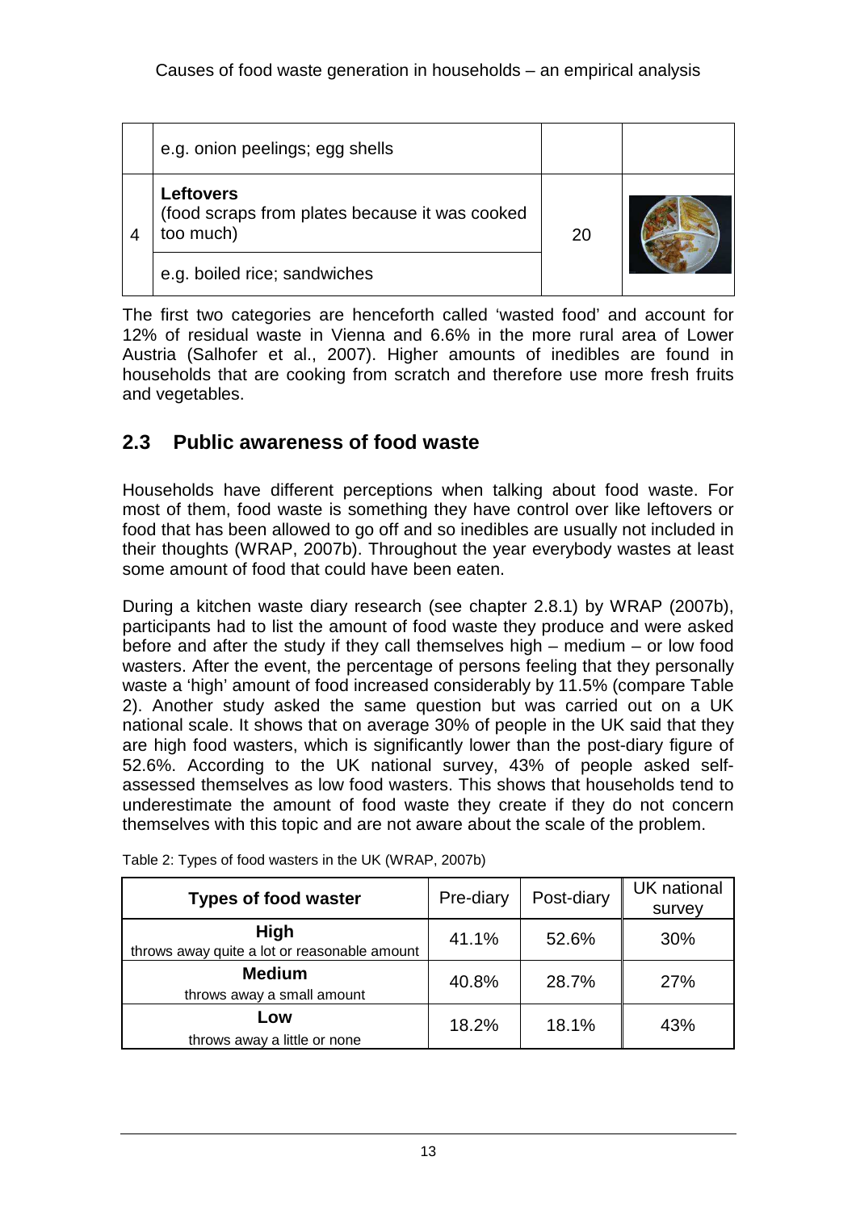| | e.g. onion peelings; egg shells | | |
|---|---|---|---|
| 4 | **Leftovers** (food scraps from plates because it was cooked too much) | 20 | |
| | e.g. boiled rice; sandwiches | | |

The first two categories are henceforth called 'wasted food' and account for 12% of residual waste in Vienna and 6.6% in the more rural area of Lower Austria (Salhofer et al., 2007). Higher amounts of inedibles are found in households that are cooking from scratch and therefore use more fresh fruits and vegetables.

## 2.3 Public awareness of food waste

Households have different perceptions when talking about food waste. For most of them, food waste is something they have control over like leftovers or food that has been allowed to go off and so inedibles are usually not included in their thoughts (WRAP, 2007b). Throughout the year everybody wastes at least some amount of food that could have been eaten.

During a kitchen waste diary research (see chapter 2.8.1) by WRAP (2007b), participants had to list the amount of food waste they produce and were asked before and after the study if they call themselves high – medium – or low food wasters. After the event, the percentage of persons feeling that they personally waste a 'high' amount of food increased considerably by 11.5% (compare Table 2). Another study asked the same question but was carried out on a UK national scale. It shows that on average 30% of people in the UK said that they are high food wasters, which is significantly lower than the post-diary figure of 52.6%. According to the UK national survey, 43% of people asked self-assessed themselves as low food wasters. This shows that households tend to underestimate the amount of food waste they create if they do not concern themselves with this topic and are not aware about the scale of the problem.

Table 2: Types of food wasters in the UK (WRAP, 2007b)

| Types of food waster | Pre-diary | Post-diary | UK national survey |
|---|---|---|---|
| **High** throws away quite a lot or reasonable amount | 41.1% | 52.6% | 30% |
| **Medium** throws away a small amount | 40.8% | 28.7% | 27% |
| **Low** throws away a little or none | 18.2% | 18.1% | 43% |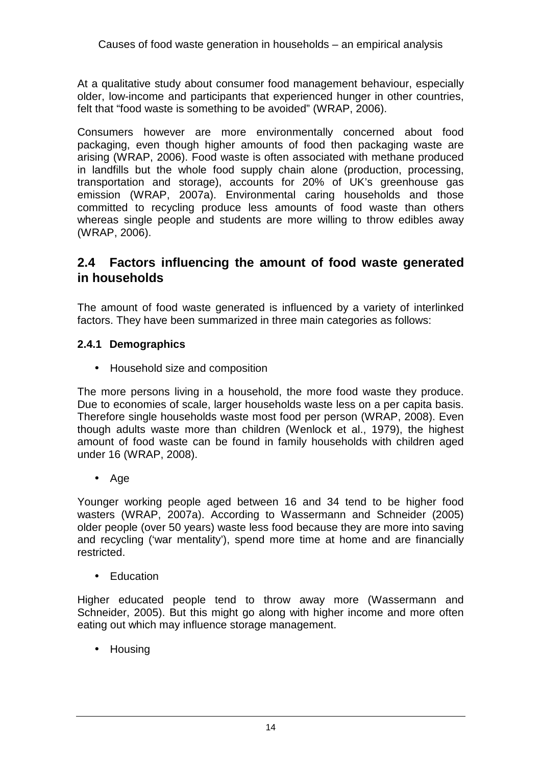At a qualitative study about consumer food management behaviour, especially older, low-income and participants that experienced hunger in other countries, felt that "food waste is something to be avoided" (WRAP, 2006).

Consumers however are more environmentally concerned about food packaging, even though higher amounts of food then packaging waste are arising (WRAP, 2006). Food waste is often associated with methane produced in landfills but the whole food supply chain alone (production, processing, transportation and storage), accounts for 20% of UK's greenhouse gas emission (WRAP, 2007a). Environmental caring households and those committed to recycling produce less amounts of food waste than others whereas single people and students are more willing to throw edibles away (WRAP, 2006).

## 2.4 Factors influencing the amount of food waste generated in households

The amount of food waste generated is influenced by a variety of interlinked factors. They have been summarized in three main categories as follows:

### 2.4.1 Demographics

- Household size and composition

The more persons living in a household, the more food waste they produce. Due to economies of scale, larger households waste less on a per capita basis. Therefore single households waste most food per person (WRAP, 2008). Even though adults waste more than children (Wenlock et al., 1979), the highest amount of food waste can be found in family households with children aged under 16 (WRAP, 2008).

- Age

Younger working people aged between 16 and 34 tend to be higher food wasters (WRAP, 2007a). According to Wassermann and Schneider (2005) older people (over 50 years) waste less food because they are more into saving and recycling ('war mentality'), spend more time at home and are financially restricted.

- Education

Higher educated people tend to throw away more (Wassermann and Schneider, 2005). But this might go along with higher income and more often eating out which may influence storage management.

- Housing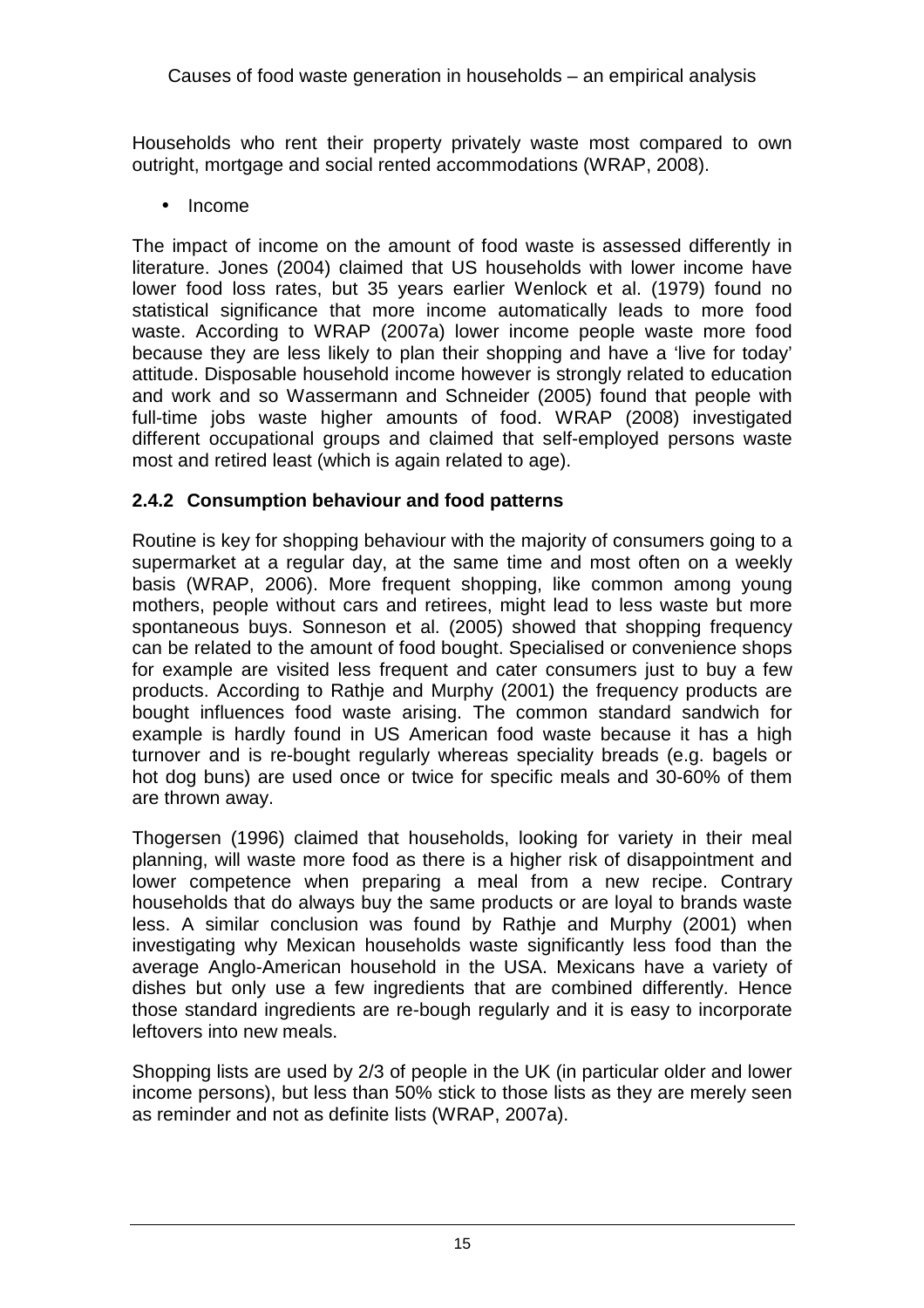Households who rent their property privately waste most compared to own outright, mortgage and social rented accommodations (WRAP, 2008).

- Income

The impact of income on the amount of food waste is assessed differently in literature. Jones (2004) claimed that US households with lower income have lower food loss rates, but 35 years earlier Wenlock et al. (1979) found no statistical significance that more income automatically leads to more food waste. According to WRAP (2007a) lower income people waste more food because they are less likely to plan their shopping and have a 'live for today' attitude. Disposable household income however is strongly related to education and work and so Wassermann and Schneider (2005) found that people with full-time jobs waste higher amounts of food. WRAP (2008) investigated different occupational groups and claimed that self-employed persons waste most and retired least (which is again related to age).

### 2.4.2 Consumption behaviour and food patterns

Routine is key for shopping behaviour with the majority of consumers going to a supermarket at a regular day, at the same time and most often on a weekly basis (WRAP, 2006). More frequent shopping, like common among young mothers, people without cars and retirees, might lead to less waste but more spontaneous buys. Sonneson et al. (2005) showed that shopping frequency can be related to the amount of food bought. Specialised or convenience shops for example are visited less frequent and cater consumers just to buy a few products. According to Rathje and Murphy (2001) the frequency products are bought influences food waste arising. The common standard sandwich for example is hardly found in US American food waste because it has a high turnover and is re-bought regularly whereas speciality breads (e.g. bagels or hot dog buns) are used once or twice for specific meals and 30-60% of them are thrown away.

Thogersen (1996) claimed that households, looking for variety in their meal planning, will waste more food as there is a higher risk of disappointment and lower competence when preparing a meal from a new recipe. Contrary households that do always buy the same products or are loyal to brands waste less. A similar conclusion was found by Rathje and Murphy (2001) when investigating why Mexican households waste significantly less food than the average Anglo-American household in the USA. Mexicans have a variety of dishes but only use a few ingredients that are combined differently. Hence those standard ingredients are re-bough regularly and it is easy to incorporate leftovers into new meals.

Shopping lists are used by 2/3 of people in the UK (in particular older and lower income persons), but less than 50% stick to those lists as they are merely seen as reminder and not as definite lists (WRAP, 2007a).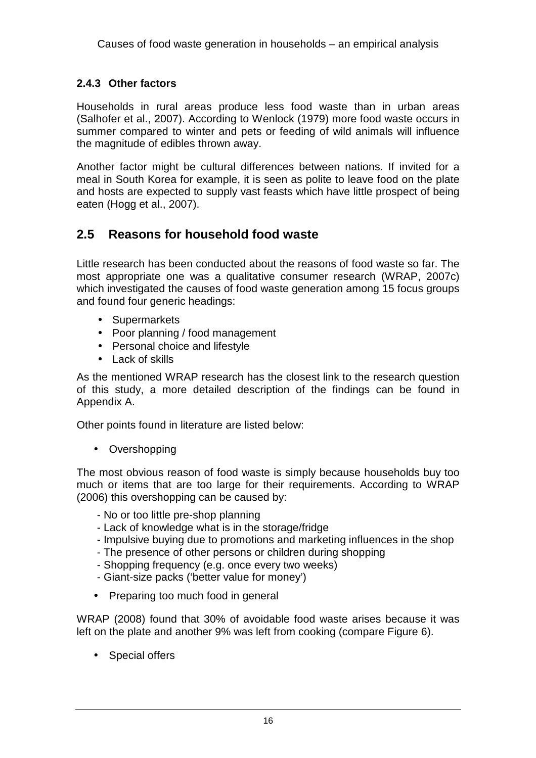### 2.4.3 Other factors

Households in rural areas produce less food waste than in urban areas (Salhofer et al., 2007). According to Wenlock (1979) more food waste occurs in summer compared to winter and pets or feeding of wild animals will influence the magnitude of edibles thrown away.

Another factor might be cultural differences between nations. If invited for a meal in South Korea for example, it is seen as polite to leave food on the plate and hosts are expected to supply vast feasts which have little prospect of being eaten (Hogg et al., 2007).

## 2.5 Reasons for household food waste

Little research has been conducted about the reasons of food waste so far. The most appropriate one was a qualitative consumer research (WRAP, 2007c) which investigated the causes of food waste generation among 15 focus groups and found four generic headings:

- Supermarkets
- Poor planning / food management
- Personal choice and lifestyle
- Lack of skills

As the mentioned WRAP research has the closest link to the research question of this study, a more detailed description of the findings can be found in Appendix A.

Other points found in literature are listed below:

- Overshopping

The most obvious reason of food waste is simply because households buy too much or items that are too large for their requirements. According to WRAP (2006) this overshopping can be caused by:

- No or too little pre-shop planning
- Lack of knowledge what is in the storage/fridge
- Impulsive buying due to promotions and marketing influences in the shop
- The presence of other persons or children during shopping
- Shopping frequency (e.g. once every two weeks)
- Giant-size packs ('better value for money')

- Preparing too much food in general

WRAP (2008) found that 30% of avoidable food waste arises because it was left on the plate and another 9% was left from cooking (compare Figure 6).

- Special offers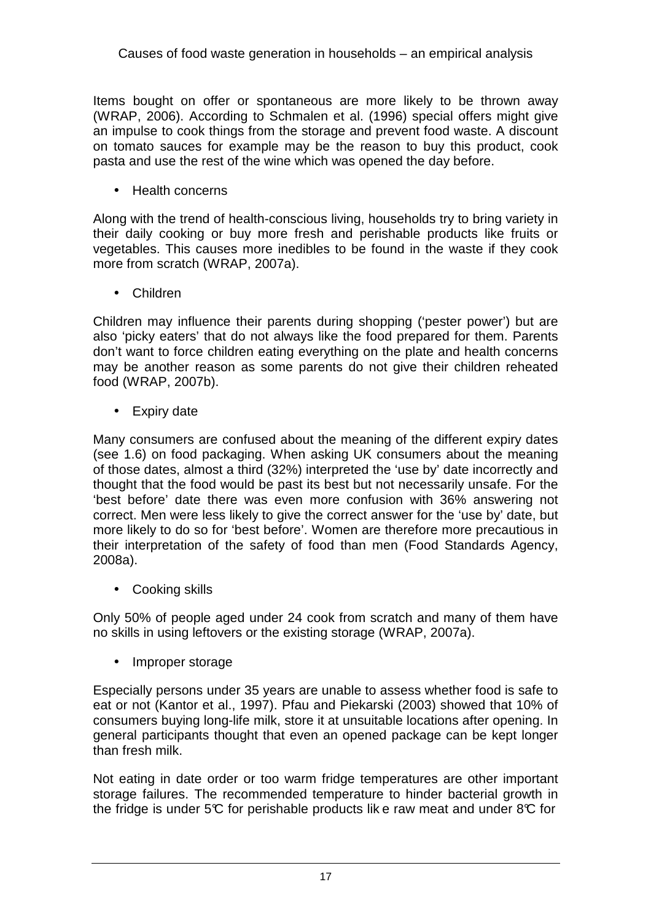Items bought on offer or spontaneous are more likely to be thrown away (WRAP, 2006). According to Schmalen et al. (1996) special offers might give an impulse to cook things from the storage and prevent food waste. A discount on tomato sauces for example may be the reason to buy this product, cook pasta and use the rest of the wine which was opened the day before.

- Health concerns

Along with the trend of health-conscious living, households try to bring variety in their daily cooking or buy more fresh and perishable products like fruits or vegetables. This causes more inedibles to be found in the waste if they cook more from scratch (WRAP, 2007a).

- Children

Children may influence their parents during shopping ('pester power') but are also 'picky eaters' that do not always like the food prepared for them. Parents don't want to force children eating everything on the plate and health concerns may be another reason as some parents do not give their children reheated food (WRAP, 2007b).

- Expiry date

Many consumers are confused about the meaning of the different expiry dates (see 1.6) on food packaging. When asking UK consumers about the meaning of those dates, almost a third (32%) interpreted the 'use by' date incorrectly and thought that the food would be past its best but not necessarily unsafe. For the 'best before' date there was even more confusion with 36% answering not correct. Men were less likely to give the correct answer for the 'use by' date, but more likely to do so for 'best before'. Women are therefore more precautious in their interpretation of the safety of food than men (Food Standards Agency, 2008a).

- Cooking skills

Only 50% of people aged under 24 cook from scratch and many of them have no skills in using leftovers or the existing storage (WRAP, 2007a).

- Improper storage

Especially persons under 35 years are unable to assess whether food is safe to eat or not (Kantor et al., 1997). Pfau and Piekarski (2003) showed that 10% of consumers buying long-life milk, store it at unsuitable locations after opening. In general participants thought that even an opened package can be kept longer than fresh milk.

Not eating in date order or too warm fridge temperatures are other important storage failures. The recommended temperature to hinder bacterial growth in the fridge is under 5°C for perishable products like raw meat and under 8°C for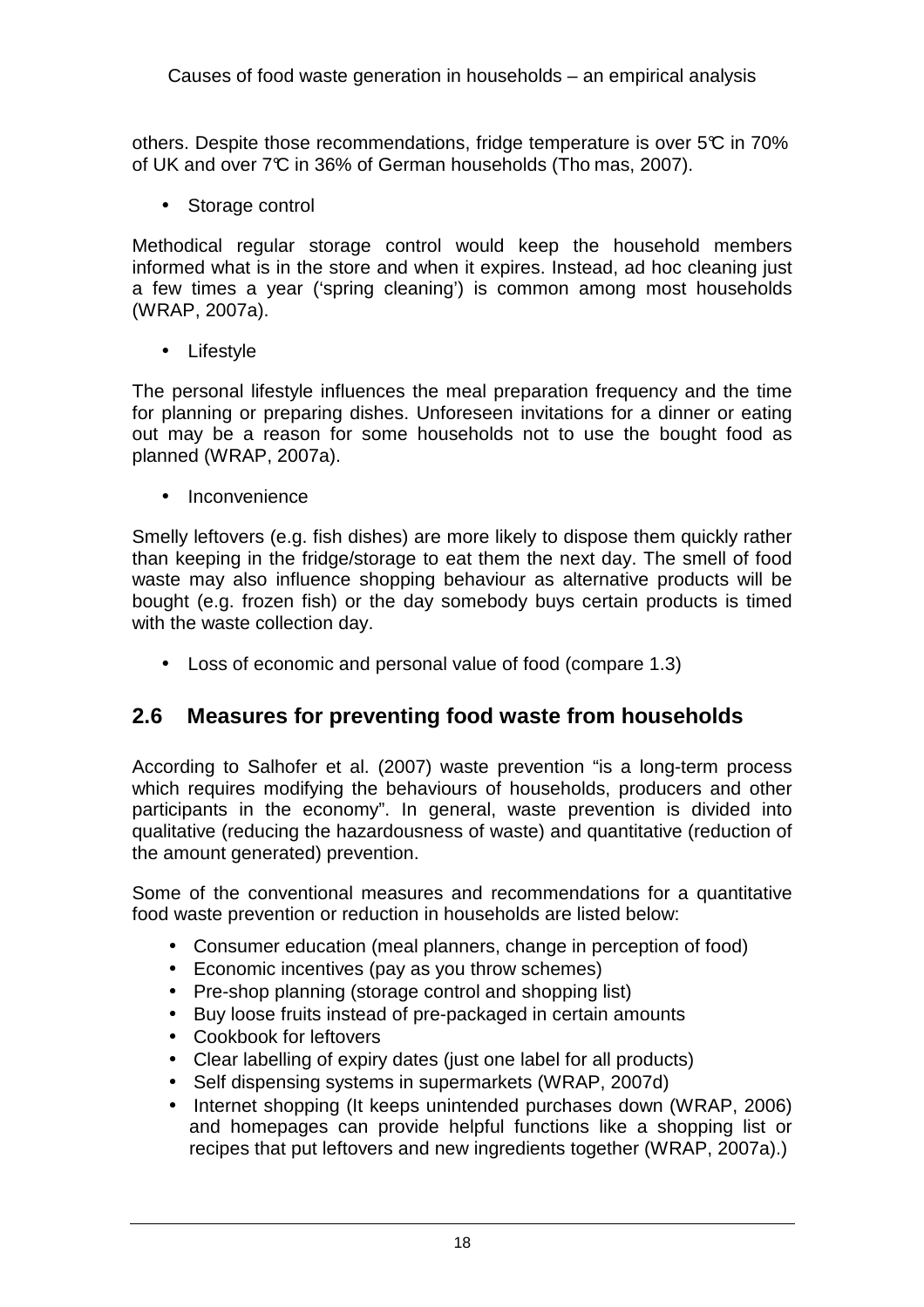others. Despite those recommendations, fridge temperature is over 5℃ in 70% of UK and over 7℃ in 36% of German households (Thomas, 2007).

- Storage control

Methodical regular storage control would keep the household members informed what is in the store and when it expires. Instead, ad hoc cleaning just a few times a year ('spring cleaning') is common among most households (WRAP, 2007a).

- Lifestyle

The personal lifestyle influences the meal preparation frequency and the time for planning or preparing dishes. Unforeseen invitations for a dinner or eating out may be a reason for some households not to use the bought food as planned (WRAP, 2007a).

- Inconvenience

Smelly leftovers (e.g. fish dishes) are more likely to dispose them quickly rather than keeping in the fridge/storage to eat them the next day. The smell of food waste may also influence shopping behaviour as alternative products will be bought (e.g. frozen fish) or the day somebody buys certain products is timed with the waste collection day.

- Loss of economic and personal value of food (compare 1.3)

## 2.6 Measures for preventing food waste from households

According to Salhofer et al. (2007) waste prevention "is a long-term process which requires modifying the behaviours of households, producers and other participants in the economy". In general, waste prevention is divided into qualitative (reducing the hazardousness of waste) and quantitative (reduction of the amount generated) prevention.

Some of the conventional measures and recommendations for a quantitative food waste prevention or reduction in households are listed below:

- Consumer education (meal planners, change in perception of food)
- Economic incentives (pay as you throw schemes)
- Pre-shop planning (storage control and shopping list)
- Buy loose fruits instead of pre-packaged in certain amounts
- Cookbook for leftovers
- Clear labelling of expiry dates (just one label for all products)
- Self dispensing systems in supermarkets (WRAP, 2007d)
- Internet shopping (It keeps unintended purchases down (WRAP, 2006) and homepages can provide helpful functions like a shopping list or recipes that put leftovers and new ingredients together (WRAP, 2007a).)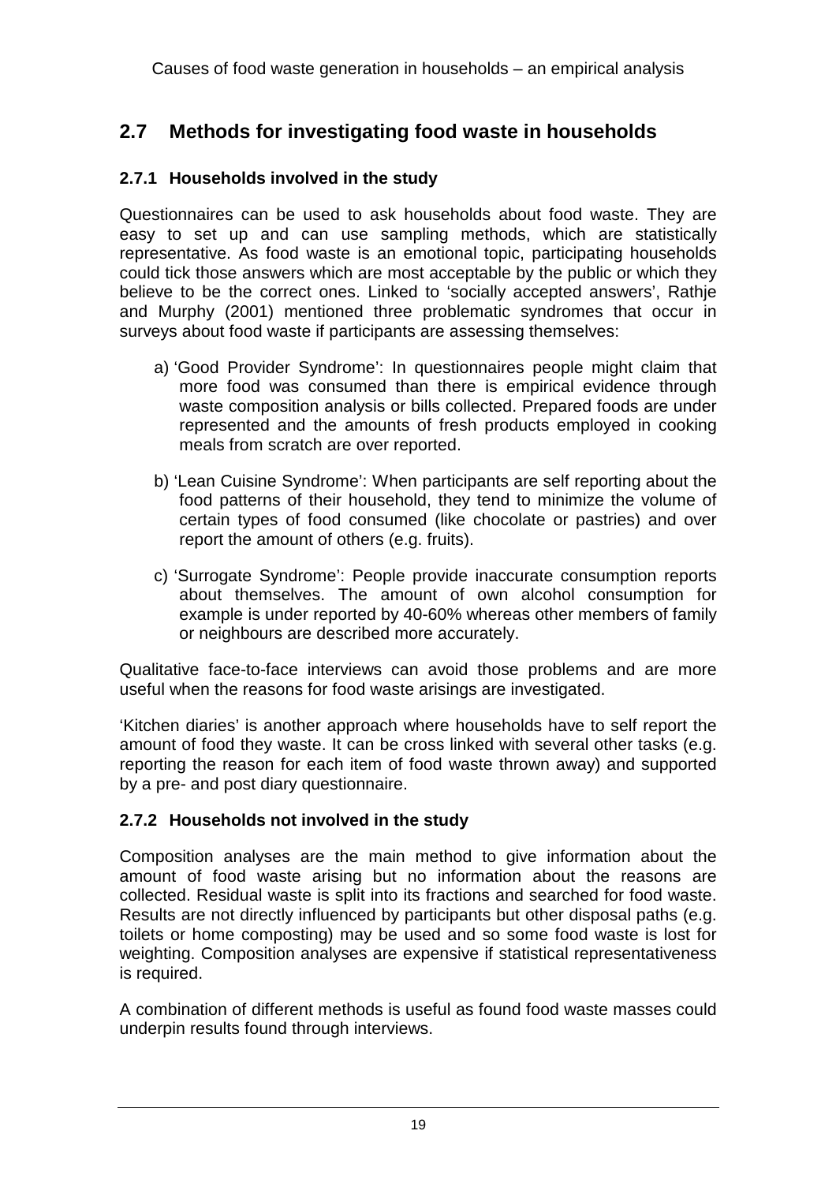## 2.7 Methods for investigating food waste in households

### 2.7.1 Households involved in the study

Questionnaires can be used to ask households about food waste. They are easy to set up and can use sampling methods, which are statistically representative. As food waste is an emotional topic, participating households could tick those answers which are most acceptable by the public or which they believe to be the correct ones. Linked to 'socially accepted answers', Rathje and Murphy (2001) mentioned three problematic syndromes that occur in surveys about food waste if participants are assessing themselves:

a) 'Good Provider Syndrome': In questionnaires people might claim that more food was consumed than there is empirical evidence through waste composition analysis or bills collected. Prepared foods are under represented and the amounts of fresh products employed in cooking meals from scratch are over reported.

b) 'Lean Cuisine Syndrome': When participants are self reporting about the food patterns of their household, they tend to minimize the volume of certain types of food consumed (like chocolate or pastries) and over report the amount of others (e.g. fruits).

c) 'Surrogate Syndrome': People provide inaccurate consumption reports about themselves. The amount of own alcohol consumption for example is under reported by 40-60% whereas other members of family or neighbours are described more accurately.

Qualitative face-to-face interviews can avoid those problems and are more useful when the reasons for food waste arisings are investigated.

'Kitchen diaries' is another approach where households have to self report the amount of food they waste. It can be cross linked with several other tasks (e.g. reporting the reason for each item of food waste thrown away) and supported by a pre- and post diary questionnaire.

### 2.7.2 Households not involved in the study

Composition analyses are the main method to give information about the amount of food waste arising but no information about the reasons are collected. Residual waste is split into its fractions and searched for food waste. Results are not directly influenced by participants but other disposal paths (e.g. toilets or home composting) may be used and so some food waste is lost for weighting. Composition analyses are expensive if statistical representativeness is required.

A combination of different methods is useful as found food waste masses could underpin results found through interviews.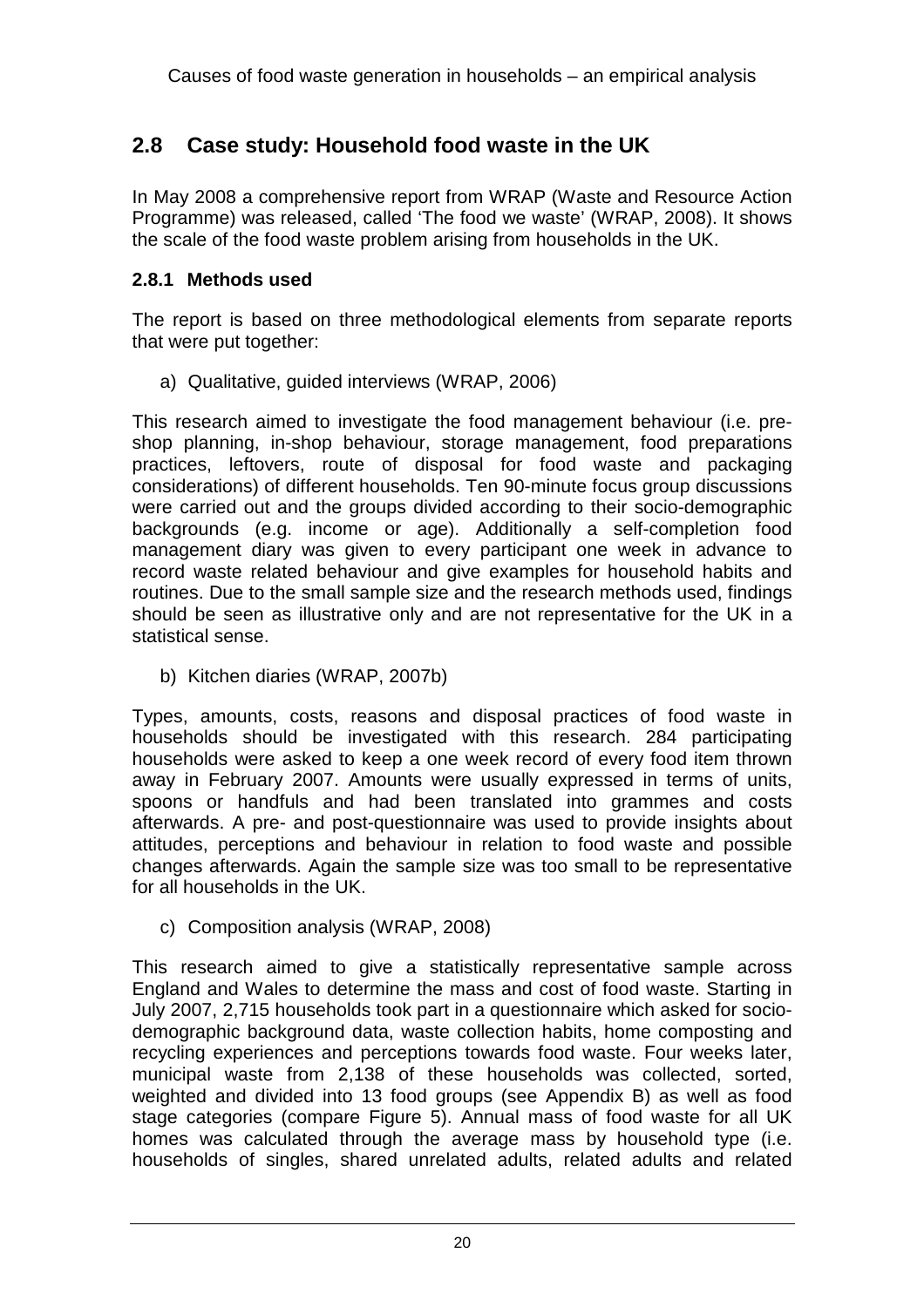## 2.8 Case study: Household food waste in the UK

In May 2008 a comprehensive report from WRAP (Waste and Resource Action Programme) was released, called 'The food we waste' (WRAP, 2008). It shows the scale of the food waste problem arising from households in the UK.

### 2.8.1 Methods used

The report is based on three methodological elements from separate reports that were put together:

a) Qualitative, guided interviews (WRAP, 2006)

This research aimed to investigate the food management behaviour (i.e. pre-shop planning, in-shop behaviour, storage management, food preparations practices, leftovers, route of disposal for food waste and packaging considerations) of different households. Ten 90-minute focus group discussions were carried out and the groups divided according to their socio-demographic backgrounds (e.g. income or age). Additionally a self-completion food management diary was given to every participant one week in advance to record waste related behaviour and give examples for household habits and routines. Due to the small sample size and the research methods used, findings should be seen as illustrative only and are not representative for the UK in a statistical sense.

b) Kitchen diaries (WRAP, 2007b)

Types, amounts, costs, reasons and disposal practices of food waste in households should be investigated with this research. 284 participating households were asked to keep a one week record of every food item thrown away in February 2007. Amounts were usually expressed in terms of units, spoons or handfuls and had been translated into grammes and costs afterwards. A pre- and post-questionnaire was used to provide insights about attitudes, perceptions and behaviour in relation to food waste and possible changes afterwards. Again the sample size was too small to be representative for all households in the UK.

c) Composition analysis (WRAP, 2008)

This research aimed to give a statistically representative sample across England and Wales to determine the mass and cost of food waste. Starting in July 2007, 2,715 households took part in a questionnaire which asked for socio-demographic background data, waste collection habits, home composting and recycling experiences and perceptions towards food waste. Four weeks later, municipal waste from 2,138 of these households was collected, sorted, weighted and divided into 13 food groups (see Appendix B) as well as food stage categories (compare Figure 5). Annual mass of food waste for all UK homes was calculated through the average mass by household type (i.e. households of singles, shared unrelated adults, related adults and related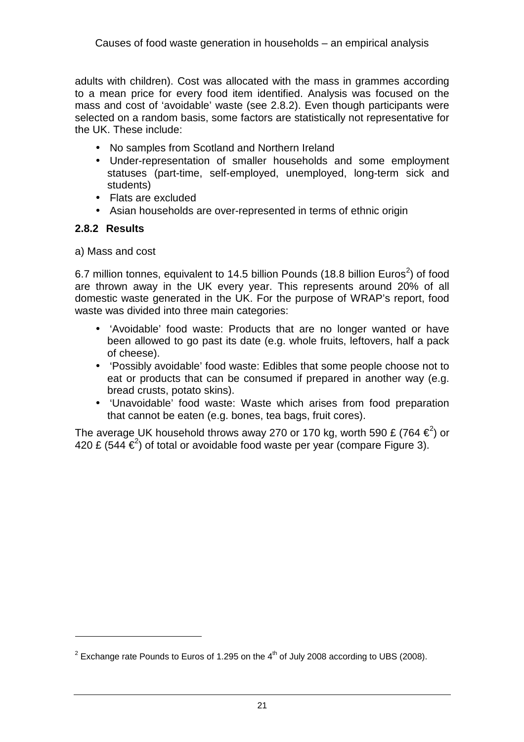adults with children). Cost was allocated with the mass in grammes according to a mean price for every food item identified. Analysis was focused on the mass and cost of 'avoidable' waste (see 2.8.2). Even though participants were selected on a random basis, some factors are statistically not representative for the UK. These include:

- No samples from Scotland and Northern Ireland
- Under-representation of smaller households and some employment statuses (part-time, self-employed, unemployed, long-term sick and students)
- Flats are excluded
- Asian households are over-represented in terms of ethnic origin

### 2.8.2 Results

a) Mass and cost

6.7 million tonnes, equivalent to 14.5 billion Pounds (18.8 billion Euros[2]) of food are thrown away in the UK every year. This represents around 20% of all domestic waste generated in the UK. For the purpose of WRAP's report, food waste was divided into three main categories:

- 'Avoidable' food waste: Products that are no longer wanted or have been allowed to go past its date (e.g. whole fruits, leftovers, half a pack of cheese).
- 'Possibly avoidable' food waste: Edibles that some people choose not to eat or products that can be consumed if prepared in another way (e.g. bread crusts, potato skins).
- 'Unavoidable' food waste: Waste which arises from food preparation that cannot be eaten (e.g. bones, tea bags, fruit cores).

The average UK household throws away 270 or 170 kg, worth 590 £ (764 €[2]) or 420 £ (544 €[2]) of total or avoidable food waste per year (compare Figure 3).

---

[2] Exchange rate Pounds to Euros of 1.295 on the 4th of July 2008 according to UBS (2008).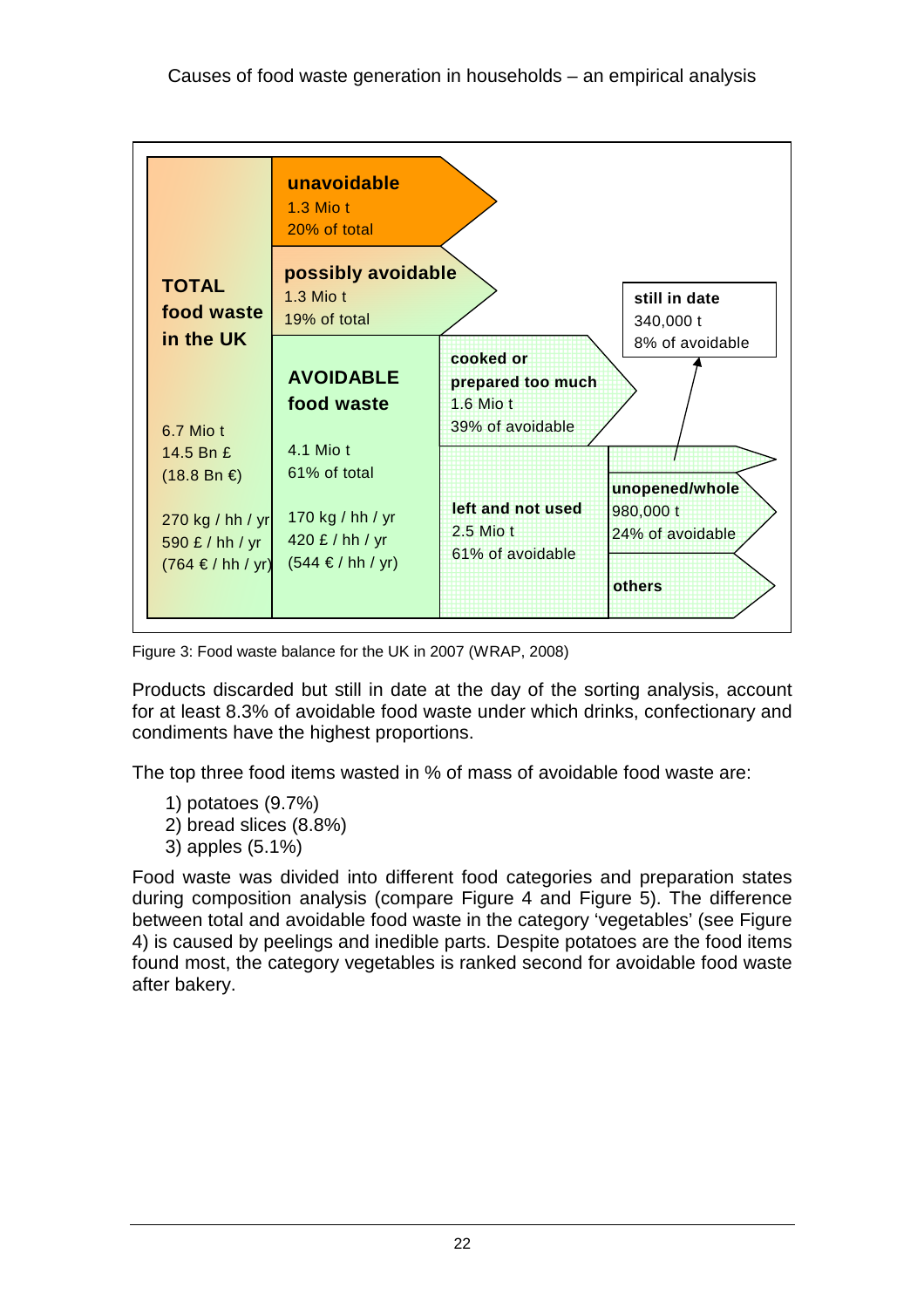| TOTAL food waste in the UK | unavoidable<br>1.3 Mio t<br>20% of total | | | |
|---|---|---|---|---|
| | possibly avoidable<br>1.3 Mio t<br>19% of total | | | still in date<br>340,000 t<br>8% of avoidable |
| 6.7 Mio t<br>14.5 Bn £<br>(18.8 Bn €)<br><br>270 kg / hh / yr<br>590 £ / hh / yr<br>(764 € / hh / yr) | AVOIDABLE food waste<br><br>4.1 Mio t<br>61% of total<br><br>170 kg / hh / yr<br>420 £ / hh / yr<br>(544 € / hh / yr) | cooked or prepared too much<br>1.6 Mio t<br>39% of avoidable | | |
| | | left and not used<br>2.5 Mio t<br>61% of avoidable | unopened/whole<br>980,000 t<br>24% of avoidable | |
| | | | others | |

Figure 3: Food waste balance for the UK in 2007 (WRAP, 2008)

Products discarded but still in date at the day of the sorting analysis, account for at least 8.3% of avoidable food waste under which drinks, confectionary and condiments have the highest proportions.

The top three food items wasted in % of mass of avoidable food waste are:

1) potatoes (9.7%)
2) bread slices (8.8%)
3) apples (5.1%)

Food waste was divided into different food categories and preparation states during composition analysis (compare Figure 4 and Figure 5). The difference between total and avoidable food waste in the category 'vegetables' (see Figure 4) is caused by peelings and inedible parts. Despite potatoes are the food items found most, the category vegetables is ranked second for avoidable food waste after bakery.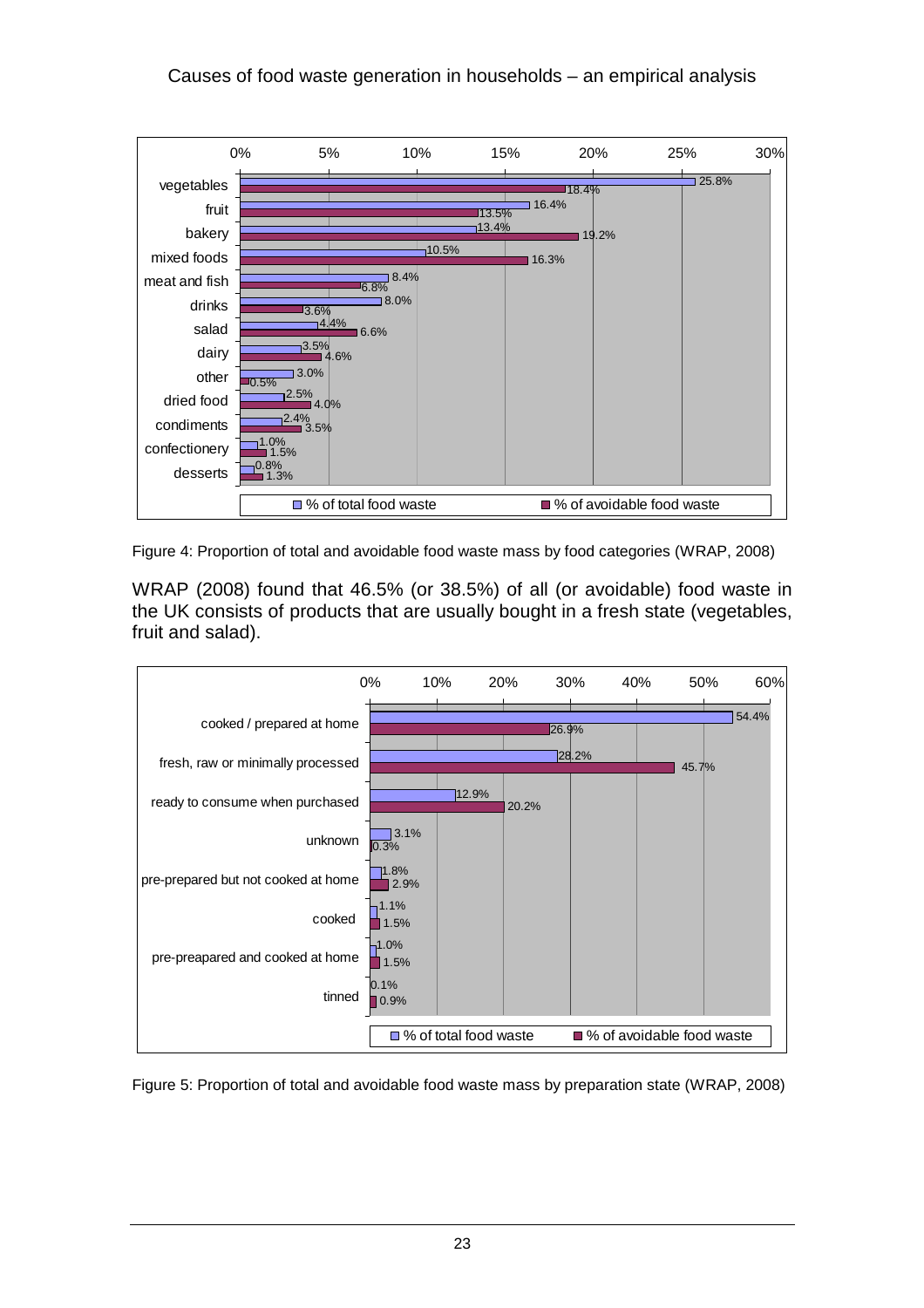| Food category | % of total food waste | % of avoidable food waste |
| --- | --- | --- |
| vegetables | 25.8% | 18.4% |
| fruit | 16.4% | 13.5% |
| bakery | 13.4% | 19.2% |
| mixed foods | 10.5% | 16.3% |
| meat and fish | 8.4% | 6.8% |
| drinks | 8.0% | 3.6% |
| salad | 4.4% | 6.6% |
| dairy | 3.5% | 4.6% |
| other | 3.0% | 0.5% |
| dried food | 2.5% | 4.0% |
| condiments | 2.4% | 3.5% |
| confectionery | 1.0% | 1.5% |
| desserts | 0.8% | 1.3% |

Figure 4: Proportion of total and avoidable food waste mass by food categories (WRAP, 2008)

WRAP (2008) found that 46.5% (or 38.5%) of all (or avoidable) food waste in the UK consists of products that are usually bought in a fresh state (vegetables, fruit and salad).

| Preparation state | % of total food waste | % of avoidable food waste |
| --- | --- | --- |
| cooked / prepared at home | 54.4% | 26.9% |
| fresh, raw or minimally processed | 28.2% | 45.7% |
| ready to consume when purchased | 12.9% | 20.2% |
| unknown | 3.1% | 0.3% |
| pre-prepared but not cooked at home | 1.8% | 2.9% |
| cooked | 1.1% | 1.5% |
| pre-preapared and cooked at home | 1.0% | 1.5% |
| tinned | 0.1% | 0.9% |

Figure 5: Proportion of total and avoidable food waste mass by preparation state (WRAP, 2008)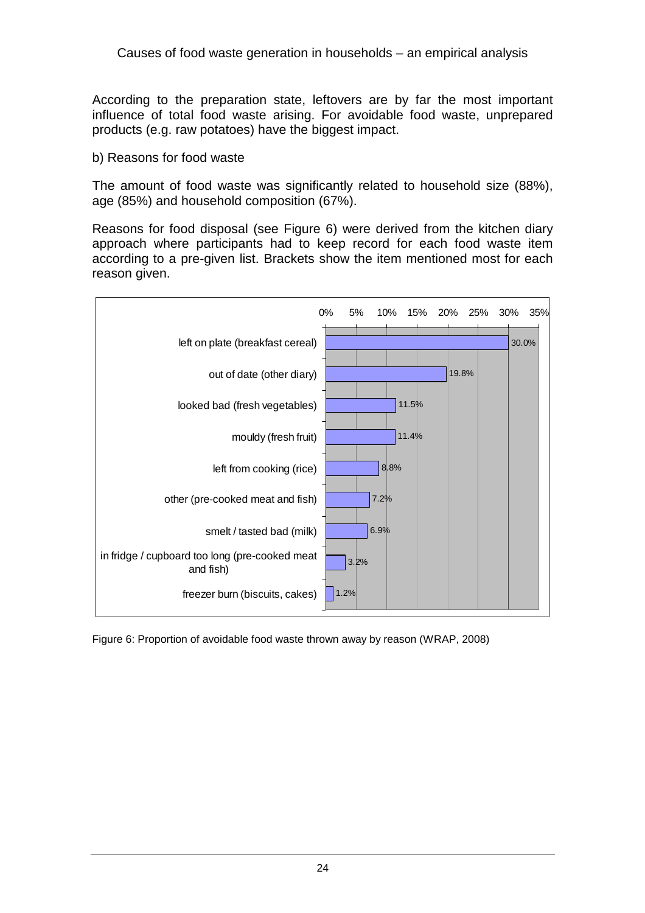According to the preparation state, leftovers are by far the most important influence of total food waste arising. For avoidable food waste, unprepared products (e.g. raw potatoes) have the biggest impact.

b) Reasons for food waste

The amount of food waste was significantly related to household size (88%), age (85%) and household composition (67%).

Reasons for food disposal (see Figure 6) were derived from the kitchen diary approach where participants had to keep record for each food waste item according to a pre-given list. Brackets show the item mentioned most for each reason given.

| Reason | Proportion |
|---|---|
| left on plate (breakfast cereal) | 30.0% |
| out of date (other diary) | 19.8% |
| looked bad (fresh vegetables) | 11.5% |
| mouldy (fresh fruit) | 11.4% |
| left from cooking (rice) | 8.8% |
| other (pre-cooked meat and fish) | 7.2% |
| smelt / tasted bad (milk) | 6.9% |
| in fridge / cupboard too long (pre-cooked meat and fish) | 3.2% |
| freezer burn (biscuits, cakes) | 1.2% |

Figure 6: Proportion of avoidable food waste thrown away by reason (WRAP, 2008)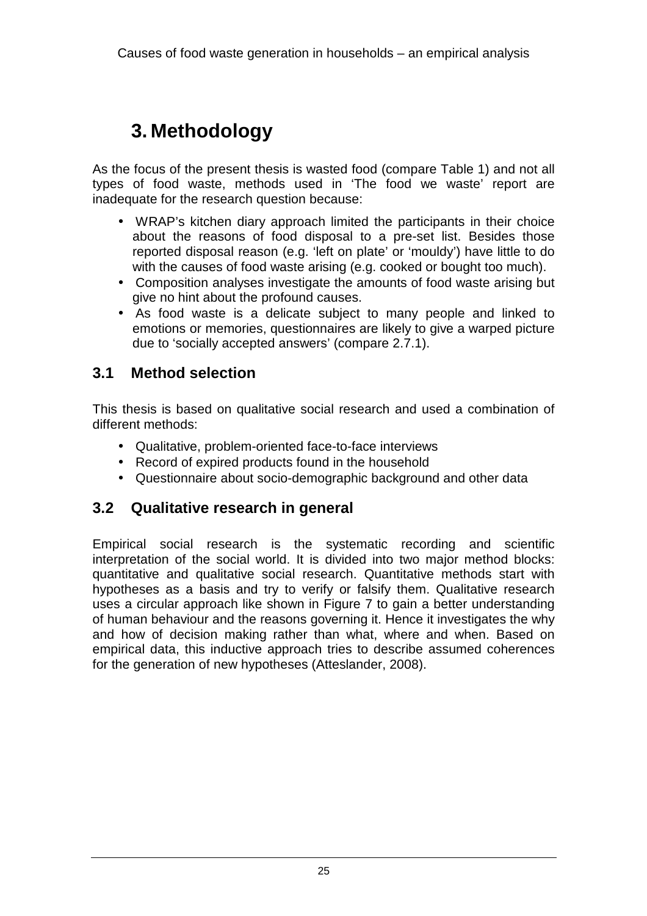# 3. Methodology

As the focus of the present thesis is wasted food (compare Table 1) and not all types of food waste, methods used in 'The food we waste' report are inadequate for the research question because:

- WRAP's kitchen diary approach limited the participants in their choice about the reasons of food disposal to a pre-set list. Besides those reported disposal reason (e.g. 'left on plate' or 'mouldy') have little to do with the causes of food waste arising (e.g. cooked or bought too much).
- Composition analyses investigate the amounts of food waste arising but give no hint about the profound causes.
- As food waste is a delicate subject to many people and linked to emotions or memories, questionnaires are likely to give a warped picture due to 'socially accepted answers' (compare 2.7.1).

## 3.1 Method selection

This thesis is based on qualitative social research and used a combination of different methods:

- Qualitative, problem-oriented face-to-face interviews
- Record of expired products found in the household
- Questionnaire about socio-demographic background and other data

## 3.2 Qualitative research in general

Empirical social research is the systematic recording and scientific interpretation of the social world. It is divided into two major method blocks: quantitative and qualitative social research. Quantitative methods start with hypotheses as a basis and try to verify or falsify them. Qualitative research uses a circular approach like shown in Figure 7 to gain a better understanding of human behaviour and the reasons governing it. Hence it investigates the why and how of decision making rather than what, where and when. Based on empirical data, this inductive approach tries to describe assumed coherences for the generation of new hypotheses (Atteslander, 2008).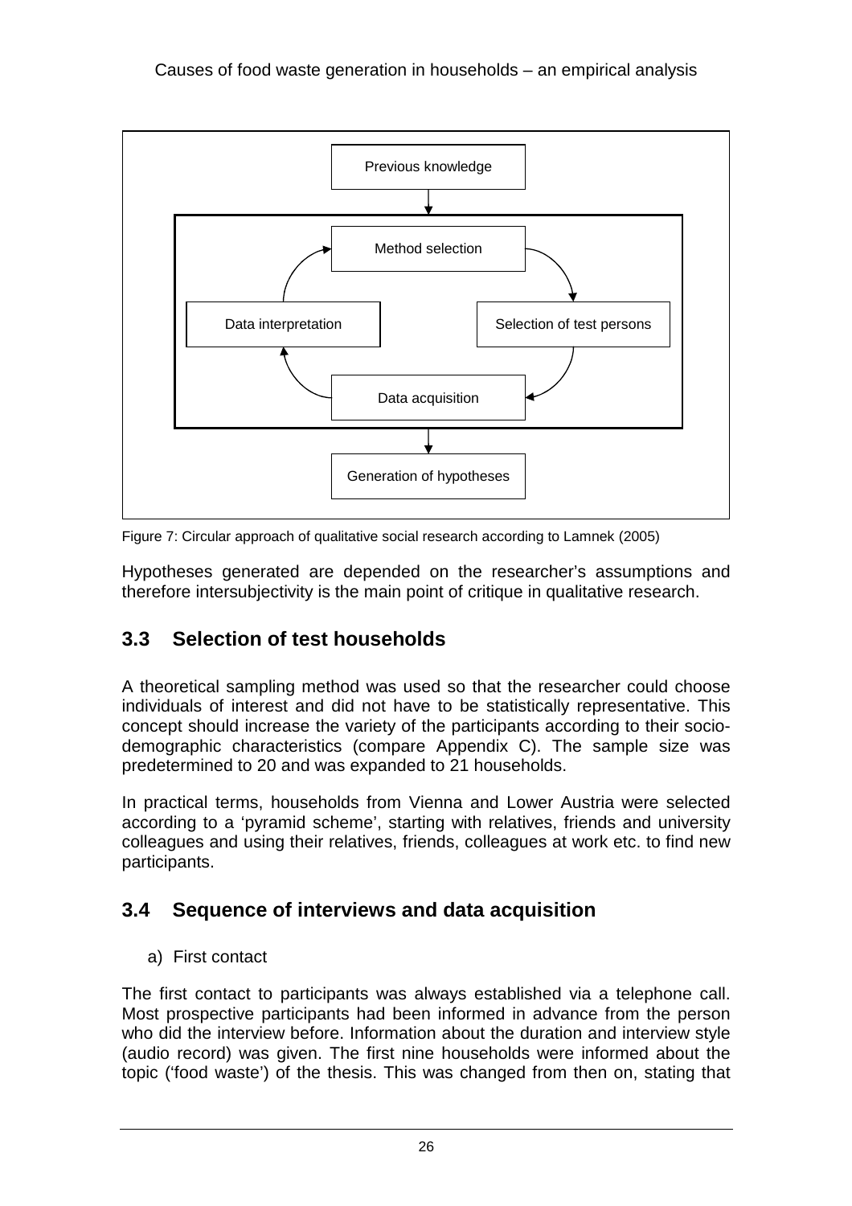Previous knowledge

Method selection

Selection of test persons

Data acquisition

Data interpretation

Generation of hypotheses

Figure 7: Circular approach of qualitative social research according to Lamnek (2005)

Hypotheses generated are depended on the researcher's assumptions and therefore intersubjectivity is the main point of critique in qualitative research.

## 3.3 Selection of test households

A theoretical sampling method was used so that the researcher could choose individuals of interest and did not have to be statistically representative. This concept should increase the variety of the participants according to their socio-demographic characteristics (compare Appendix C). The sample size was predetermined to 20 and was expanded to 21 households.

In practical terms, households from Vienna and Lower Austria were selected according to a 'pyramid scheme', starting with relatives, friends and university colleagues and using their relatives, friends, colleagues at work etc. to find new participants.

## 3.4 Sequence of interviews and data acquisition

a) First contact

The first contact to participants was always established via a telephone call. Most prospective participants had been informed in advance from the person who did the interview before. Information about the duration and interview style (audio record) was given. The first nine households were informed about the topic ('food waste') of the thesis. This was changed from then on, stating that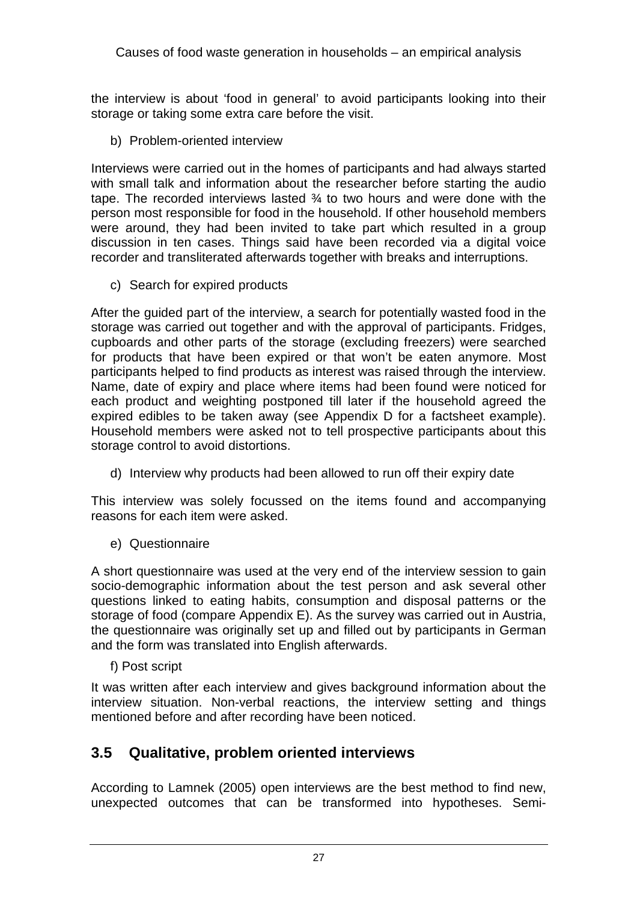the interview is about 'food in general' to avoid participants looking into their storage or taking some extra care before the visit.

b) Problem-oriented interview

Interviews were carried out in the homes of participants and had always started with small talk and information about the researcher before starting the audio tape. The recorded interviews lasted ¾ to two hours and were done with the person most responsible for food in the household. If other household members were around, they had been invited to take part which resulted in a group discussion in ten cases. Things said have been recorded via a digital voice recorder and transliterated afterwards together with breaks and interruptions.

c) Search for expired products

After the guided part of the interview, a search for potentially wasted food in the storage was carried out together and with the approval of participants. Fridges, cupboards and other parts of the storage (excluding freezers) were searched for products that have been expired or that won't be eaten anymore. Most participants helped to find products as interest was raised through the interview. Name, date of expiry and place where items had been found were noticed for each product and weighting postponed till later if the household agreed the expired edibles to be taken away (see Appendix D for a factsheet example). Household members were asked not to tell prospective participants about this storage control to avoid distortions.

d) Interview why products had been allowed to run off their expiry date

This interview was solely focussed on the items found and accompanying reasons for each item were asked.

e) Questionnaire

A short questionnaire was used at the very end of the interview session to gain socio-demographic information about the test person and ask several other questions linked to eating habits, consumption and disposal patterns or the storage of food (compare Appendix E). As the survey was carried out in Austria, the questionnaire was originally set up and filled out by participants in German and the form was translated into English afterwards.

f) Post script

It was written after each interview and gives background information about the interview situation. Non-verbal reactions, the interview setting and things mentioned before and after recording have been noticed.

## 3.5 Qualitative, problem oriented interviews

According to Lamnek (2005) open interviews are the best method to find new, unexpected outcomes that can be transformed into hypotheses. Semi-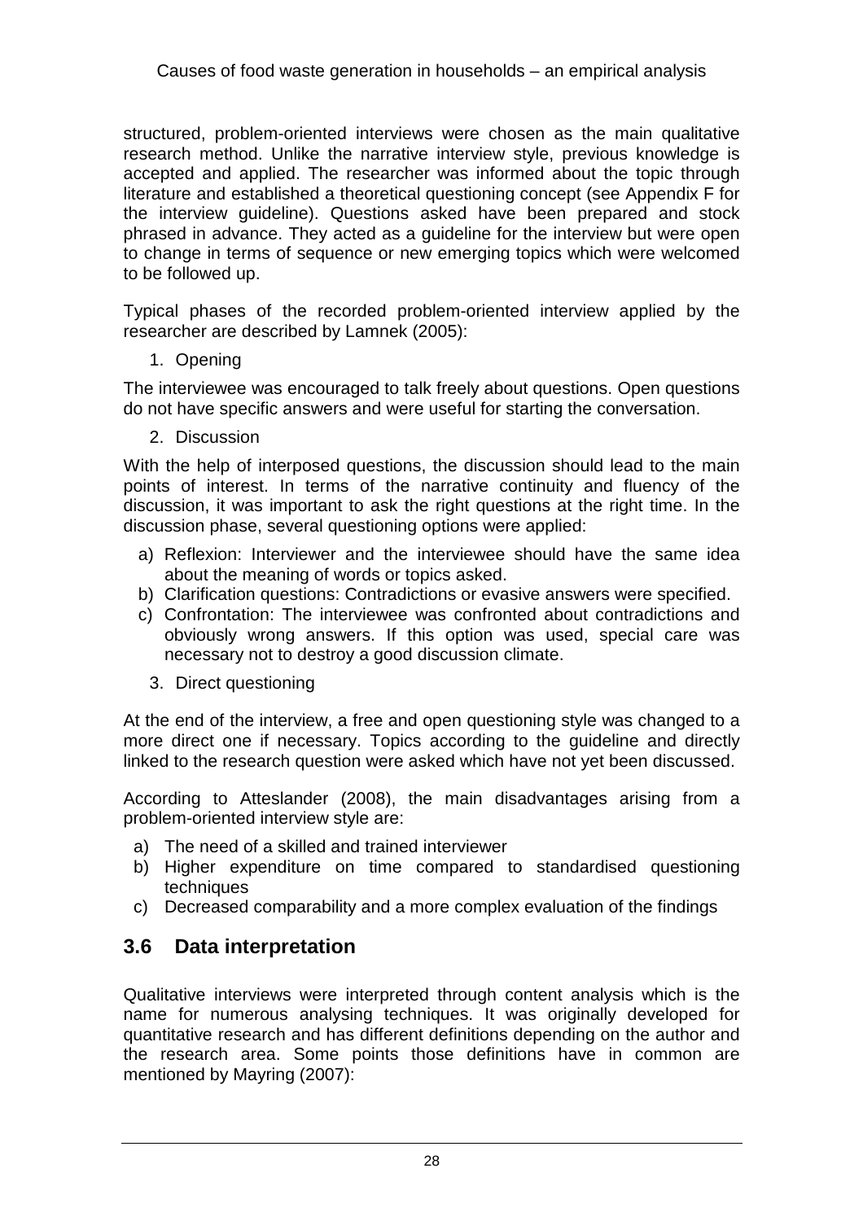structured, problem-oriented interviews were chosen as the main qualitative research method. Unlike the narrative interview style, previous knowledge is accepted and applied. The researcher was informed about the topic through literature and established a theoretical questioning concept (see Appendix F for the interview guideline). Questions asked have been prepared and stock phrased in advance. They acted as a guideline for the interview but were open to change in terms of sequence or new emerging topics which were welcomed to be followed up.

Typical phases of the recorded problem-oriented interview applied by the researcher are described by Lamnek (2005):

1. Opening

The interviewee was encouraged to talk freely about questions. Open questions do not have specific answers and were useful for starting the conversation.

2. Discussion

With the help of interposed questions, the discussion should lead to the main points of interest. In terms of the narrative continuity and fluency of the discussion, it was important to ask the right questions at the right time. In the discussion phase, several questioning options were applied:

a) Reflexion: Interviewer and the interviewee should have the same idea about the meaning of words or topics asked.
b) Clarification questions: Contradictions or evasive answers were specified.
c) Confrontation: The interviewee was confronted about contradictions and obviously wrong answers. If this option was used, special care was necessary not to destroy a good discussion climate.

3. Direct questioning

At the end of the interview, a free and open questioning style was changed to a more direct one if necessary. Topics according to the guideline and directly linked to the research question were asked which have not yet been discussed.

According to Atteslander (2008), the main disadvantages arising from a problem-oriented interview style are:

a) The need of a skilled and trained interviewer
b) Higher expenditure on time compared to standardised questioning techniques
c) Decreased comparability and a more complex evaluation of the findings

## 3.6 Data interpretation

Qualitative interviews were interpreted through content analysis which is the name for numerous analysing techniques. It was originally developed for quantitative research and has different definitions depending on the author and the research area. Some points those definitions have in common are mentioned by Mayring (2007):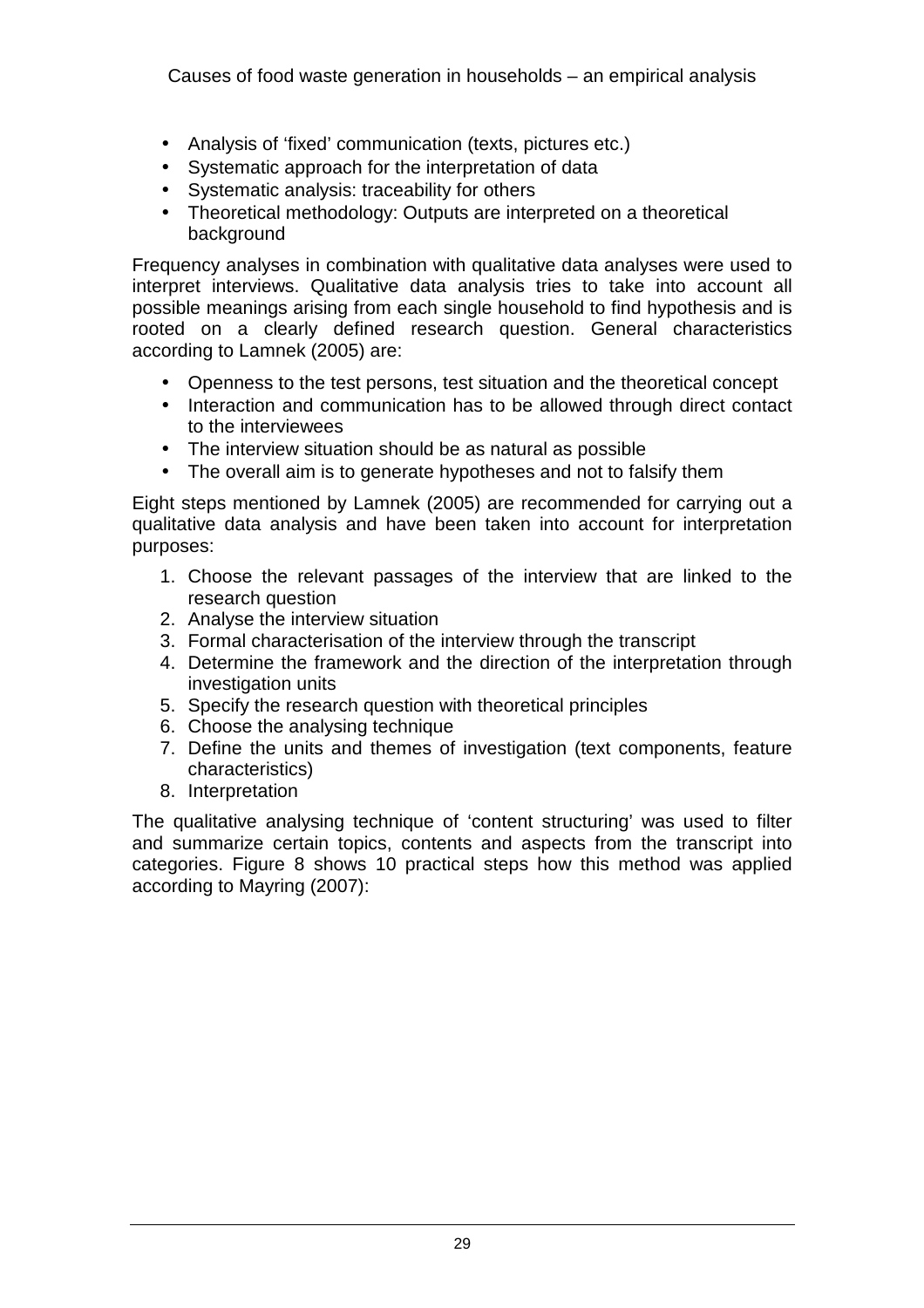- Analysis of ‘fixed’ communication (texts, pictures etc.)
- Systematic approach for the interpretation of data
- Systematic analysis: traceability for others
- Theoretical methodology: Outputs are interpreted on a theoretical background

Frequency analyses in combination with qualitative data analyses were used to interpret interviews. Qualitative data analysis tries to take into account all possible meanings arising from each single household to find hypothesis and is rooted on a clearly defined research question. General characteristics according to Lamnek (2005) are:

- Openness to the test persons, test situation and the theoretical concept
- Interaction and communication has to be allowed through direct contact to the interviewees
- The interview situation should be as natural as possible
- The overall aim is to generate hypotheses and not to falsify them

Eight steps mentioned by Lamnek (2005) are recommended for carrying out a qualitative data analysis and have been taken into account for interpretation purposes:

1. Choose the relevant passages of the interview that are linked to the research question
2. Analyse the interview situation
3. Formal characterisation of the interview through the transcript
4. Determine the framework and the direction of the interpretation through investigation units
5. Specify the research question with theoretical principles
6. Choose the analysing technique
7. Define the units and themes of investigation (text components, feature characteristics)
8. Interpretation

The qualitative analysing technique of ‘content structuring’ was used to filter and summarize certain topics, contents and aspects from the transcript into categories. Figure 8 shows 10 practical steps how this method was applied according to Mayring (2007):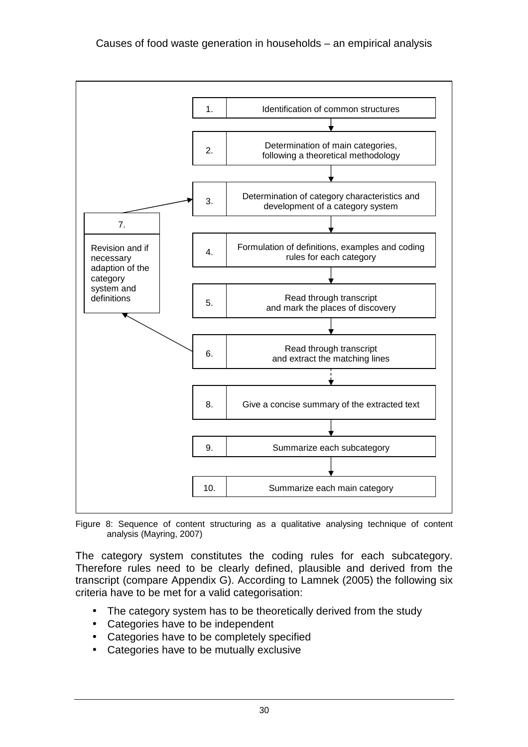| | |
|---|---|
| 1. | Identification of common structures |
| 2. | Determination of main categories, following a theoretical methodology |
| 3. | Determination of category characteristics and development of a category system |
| 4. | Formulation of definitions, examples and coding rules for each category |
| 5. | Read through transcript and mark the places of discovery |
| 6. | Read through transcript and extract the matching lines |
| 7. | Revision and if necessary adaption of the category system and definitions |
| 8. | Give a concise summary of the extracted text |
| 9. | Summarize each subcategory |
| 10. | Summarize each main category |

Figure 8: Sequence of content structuring as a qualitative analysing technique of content analysis (Mayring, 2007)

The category system constitutes the coding rules for each subcategory. Therefore rules need to be clearly defined, plausible and derived from the transcript (compare Appendix G). According to Lamnek (2005) the following six criteria have to be met for a valid categorisation:

- The category system has to be theoretically derived from the study
- Categories have to be independent
- Categories have to be completely specified
- Categories have to be mutually exclusive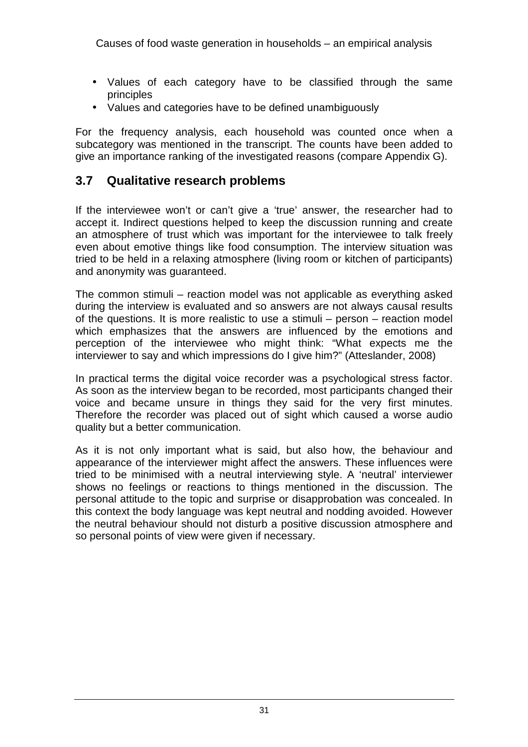- Values of each category have to be classified through the same principles
- Values and categories have to be defined unambiguously

For the frequency analysis, each household was counted once when a subcategory was mentioned in the transcript. The counts have been added to give an importance ranking of the investigated reasons (compare Appendix G).

## 3.7 Qualitative research problems

If the interviewee won't or can't give a 'true' answer, the researcher had to accept it. Indirect questions helped to keep the discussion running and create an atmosphere of trust which was important for the interviewee to talk freely even about emotive things like food consumption. The interview situation was tried to be held in a relaxing atmosphere (living room or kitchen of participants) and anonymity was guaranteed.

The common stimuli – reaction model was not applicable as everything asked during the interview is evaluated and so answers are not always causal results of the questions. It is more realistic to use a stimuli – person – reaction model which emphasizes that the answers are influenced by the emotions and perception of the interviewee who might think: "What expects me the interviewer to say and which impressions do I give him?" (Atteslander, 2008)

In practical terms the digital voice recorder was a psychological stress factor. As soon as the interview began to be recorded, most participants changed their voice and became unsure in things they said for the very first minutes. Therefore the recorder was placed out of sight which caused a worse audio quality but a better communication.

As it is not only important what is said, but also how, the behaviour and appearance of the interviewer might affect the answers. These influences were tried to be minimised with a neutral interviewing style. A 'neutral' interviewer shows no feelings or reactions to things mentioned in the discussion. The personal attitude to the topic and surprise or disapprobation was concealed. In this context the body language was kept neutral and nodding avoided. However the neutral behaviour should not disturb a positive discussion atmosphere and so personal points of view were given if necessary.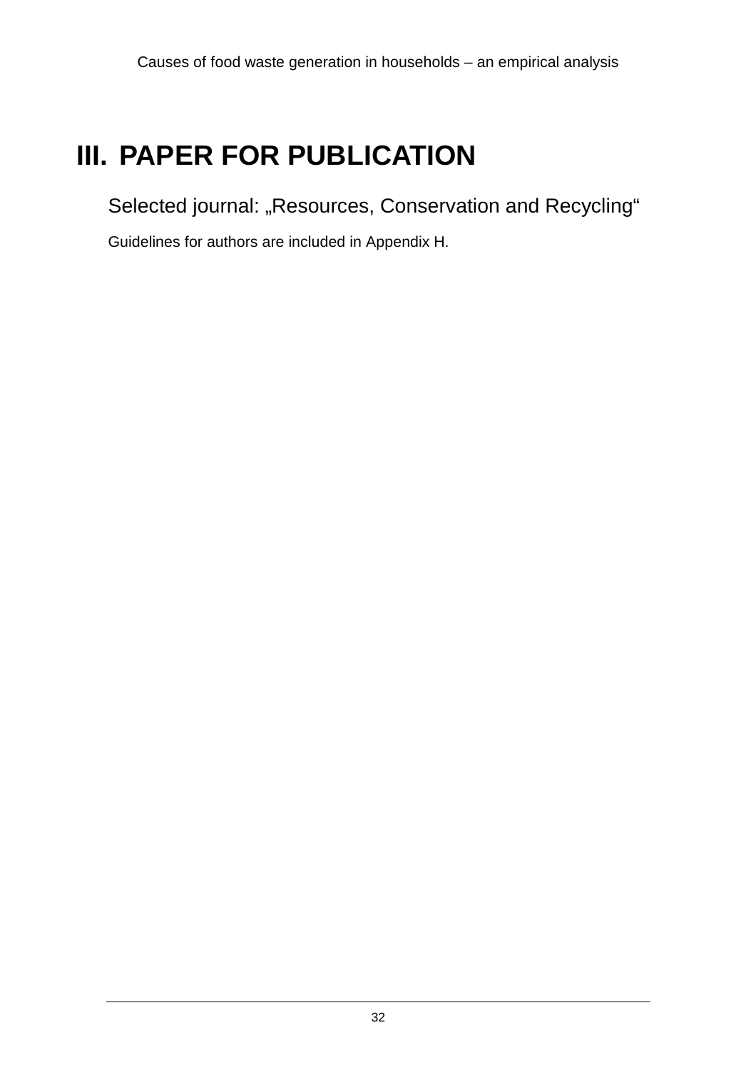# III. PAPER FOR PUBLICATION

Selected journal: „Resources, Conservation and Recycling“

Guidelines for authors are included in Appendix H.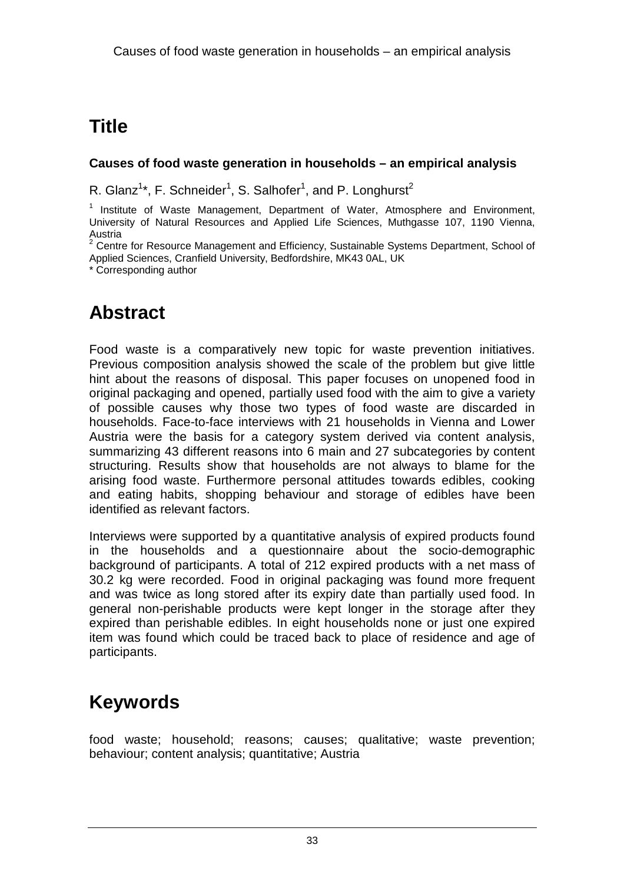# Title

**Causes of food waste generation in households – an empirical analysis**

R. Glanz[1]*, F. Schneider[1], S. Salhofer[1], and P. Longhurst[2]

[1] Institute of Waste Management, Department of Water, Atmosphere and Environment, University of Natural Resources and Applied Life Sciences, Muthgasse 107, 1190 Vienna, Austria

[2] Centre for Resource Management and Efficiency, Sustainable Systems Department, School of Applied Sciences, Cranfield University, Bedfordshire, MK43 0AL, UK

* Corresponding author

# Abstract

Food waste is a comparatively new topic for waste prevention initiatives. Previous composition analysis showed the scale of the problem but give little hint about the reasons of disposal. This paper focuses on unopened food in original packaging and opened, partially used food with the aim to give a variety of possible causes why those two types of food waste are discarded in households. Face-to-face interviews with 21 households in Vienna and Lower Austria were the basis for a category system derived via content analysis, summarizing 43 different reasons into 6 main and 27 subcategories by content structuring. Results show that households are not always to blame for the arising food waste. Furthermore personal attitudes towards edibles, cooking and eating habits, shopping behaviour and storage of edibles have been identified as relevant factors.

Interviews were supported by a quantitative analysis of expired products found in the households and a questionnaire about the socio-demographic background of participants. A total of 212 expired products with a net mass of 30.2 kg were recorded. Food in original packaging was found more frequent and was twice as long stored after its expiry date than partially used food. In general non-perishable products were kept longer in the storage after they expired than perishable edibles. In eight households none or just one expired item was found which could be traced back to place of residence and age of participants.

# Keywords

food waste; household; reasons; causes; qualitative; waste prevention; behaviour; content analysis; quantitative; Austria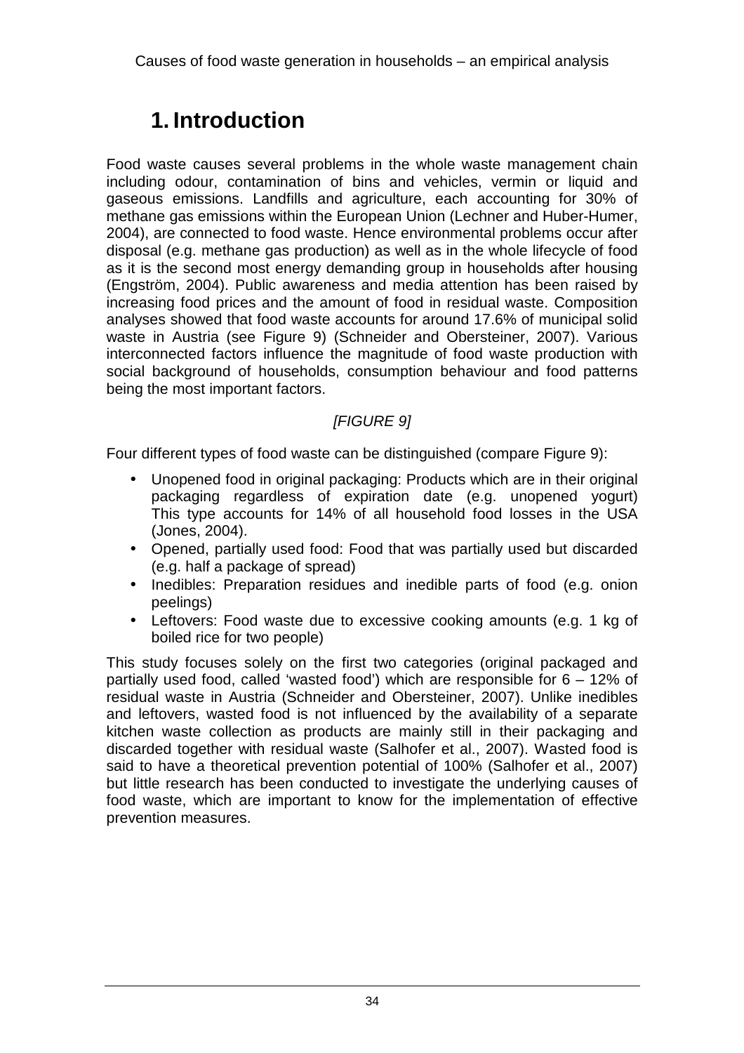# 1. Introduction

Food waste causes several problems in the whole waste management chain including odour, contamination of bins and vehicles, vermin or liquid and gaseous emissions. Landfills and agriculture, each accounting for 30% of methane gas emissions within the European Union (Lechner and Huber-Humer, 2004), are connected to food waste. Hence environmental problems occur after disposal (e.g. methane gas production) as well as in the whole lifecycle of food as it is the second most energy demanding group in households after housing (Engström, 2004). Public awareness and media attention has been raised by increasing food prices and the amount of food in residual waste. Composition analyses showed that food waste accounts for around 17.6% of municipal solid waste in Austria (see Figure 9) (Schneider and Obersteiner, 2007). Various interconnected factors influence the magnitude of food waste production with social background of households, consumption behaviour and food patterns being the most important factors.

*[FIGURE 9]*

Four different types of food waste can be distinguished (compare Figure 9):

- Unopened food in original packaging: Products which are in their original packaging regardless of expiration date (e.g. unopened yogurt) This type accounts for 14% of all household food losses in the USA (Jones, 2004).
- Opened, partially used food: Food that was partially used but discarded (e.g. half a package of spread)
- Inedibles: Preparation residues and inedible parts of food (e.g. onion peelings)
- Leftovers: Food waste due to excessive cooking amounts (e.g. 1 kg of boiled rice for two people)

This study focuses solely on the first two categories (original packaged and partially used food, called 'wasted food') which are responsible for 6 – 12% of residual waste in Austria (Schneider and Obersteiner, 2007). Unlike inedibles and leftovers, wasted food is not influenced by the availability of a separate kitchen waste collection as products are mainly still in their packaging and discarded together with residual waste (Salhofer et al., 2007). Wasted food is said to have a theoretical prevention potential of 100% (Salhofer et al., 2007) but little research has been conducted to investigate the underlying causes of food waste, which are important to know for the implementation of effective prevention measures.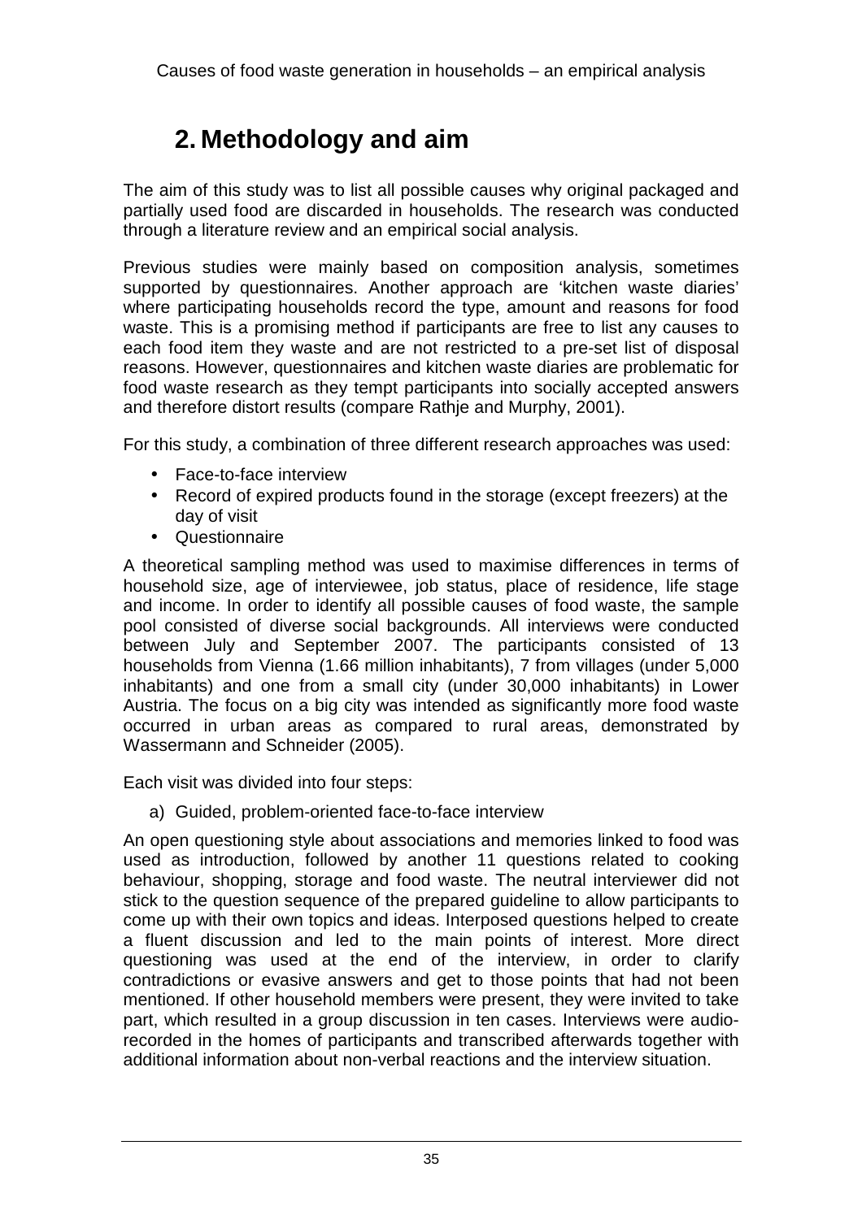# 2. Methodology and aim

The aim of this study was to list all possible causes why original packaged and partially used food are discarded in households. The research was conducted through a literature review and an empirical social analysis.

Previous studies were mainly based on composition analysis, sometimes supported by questionnaires. Another approach are 'kitchen waste diaries' where participating households record the type, amount and reasons for food waste. This is a promising method if participants are free to list any causes to each food item they waste and are not restricted to a pre-set list of disposal reasons. However, questionnaires and kitchen waste diaries are problematic for food waste research as they tempt participants into socially accepted answers and therefore distort results (compare Rathje and Murphy, 2001).

For this study, a combination of three different research approaches was used:

- Face-to-face interview
- Record of expired products found in the storage (except freezers) at the day of visit
- Questionnaire

A theoretical sampling method was used to maximise differences in terms of household size, age of interviewee, job status, place of residence, life stage and income. In order to identify all possible causes of food waste, the sample pool consisted of diverse social backgrounds. All interviews were conducted between July and September 2007. The participants consisted of 13 households from Vienna (1.66 million inhabitants), 7 from villages (under 5,000 inhabitants) and one from a small city (under 30,000 inhabitants) in Lower Austria. The focus on a big city was intended as significantly more food waste occurred in urban areas as compared to rural areas, demonstrated by Wassermann and Schneider (2005).

Each visit was divided into four steps:

a) Guided, problem-oriented face-to-face interview

An open questioning style about associations and memories linked to food was used as introduction, followed by another 11 questions related to cooking behaviour, shopping, storage and food waste. The neutral interviewer did not stick to the question sequence of the prepared guideline to allow participants to come up with their own topics and ideas. Interposed questions helped to create a fluent discussion and led to the main points of interest. More direct questioning was used at the end of the interview, in order to clarify contradictions or evasive answers and get to those points that had not been mentioned. If other household members were present, they were invited to take part, which resulted in a group discussion in ten cases. Interviews were audio-recorded in the homes of participants and transcribed afterwards together with additional information about non-verbal reactions and the interview situation.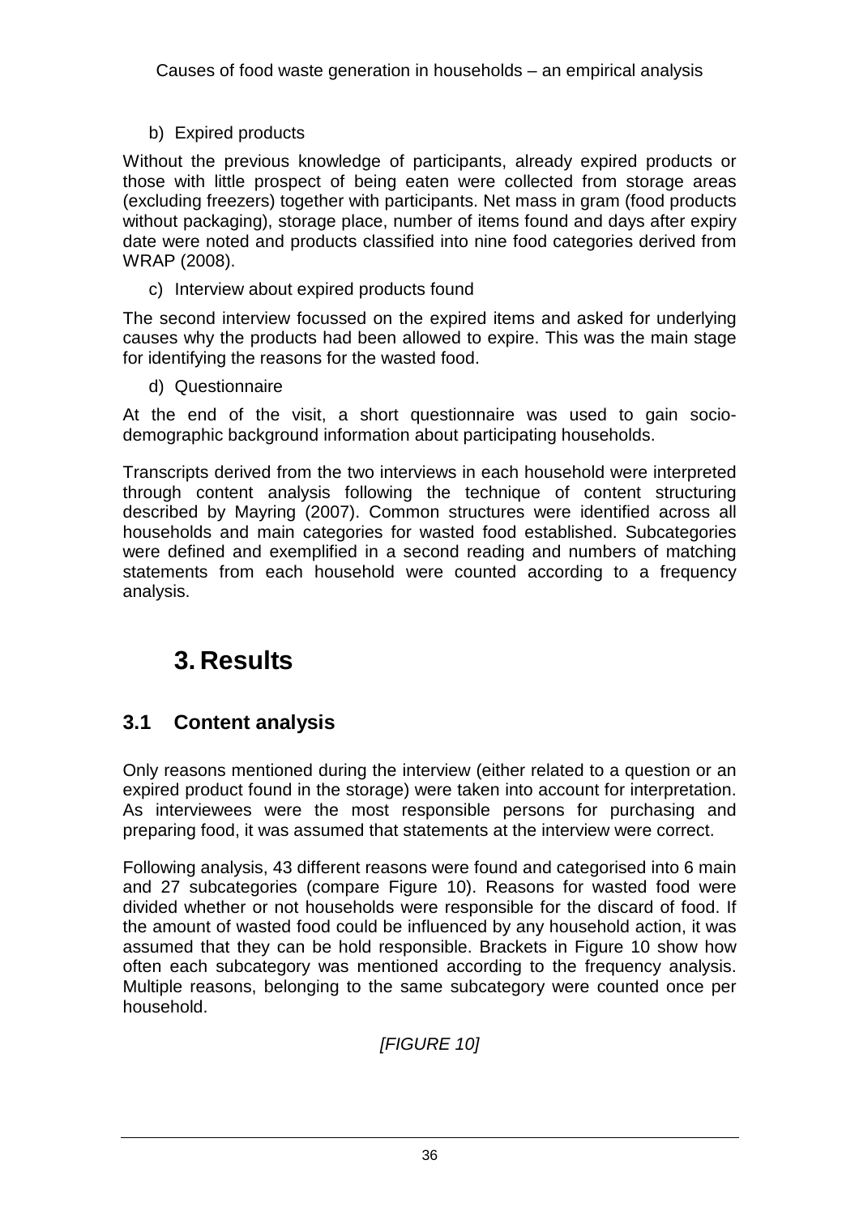b) Expired products

Without the previous knowledge of participants, already expired products or those with little prospect of being eaten were collected from storage areas (excluding freezers) together with participants. Net mass in gram (food products without packaging), storage place, number of items found and days after expiry date were noted and products classified into nine food categories derived from WRAP (2008).

c) Interview about expired products found

The second interview focussed on the expired items and asked for underlying causes why the products had been allowed to expire. This was the main stage for identifying the reasons for the wasted food.

d) Questionnaire

At the end of the visit, a short questionnaire was used to gain socio-demographic background information about participating households.

Transcripts derived from the two interviews in each household were interpreted through content analysis following the technique of content structuring described by Mayring (2007). Common structures were identified across all households and main categories for wasted food established. Subcategories were defined and exemplified in a second reading and numbers of matching statements from each household were counted according to a frequency analysis.

# 3. Results

## 3.1 Content analysis

Only reasons mentioned during the interview (either related to a question or an expired product found in the storage) were taken into account for interpretation. As interviewees were the most responsible persons for purchasing and preparing food, it was assumed that statements at the interview were correct.

Following analysis, 43 different reasons were found and categorised into 6 main and 27 subcategories (compare Figure 10). Reasons for wasted food were divided whether or not households were responsible for the discard of food. If the amount of wasted food could be influenced by any household action, it was assumed that they can be hold responsible. Brackets in Figure 10 show how often each subcategory was mentioned according to the frequency analysis. Multiple reasons, belonging to the same subcategory were counted once per household.

*[FIGURE 10]*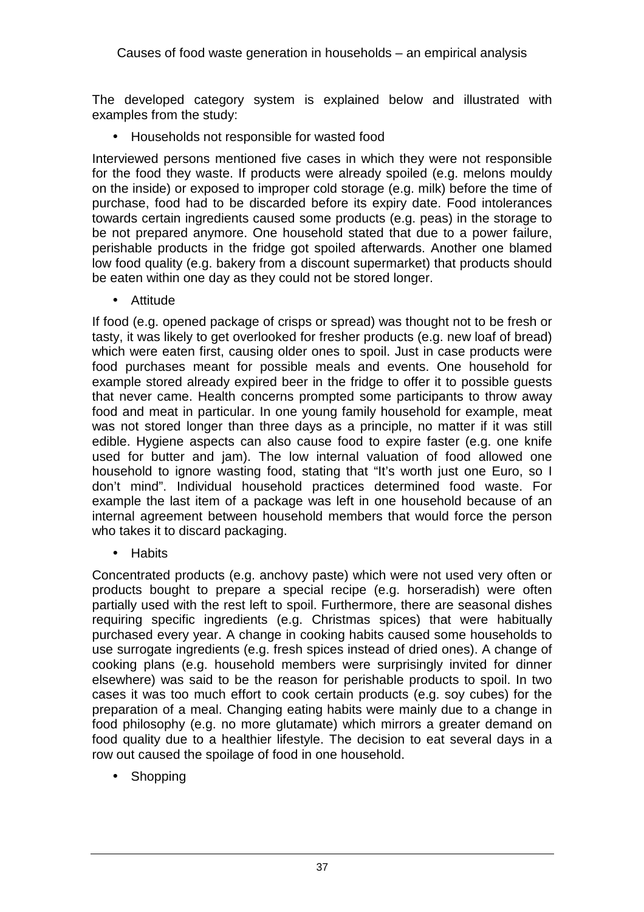The developed category system is explained below and illustrated with examples from the study:

- Households not responsible for wasted food

Interviewed persons mentioned five cases in which they were not responsible for the food they waste. If products were already spoiled (e.g. melons mouldy on the inside) or exposed to improper cold storage (e.g. milk) before the time of purchase, food had to be discarded before its expiry date. Food intolerances towards certain ingredients caused some products (e.g. peas) in the storage to be not prepared anymore. One household stated that due to a power failure, perishable products in the fridge got spoiled afterwards. Another one blamed low food quality (e.g. bakery from a discount supermarket) that products should be eaten within one day as they could not be stored longer.

- Attitude

If food (e.g. opened package of crisps or spread) was thought not to be fresh or tasty, it was likely to get overlooked for fresher products (e.g. new loaf of bread) which were eaten first, causing older ones to spoil. Just in case products were food purchases meant for possible meals and events. One household for example stored already expired beer in the fridge to offer it to possible guests that never came. Health concerns prompted some participants to throw away food and meat in particular. In one young family household for example, meat was not stored longer than three days as a principle, no matter if it was still edible. Hygiene aspects can also cause food to expire faster (e.g. one knife used for butter and jam). The low internal valuation of food allowed one household to ignore wasting food, stating that "It's worth just one Euro, so I don't mind". Individual household practices determined food waste. For example the last item of a package was left in one household because of an internal agreement between household members that would force the person who takes it to discard packaging.

- Habits

Concentrated products (e.g. anchovy paste) which were not used very often or products bought to prepare a special recipe (e.g. horseradish) were often partially used with the rest left to spoil. Furthermore, there are seasonal dishes requiring specific ingredients (e.g. Christmas spices) that were habitually purchased every year. A change in cooking habits caused some households to use surrogate ingredients (e.g. fresh spices instead of dried ones). A change of cooking plans (e.g. household members were surprisingly invited for dinner elsewhere) was said to be the reason for perishable products to spoil. In two cases it was too much effort to cook certain products (e.g. soy cubes) for the preparation of a meal. Changing eating habits were mainly due to a change in food philosophy (e.g. no more glutamate) which mirrors a greater demand on food quality due to a healthier lifestyle. The decision to eat several days in a row out caused the spoilage of food in one household.

- Shopping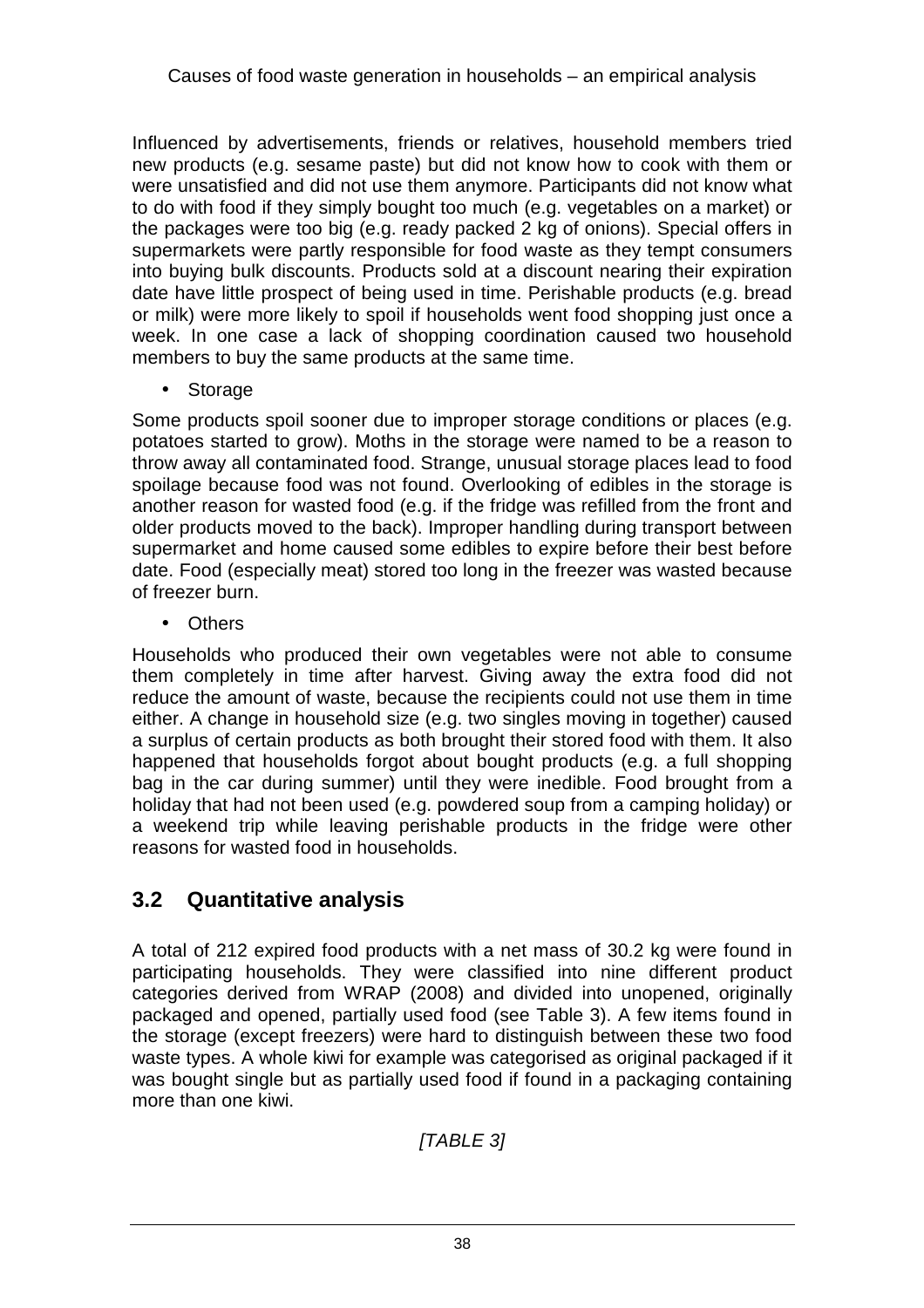Influenced by advertisements, friends or relatives, household members tried new products (e.g. sesame paste) but did not know how to cook with them or were unsatisfied and did not use them anymore. Participants did not know what to do with food if they simply bought too much (e.g. vegetables on a market) or the packages were too big (e.g. ready packed 2 kg of onions). Special offers in supermarkets were partly responsible for food waste as they tempt consumers into buying bulk discounts. Products sold at a discount nearing their expiration date have little prospect of being used in time. Perishable products (e.g. bread or milk) were more likely to spoil if households went food shopping just once a week. In one case a lack of shopping coordination caused two household members to buy the same products at the same time.

- Storage

Some products spoil sooner due to improper storage conditions or places (e.g. potatoes started to grow). Moths in the storage were named to be a reason to throw away all contaminated food. Strange, unusual storage places lead to food spoilage because food was not found. Overlooking of edibles in the storage is another reason for wasted food (e.g. if the fridge was refilled from the front and older products moved to the back). Improper handling during transport between supermarket and home caused some edibles to expire before their best before date. Food (especially meat) stored too long in the freezer was wasted because of freezer burn.

- Others

Households who produced their own vegetables were not able to consume them completely in time after harvest. Giving away the extra food did not reduce the amount of waste, because the recipients could not use them in time either. A change in household size (e.g. two singles moving in together) caused a surplus of certain products as both brought their stored food with them. It also happened that households forgot about bought products (e.g. a full shopping bag in the car during summer) until they were inedible. Food brought from a holiday that had not been used (e.g. powdered soup from a camping holiday) or a weekend trip while leaving perishable products in the fridge were other reasons for wasted food in households.

## 3.2 Quantitative analysis

A total of 212 expired food products with a net mass of 30.2 kg were found in participating households. They were classified into nine different product categories derived from WRAP (2008) and divided into unopened, originally packaged and opened, partially used food (see Table 3). A few items found in the storage (except freezers) were hard to distinguish between these two food waste types. A whole kiwi for example was categorised as original packaged if it was bought single but as partially used food if found in a packaging containing more than one kiwi.

*[TABLE 3]*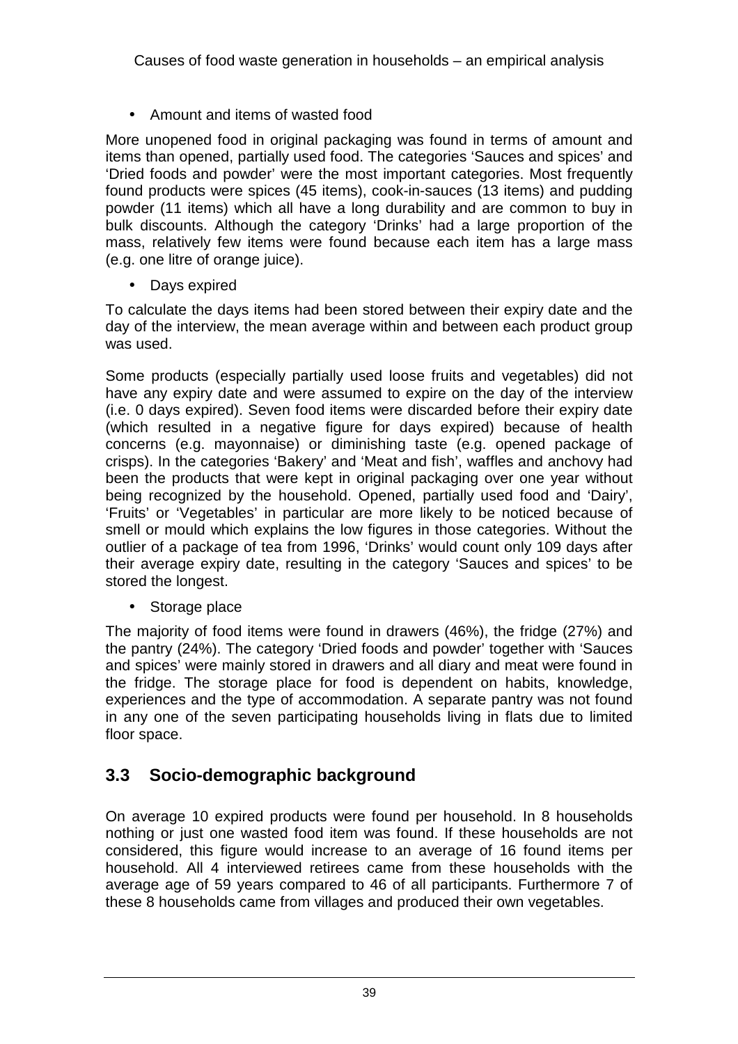- Amount and items of wasted food

More unopened food in original packaging was found in terms of amount and items than opened, partially used food. The categories 'Sauces and spices' and 'Dried foods and powder' were the most important categories. Most frequently found products were spices (45 items), cook-in-sauces (13 items) and pudding powder (11 items) which all have a long durability and are common to buy in bulk discounts. Although the category 'Drinks' had a large proportion of the mass, relatively few items were found because each item has a large mass (e.g. one litre of orange juice).

- Days expired

To calculate the days items had been stored between their expiry date and the day of the interview, the mean average within and between each product group was used.

Some products (especially partially used loose fruits and vegetables) did not have any expiry date and were assumed to expire on the day of the interview (i.e. 0 days expired). Seven food items were discarded before their expiry date (which resulted in a negative figure for days expired) because of health concerns (e.g. mayonnaise) or diminishing taste (e.g. opened package of crisps). In the categories 'Bakery' and 'Meat and fish', waffles and anchovy had been the products that were kept in original packaging over one year without being recognized by the household. Opened, partially used food and 'Dairy', 'Fruits' or 'Vegetables' in particular are more likely to be noticed because of smell or mould which explains the low figures in those categories. Without the outlier of a package of tea from 1996, 'Drinks' would count only 109 days after their average expiry date, resulting in the category 'Sauces and spices' to be stored the longest.

- Storage place

The majority of food items were found in drawers (46%), the fridge (27%) and the pantry (24%). The category 'Dried foods and powder' together with 'Sauces and spices' were mainly stored in drawers and all diary and meat were found in the fridge. The storage place for food is dependent on habits, knowledge, experiences and the type of accommodation. A separate pantry was not found in any one of the seven participating households living in flats due to limited floor space.

## 3.3 Socio-demographic background

On average 10 expired products were found per household. In 8 households nothing or just one wasted food item was found. If these households are not considered, this figure would increase to an average of 16 found items per household. All 4 interviewed retirees came from these households with the average age of 59 years compared to 46 of all participants. Furthermore 7 of these 8 households came from villages and produced their own vegetables.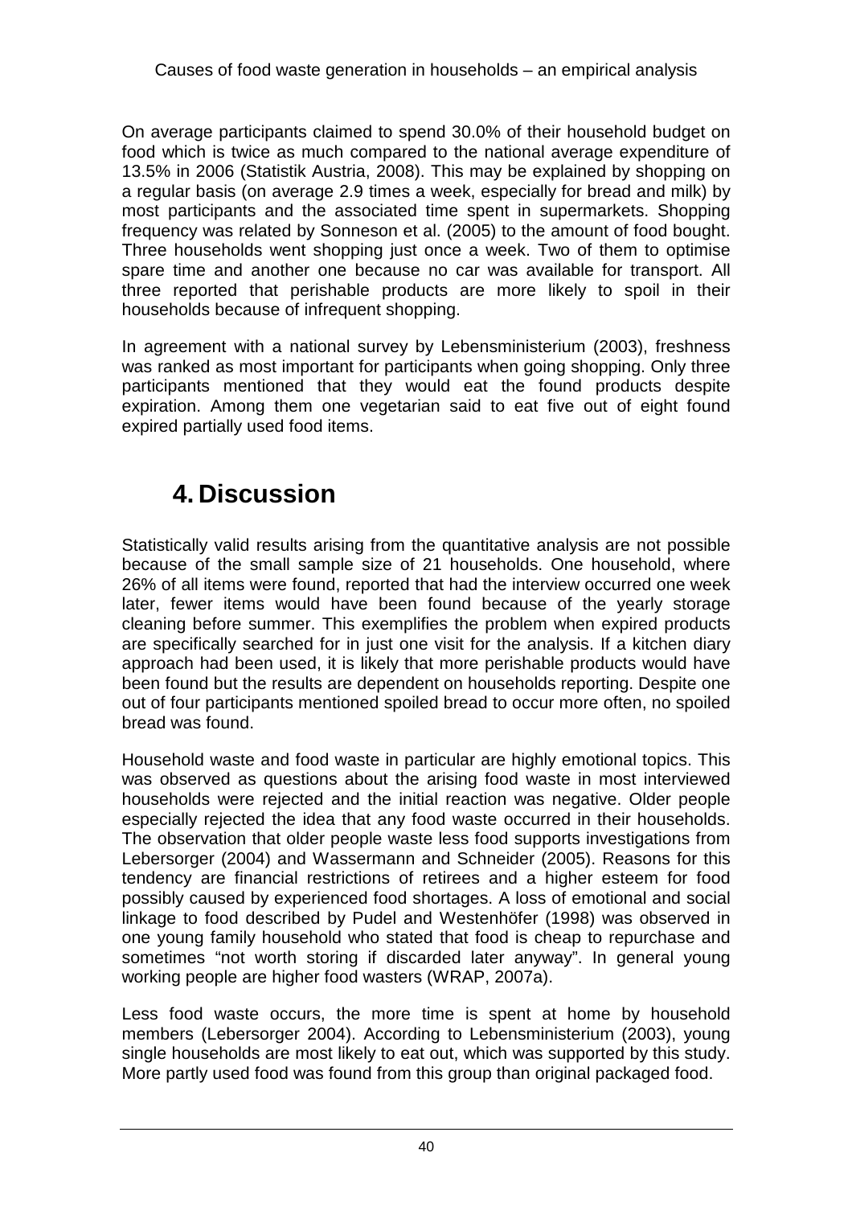On average participants claimed to spend 30.0% of their household budget on food which is twice as much compared to the national average expenditure of 13.5% in 2006 (Statistik Austria, 2008). This may be explained by shopping on a regular basis (on average 2.9 times a week, especially for bread and milk) by most participants and the associated time spent in supermarkets. Shopping frequency was related by Sonneson et al. (2005) to the amount of food bought. Three households went shopping just once a week. Two of them to optimise spare time and another one because no car was available for transport. All three reported that perishable products are more likely to spoil in their households because of infrequent shopping.

In agreement with a national survey by Lebensministerium (2003), freshness was ranked as most important for participants when going shopping. Only three participants mentioned that they would eat the found products despite expiration. Among them one vegetarian said to eat five out of eight found expired partially used food items.

# 4. Discussion

Statistically valid results arising from the quantitative analysis are not possible because of the small sample size of 21 households. One household, where 26% of all items were found, reported that had the interview occurred one week later, fewer items would have been found because of the yearly storage cleaning before summer. This exemplifies the problem when expired products are specifically searched for in just one visit for the analysis. If a kitchen diary approach had been used, it is likely that more perishable products would have been found but the results are dependent on households reporting. Despite one out of four participants mentioned spoiled bread to occur more often, no spoiled bread was found.

Household waste and food waste in particular are highly emotional topics. This was observed as questions about the arising food waste in most interviewed households were rejected and the initial reaction was negative. Older people especially rejected the idea that any food waste occurred in their households. The observation that older people waste less food supports investigations from Lebersorger (2004) and Wassermann and Schneider (2005). Reasons for this tendency are financial restrictions of retirees and a higher esteem for food possibly caused by experienced food shortages. A loss of emotional and social linkage to food described by Pudel and Westenhöfer (1998) was observed in one young family household who stated that food is cheap to repurchase and sometimes "not worth storing if discarded later anyway". In general young working people are higher food wasters (WRAP, 2007a).

Less food waste occurs, the more time is spent at home by household members (Lebersorger 2004). According to Lebensministerium (2003), young single households are most likely to eat out, which was supported by this study. More partly used food was found from this group than original packaged food.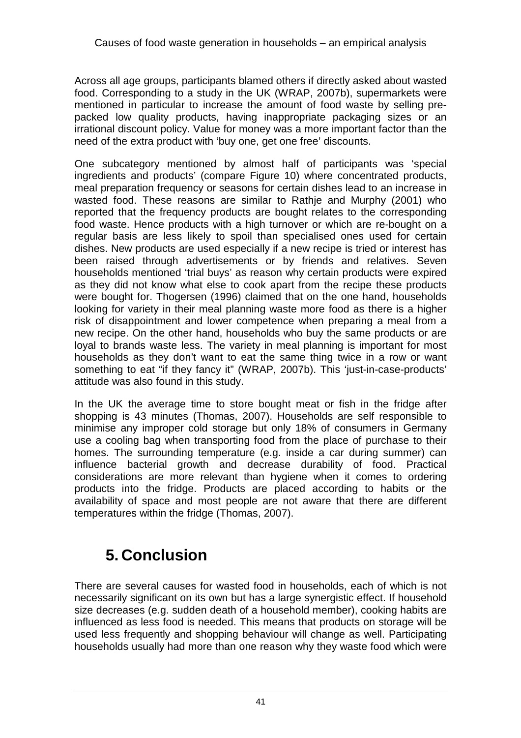Across all age groups, participants blamed others if directly asked about wasted food. Corresponding to a study in the UK (WRAP, 2007b), supermarkets were mentioned in particular to increase the amount of food waste by selling pre-packed low quality products, having inappropriate packaging sizes or an irrational discount policy. Value for money was a more important factor than the need of the extra product with 'buy one, get one free' discounts.

One subcategory mentioned by almost half of participants was 'special ingredients and products' (compare Figure 10) where concentrated products, meal preparation frequency or seasons for certain dishes lead to an increase in wasted food. These reasons are similar to Rathje and Murphy (2001) who reported that the frequency products are bought relates to the corresponding food waste. Hence products with a high turnover or which are re-bought on a regular basis are less likely to spoil than specialised ones used for certain dishes. New products are used especially if a new recipe is tried or interest has been raised through advertisements or by friends and relatives. Seven households mentioned 'trial buys' as reason why certain products were expired as they did not know what else to cook apart from the recipe these products were bought for. Thogersen (1996) claimed that on the one hand, households looking for variety in their meal planning waste more food as there is a higher risk of disappointment and lower competence when preparing a meal from a new recipe. On the other hand, households who buy the same products or are loyal to brands waste less. The variety in meal planning is important for most households as they don't want to eat the same thing twice in a row or want something to eat "if they fancy it" (WRAP, 2007b). This 'just-in-case-products' attitude was also found in this study.

In the UK the average time to store bought meat or fish in the fridge after shopping is 43 minutes (Thomas, 2007). Households are self responsible to minimise any improper cold storage but only 18% of consumers in Germany use a cooling bag when transporting food from the place of purchase to their homes. The surrounding temperature (e.g. inside a car during summer) can influence bacterial growth and decrease durability of food. Practical considerations are more relevant than hygiene when it comes to ordering products into the fridge. Products are placed according to habits or the availability of space and most people are not aware that there are different temperatures within the fridge (Thomas, 2007).

# 5. Conclusion

There are several causes for wasted food in households, each of which is not necessarily significant on its own but has a large synergistic effect. If household size decreases (e.g. sudden death of a household member), cooking habits are influenced as less food is needed. This means that products on storage will be used less frequently and shopping behaviour will change as well. Participating households usually had more than one reason why they waste food which were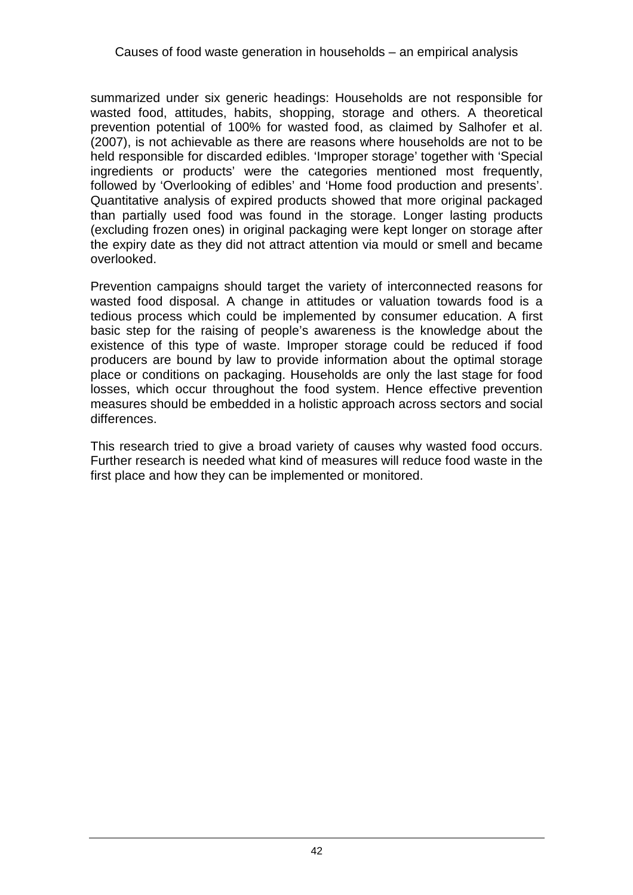summarized under six generic headings: Households are not responsible for wasted food, attitudes, habits, shopping, storage and others. A theoretical prevention potential of 100% for wasted food, as claimed by Salhofer et al. (2007), is not achievable as there are reasons where households are not to be held responsible for discarded edibles. 'Improper storage' together with 'Special ingredients or products' were the categories mentioned most frequently, followed by 'Overlooking of edibles' and 'Home food production and presents'. Quantitative analysis of expired products showed that more original packaged than partially used food was found in the storage. Longer lasting products (excluding frozen ones) in original packaging were kept longer on storage after the expiry date as they did not attract attention via mould or smell and became overlooked.

Prevention campaigns should target the variety of interconnected reasons for wasted food disposal. A change in attitudes or valuation towards food is a tedious process which could be implemented by consumer education. A first basic step for the raising of people's awareness is the knowledge about the existence of this type of waste. Improper storage could be reduced if food producers are bound by law to provide information about the optimal storage place or conditions on packaging. Households are only the last stage for food losses, which occur throughout the food system. Hence effective prevention measures should be embedded in a holistic approach across sectors and social differences.

This research tried to give a broad variety of causes why wasted food occurs. Further research is needed what kind of measures will reduce food waste in the first place and how they can be implemented or monitored.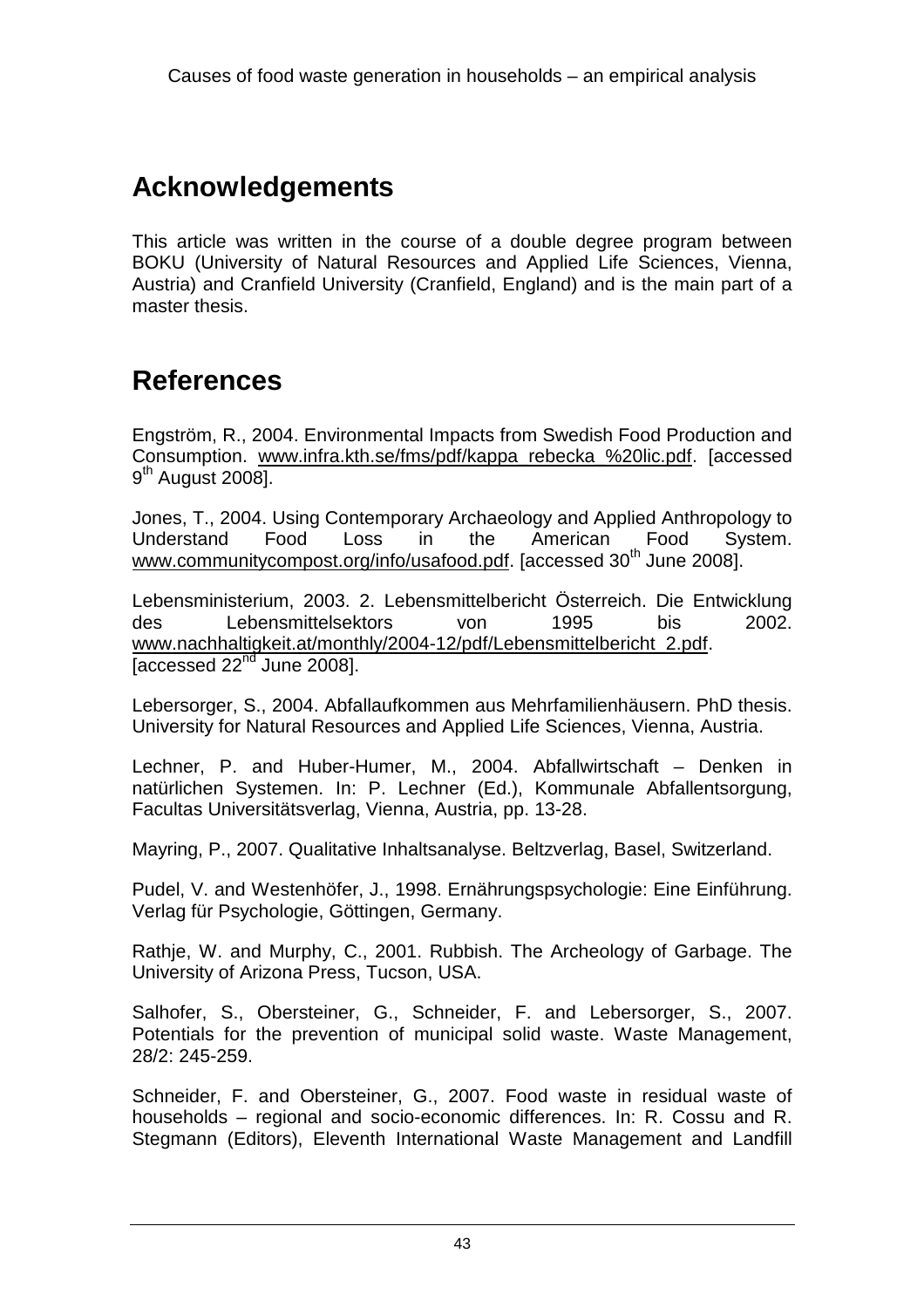## Acknowledgements

This article was written in the course of a double degree program between BOKU (University of Natural Resources and Applied Life Sciences, Vienna, Austria) and Cranfield University (Cranfield, England) and is the main part of a master thesis.

## References

Engström, R., 2004. Environmental Impacts from Swedish Food Production and Consumption. www.infra.kth.se/fms/pdf/kappa_rebecka_%20lic.pdf. [accessed 9th August 2008].

Jones, T., 2004. Using Contemporary Archaeology and Applied Anthropology to Understand Food Loss in the American Food System. www.communitycompost.org/info/usafood.pdf. [accessed 30th June 2008].

Lebensministerium, 2003. 2. Lebensmittelbericht Österreich. Die Entwicklung des Lebensmittelsektors von 1995 bis 2002. www.nachhaltigkeit.at/monthly/2004-12/pdf/Lebensmittelbericht_2.pdf. [accessed 22nd June 2008].

Lebersorger, S., 2004. Abfallaufkommen aus Mehrfamilienhäusern. PhD thesis. University for Natural Resources and Applied Life Sciences, Vienna, Austria.

Lechner, P. and Huber-Humer, M., 2004. Abfallwirtschaft – Denken in natürlichen Systemen. In: P. Lechner (Ed.), Kommunale Abfallentsorgung, Facultas Universitätsverlag, Vienna, Austria, pp. 13-28.

Mayring, P., 2007. Qualitative Inhaltsanalyse. Beltzverlag, Basel, Switzerland.

Pudel, V. and Westenhöfer, J., 1998. Ernährungspsychologie: Eine Einführung. Verlag für Psychologie, Göttingen, Germany.

Rathje, W. and Murphy, C., 2001. Rubbish. The Archeology of Garbage. The University of Arizona Press, Tucson, USA.

Salhofer, S., Obersteiner, G., Schneider, F. and Lebersorger, S., 2007. Potentials for the prevention of municipal solid waste. Waste Management, 28/2: 245-259.

Schneider, F. and Obersteiner, G., 2007. Food waste in residual waste of households – regional and socio-economic differences. In: R. Cossu and R. Stegmann (Editors), Eleventh International Waste Management and Landfill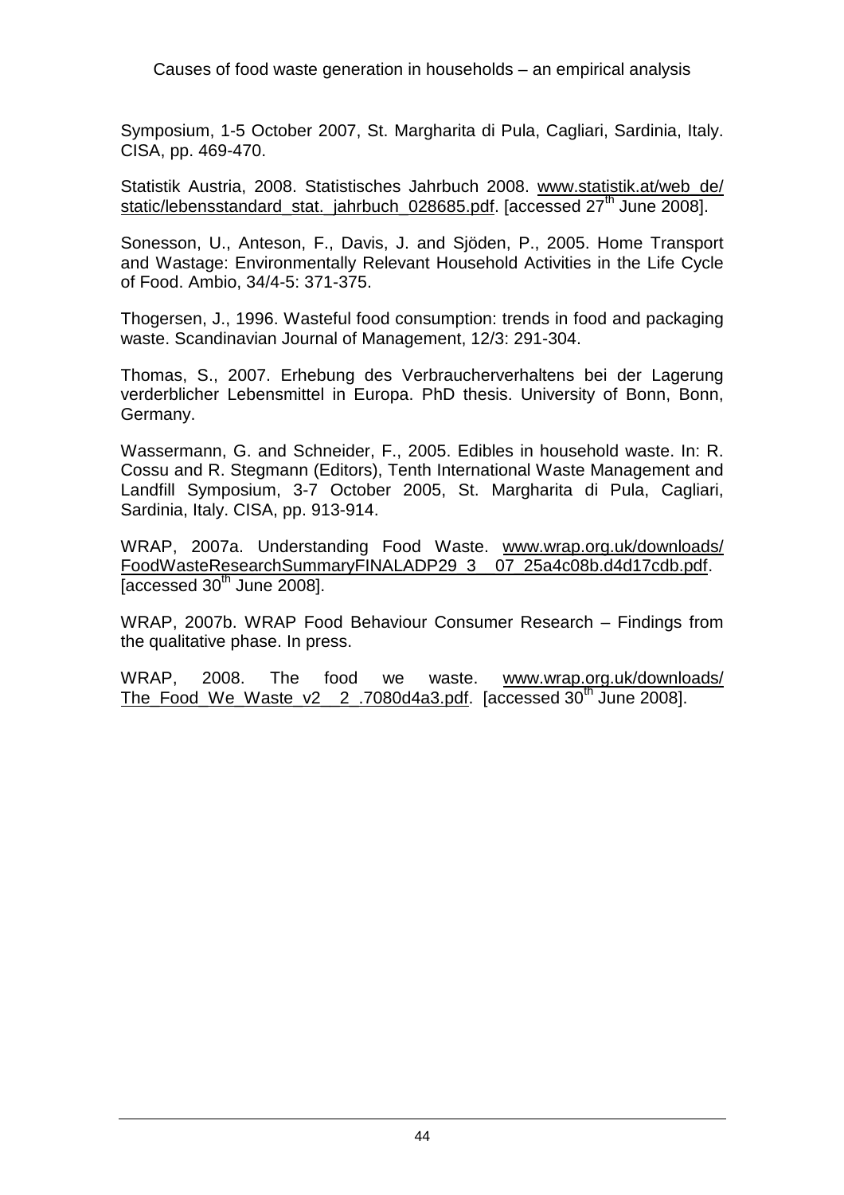Symposium, 1-5 October 2007, St. Margharita di Pula, Cagliari, Sardinia, Italy. CISA, pp. 469-470.

Statistik Austria, 2008. Statistisches Jahrbuch 2008. www.statistik.at/web_de/static/lebensstandard_stat._jahrbuch_028685.pdf. [accessed 27th June 2008].

Sonesson, U., Anteson, F., Davis, J. and Sjöden, P., 2005. Home Transport and Wastage: Environmentally Relevant Household Activities in the Life Cycle of Food. Ambio, 34/4-5: 371-375.

Thogersen, J., 1996. Wasteful food consumption: trends in food and packaging waste. Scandinavian Journal of Management, 12/3: 291-304.

Thomas, S., 2007. Erhebung des Verbraucherverhaltens bei der Lagerung verderblicher Lebensmittel in Europa. PhD thesis. University of Bonn, Bonn, Germany.

Wassermann, G. and Schneider, F., 2005. Edibles in household waste. In: R. Cossu and R. Stegmann (Editors), Tenth International Waste Management and Landfill Symposium, 3-7 October 2005, St. Margharita di Pula, Cagliari, Sardinia, Italy. CISA, pp. 913-914.

WRAP, 2007a. Understanding Food Waste. www.wrap.org.uk/downloads/FoodWasteResearchSummaryFINALADP29_3__07_25a4c08b.d4d17cdb.pdf. [accessed 30th June 2008].

WRAP, 2007b. WRAP Food Behaviour Consumer Research – Findings from the qualitative phase. In press.

WRAP, 2008. The food we waste. www.wrap.org.uk/downloads/The_Food_We_Waste_v2__2_.7080d4a3.pdf. [accessed 30th June 2008].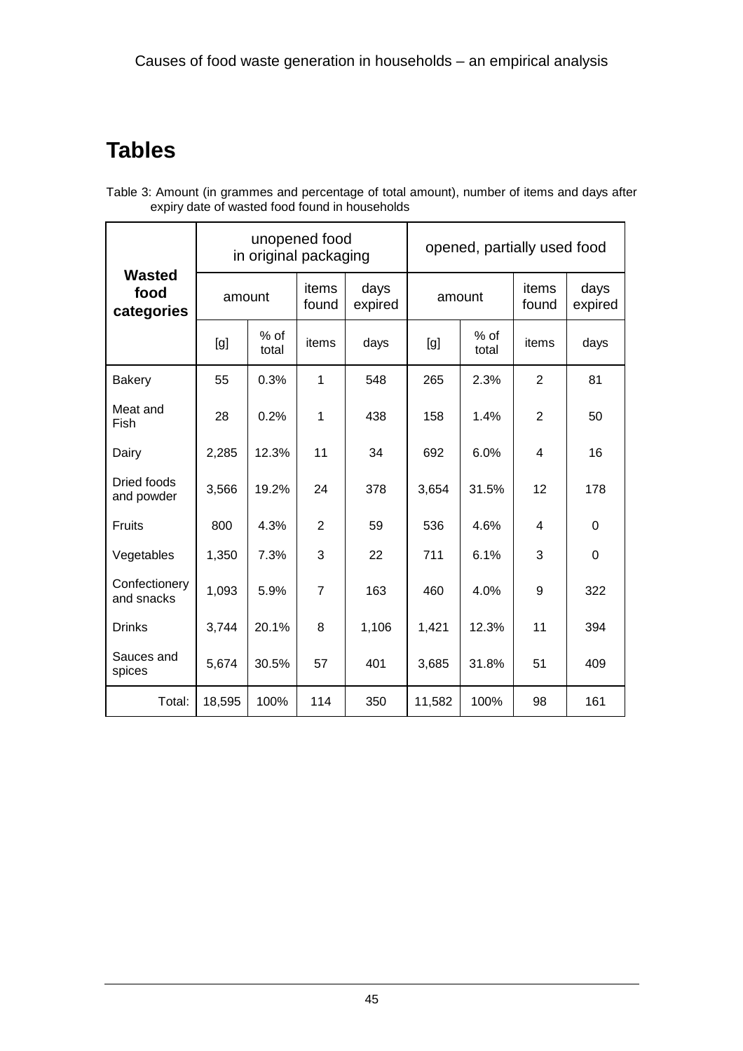# Tables

Table 3: Amount (in grammes and percentage of total amount), number of items and days after expiry date of wasted food found in households

| Wasted food categories | unopened food in original packaging | | | | opened, partially used food | | | |
|---|---|---|---|---|---|---|---|---|
| | amount | | items found | days expired | amount | | items found | days expired |
| | [g] | % of total | items | days | [g] | % of total | items | days |
| Bakery | 55 | 0.3% | 1 | 548 | 265 | 2.3% | 2 | 81 |
| Meat and Fish | 28 | 0.2% | 1 | 438 | 158 | 1.4% | 2 | 50 |
| Dairy | 2,285 | 12.3% | 11 | 34 | 692 | 6.0% | 4 | 16 |
| Dried foods and powder | 3,566 | 19.2% | 24 | 378 | 3,654 | 31.5% | 12 | 178 |
| Fruits | 800 | 4.3% | 2 | 59 | 536 | 4.6% | 4 | 0 |
| Vegetables | 1,350 | 7.3% | 3 | 22 | 711 | 6.1% | 3 | 0 |
| Confectionery and snacks | 1,093 | 5.9% | 7 | 163 | 460 | 4.0% | 9 | 322 |
| Drinks | 3,744 | 20.1% | 8 | 1,106 | 1,421 | 12.3% | 11 | 394 |
| Sauces and spices | 5,674 | 30.5% | 57 | 401 | 3,685 | 31.8% | 51 | 409 |
| Total: | 18,595 | 100% | 114 | 350 | 11,582 | 100% | 98 | 161 |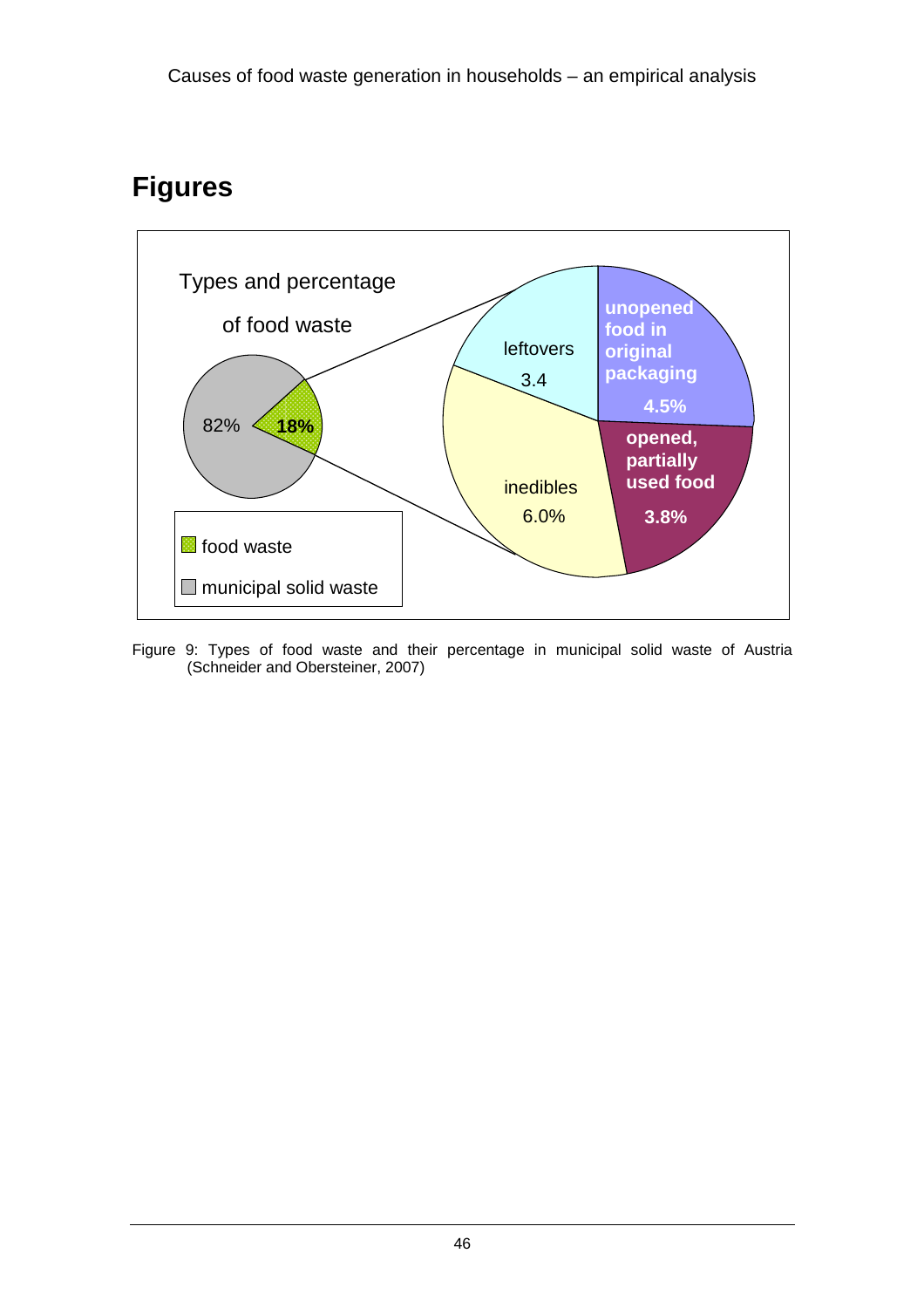# Figures

Types and percentage

of food waste

82% 18%

leftovers 3.4

unopened food in original packaging 4.5%

opened, partially used food 3.8%

inedibles 6.0%

food waste

municipal solid waste

Figure 9: Types of food waste and their percentage in municipal solid waste of Austria (Schneider and Obersteiner, 2007)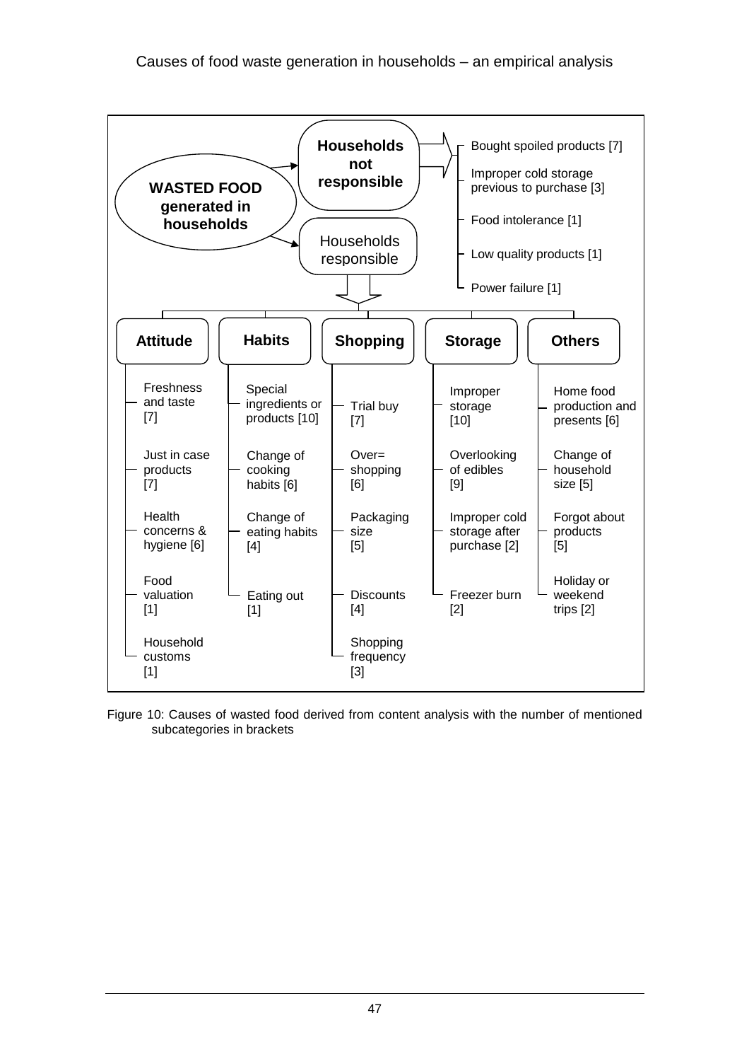**WASTED FOOD generated in households**

**Households not responsible**

- Bought spoiled products [7]
- Improper cold storage previous to purchase [3]
- Food intolerance [1]
- Low quality products [1]
- Power failure [1]

Households responsible

| **Attitude** | **Habits** | **Shopping** | **Storage** | **Others** |
|---|---|---|---|---|
| Freshness and taste [7] | Special ingredients or products [10] | Trial buy [7] | Improper storage [10] | Home food production and presents [6] |
| Just in case products [7] | Change of cooking habits [6] | Over= shopping [6] | Overlooking of edibles [9] | Change of household size [5] |
| Health concerns & hygiene [6] | Change of eating habits [4] | Packaging size [5] | Improper cold storage after purchase [2] | Forgot about products [5] |
| Food valuation [1] | Eating out [1] | Discounts [4] | Freezer burn [2] | Holiday or weekend trips [2] |
| Household customs [1] | | Shopping frequency [3] | | |

Figure 10: Causes of wasted food derived from content analysis with the number of mentioned subcategories in brackets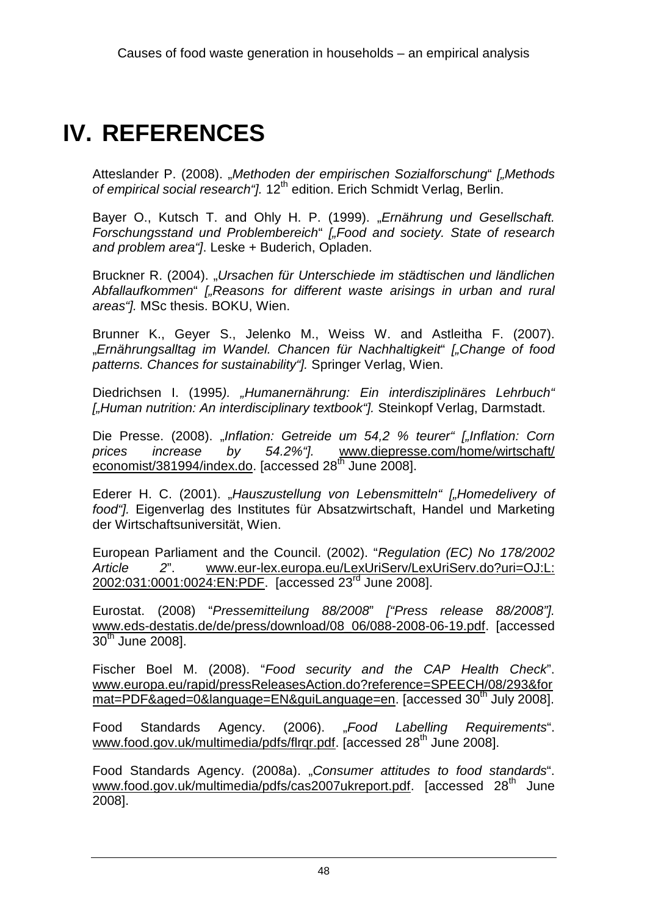# IV. REFERENCES

Atteslander P. (2008). „*Methoden der empirischen Sozialforschung*“ *[„Methods of empirical social research“].* 12th edition. Erich Schmidt Verlag, Berlin.

Bayer O., Kutsch T. and Ohly H. P. (1999). „*Ernährung und Gesellschaft. Forschungsstand und Problembereich*“ *[„Food and society. State of research and problem area“]*. Leske + Buderich, Opladen.

Bruckner R. (2004). „*Ursachen für Unterschiede im städtischen und ländlichen Abfallaufkommen*“ *[„Reasons for different waste arisings in urban and rural areas“].* MSc thesis. BOKU, Wien.

Brunner K., Geyer S., Jelenko M., Weiss W. and Astleitha F. (2007). „*Ernährungsalltag im Wandel. Chancen für Nachhaltigkeit*“ *[„Change of food patterns. Chances for sustainability“].* Springer Verlag, Wien.

Diedrichsen I. (1995*). „Humanernährung: Ein interdisziplinäres Lehrbuch“ [„Human nutrition: An interdisciplinary textbook“].* Steinkopf Verlag, Darmstadt.

Die Presse. (2008). „*Inflation: Getreide um 54,2 % teurer“ [„Inflation: Corn prices increase by 54.2%“].* www.diepresse.com/home/wirtschaft/economist/381994/index.do. [accessed 28th June 2008].

Ederer H. C. (2001). „*Hauszustellung von Lebensmitteln“ [„Homedelivery of food“].* Eigenverlag des Institutes für Absatzwirtschaft, Handel und Marketing der Wirtschaftsuniversität, Wien.

European Parliament and the Council. (2002). “*Regulation (EC) No 178/2002 Article 2*”. www.eur-lex.europa.eu/LexUriServ/LexUriServ.do?uri=OJ:L:2002:031:0001:0024:EN:PDF. [accessed 23rd June 2008].

Eurostat. (2008) “*Pressemitteilung 88/2008*” *[“Press release 88/2008”].* www.eds-destatis.de/de/press/download/08_06/088-2008-06-19.pdf. [accessed 30th June 2008].

Fischer Boel M. (2008). “*Food security and the CAP Health Check*”. www.europa.eu/rapid/pressReleasesAction.do?reference=SPEECH/08/293&format=PDF&aged=0&language=EN&guiLanguage=en. [accessed 30th July 2008].

Food Standards Agency. (2006). „*Food Labelling Requirements*“. www.food.gov.uk/multimedia/pdfs/flrqr.pdf. [accessed 28th June 2008].

Food Standards Agency. (2008a). „*Consumer attitudes to food standards*“. www.food.gov.uk/multimedia/pdfs/cas2007ukreport.pdf. [accessed 28th June 2008].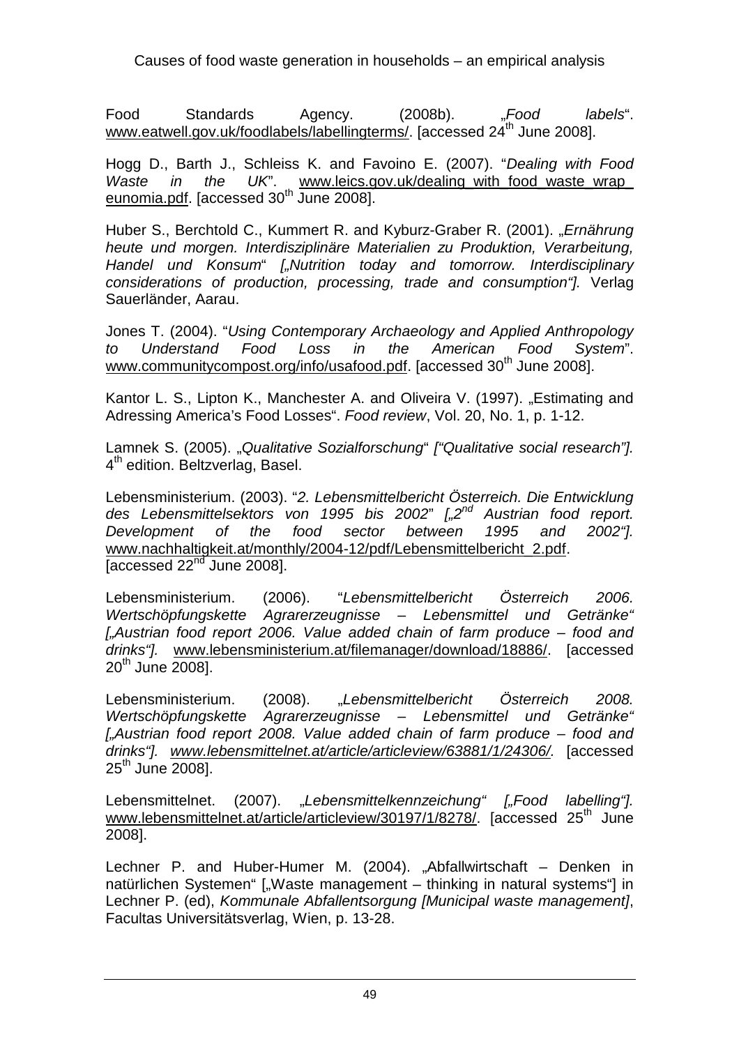Food Standards Agency. (2008b). „*Food labels*". www.eatwell.gov.uk/foodlabels/labellingterms/. [accessed 24th June 2008].

Hogg D., Barth J., Schleiss K. and Favoino E. (2007). "*Dealing with Food Waste in the UK*". www.leics.gov.uk/dealing_with_food_waste_wrap_eunomia.pdf. [accessed 30th June 2008].

Huber S., Berchtold C., Kummert R. and Kyburz-Graber R. (2001). „*Ernährung heute und morgen. Interdisziplinäre Materialien zu Produktion, Verarbeitung, Handel und Konsum*" *[„Nutrition today and tomorrow. Interdisciplinary considerations of production, processing, trade and consumption"].* Verlag Sauerländer, Aarau.

Jones T. (2004). "*Using Contemporary Archaeology and Applied Anthropology to Understand Food Loss in the American Food System*". www.communitycompost.org/info/usafood.pdf. [accessed 30th June 2008].

Kantor L. S., Lipton K., Manchester A. and Oliveira V. (1997). „Estimating and Adressing America's Food Losses". *Food review*, Vol. 20, No. 1, p. 1-12.

Lamnek S. (2005). „*Qualitative Sozialforschung*" *["Qualitative social research"].* 4th edition. Beltzverlag, Basel.

Lebensministerium. (2003). "*2. Lebensmittelbericht Österreich. Die Entwicklung des Lebensmittelsektors von 1995 bis 2002*" *[„2nd Austrian food report. Development of the food sector between 1995 and 2002"].* www.nachhaltigkeit.at/monthly/2004-12/pdf/Lebensmittelbericht_2.pdf. [accessed 22nd June 2008].

Lebensministerium. (2006). "*Lebensmittelbericht Österreich 2006. Wertschöpfungskette Agrarerzeugnisse – Lebensmittel und Getränke" [„Austrian food report 2006. Value added chain of farm produce – food and drinks"].* www.lebensministerium.at/filemanager/download/18886/. [accessed 20th June 2008].

Lebensministerium. (2008). „*Lebensmittelbericht Österreich 2008. Wertschöpfungskette Agrarerzeugnisse – Lebensmittel und Getränke" [„Austrian food report 2008. Value added chain of farm produce – food and drinks"]. www.lebensmittelnet.at/article/articleview/63881/1/24306/.* [accessed 25th June 2008].

Lebensmittelnet. (2007). „*Lebensmittelkennzeichung" [„Food labelling"].* www.lebensmittelnet.at/article/articleview/30197/1/8278/. [accessed 25th June 2008].

Lechner P. and Huber-Humer M. (2004). „Abfallwirtschaft – Denken in natürlichen Systemen" [„Waste management – thinking in natural systems"] in Lechner P. (ed), *Kommunale Abfallentsorgung [Municipal waste management]*, Facultas Universitätsverlag, Wien, p. 13-28.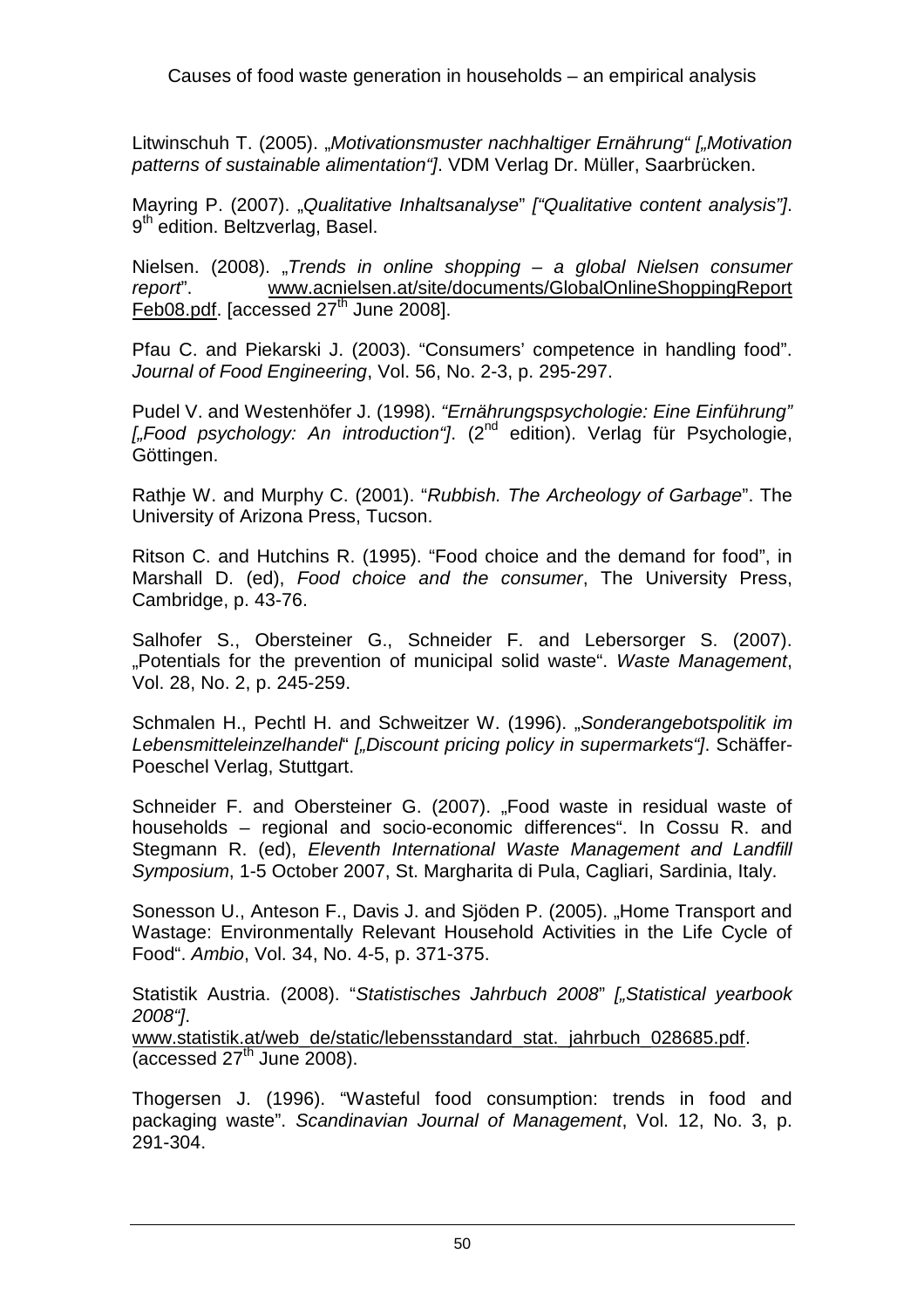Litwinschuh T. (2005). „*Motivationsmuster nachhaltiger Ernährung“ [„Motivation patterns of sustainable alimentation“]*. VDM Verlag Dr. Müller, Saarbrücken.

Mayring P. (2007). „*Qualitative Inhaltsanalyse*“ *[“Qualitative content analysis”]*. 9th edition. Beltzverlag, Basel.

Nielsen. (2008). „*Trends in online shopping – a global Nielsen consumer report*“. www.acnielsen.at/site/documents/GlobalOnlineShoppingReportFeb08.pdf. [accessed 27th June 2008].

Pfau C. and Piekarski J. (2003). “Consumers’ competence in handling food”. *Journal of Food Engineering*, Vol. 56, No. 2-3, p. 295-297.

Pudel V. and Westenhöfer J. (1998). *“Ernährungspsychologie: Eine Einführung” [„Food psychology: An introduction“]*. (2nd edition). Verlag für Psychologie, Göttingen.

Rathje W. and Murphy C. (2001). “*Rubbish. The Archeology of Garbage*”. The University of Arizona Press, Tucson.

Ritson C. and Hutchins R. (1995). “Food choice and the demand for food”, in Marshall D. (ed), *Food choice and the consumer*, The University Press, Cambridge, p. 43-76.

Salhofer S., Obersteiner G., Schneider F. and Lebersorger S. (2007). „Potentials for the prevention of municipal solid waste“. *Waste Management*, Vol. 28, No. 2, p. 245-259.

Schmalen H., Pechtl H. and Schweitzer W. (1996). „*Sonderangebotspolitik im Lebensmitteleinzelhandel*“ *[„Discount pricing policy in supermarkets“]*. Schäffer-Poeschel Verlag, Stuttgart.

Schneider F. and Obersteiner G. (2007). „Food waste in residual waste of households – regional and socio-economic differences“. In Cossu R. and Stegmann R. (ed), *Eleventh International Waste Management and Landfill Symposium*, 1-5 October 2007, St. Margharita di Pula, Cagliari, Sardinia, Italy.

Sonesson U., Anteson F., Davis J. and Sjöden P. (2005). „Home Transport and Wastage: Environmentally Relevant Household Activities in the Life Cycle of Food“. *Ambio*, Vol. 34, No. 4-5, p. 371-375.

Statistik Austria. (2008). “*Statistisches Jahrbuch 2008*” *[„Statistical yearbook 2008“]*. www.statistik.at/web_de/static/lebensstandard_stat._jahrbuch_028685.pdf. (accessed 27th June 2008).

Thogersen J. (1996). “Wasteful food consumption: trends in food and packaging waste”. *Scandinavian Journal of Management*, Vol. 12, No. 3, p. 291-304.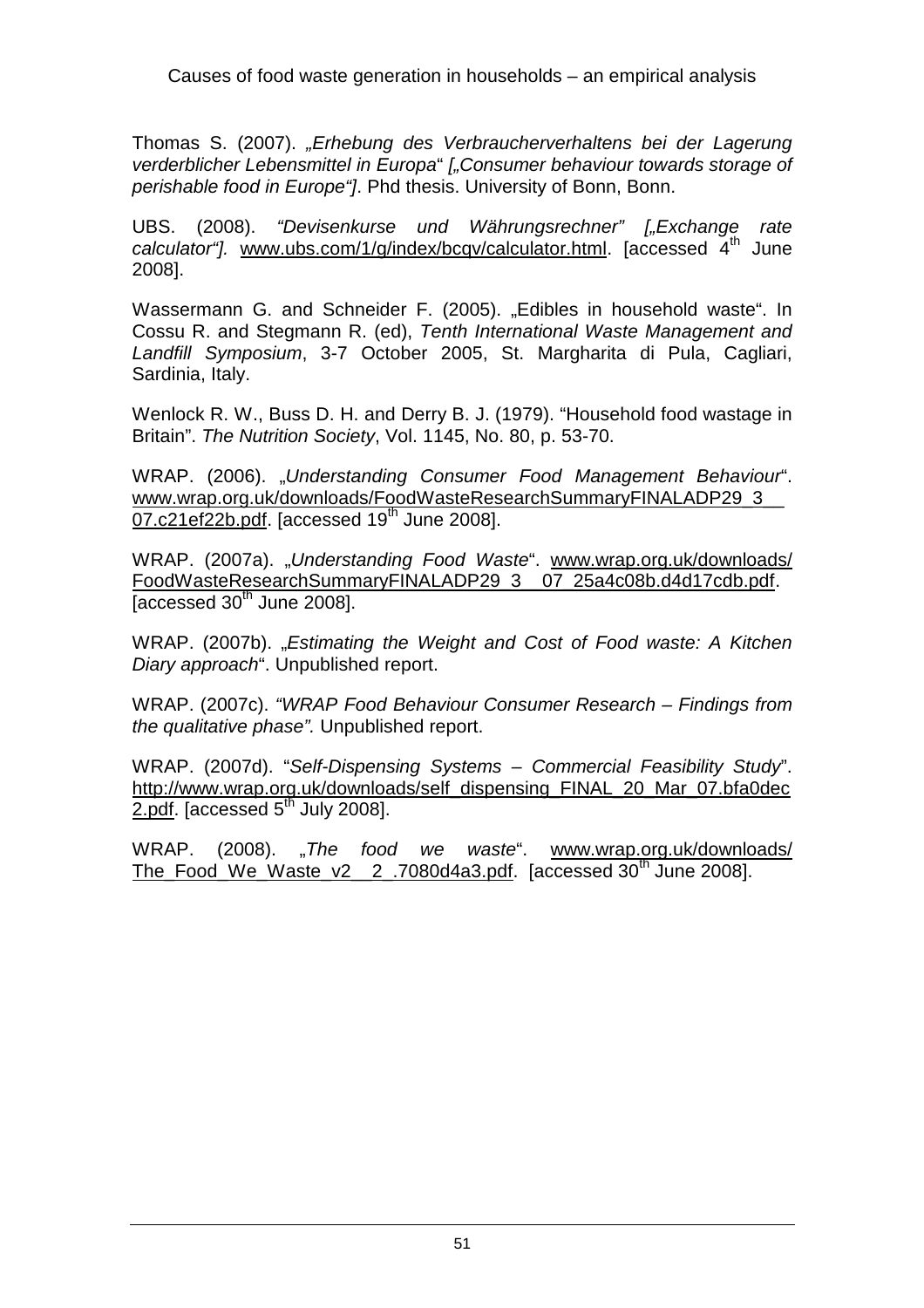Thomas S. (2007). *„Erhebung des Verbraucherverhaltens bei der Lagerung verderblicher Lebensmittel in Europa“ [„Consumer behaviour towards storage of perishable food in Europe“]*. Phd thesis. University of Bonn, Bonn.

UBS. (2008). *“Devisenkurse und Währungsrechner” [„Exchange rate calculator“].* www.ubs.com/1/g/index/bcqv/calculator.html. [accessed 4th June 2008].

Wassermann G. and Schneider F. (2005). „Edibles in household waste“. In Cossu R. and Stegmann R. (ed), *Tenth International Waste Management and Landfill Symposium*, 3-7 October 2005, St. Margharita di Pula, Cagliari, Sardinia, Italy.

Wenlock R. W., Buss D. H. and Derry B. J. (1979). “Household food wastage in Britain”. *The Nutrition Society*, Vol. 1145, No. 80, p. 53-70.

WRAP. (2006). „*Understanding Consumer Food Management Behaviour*“. www.wrap.org.uk/downloads/FoodWasteResearchSummaryFINALADP29_3__07.c21ef22b.pdf. [accessed 19th June 2008].

WRAP. (2007a). „*Understanding Food Waste*“. www.wrap.org.uk/downloads/FoodWasteResearchSummaryFINALADP29_3__07_25a4c08b.d4d17cdb.pdf. [accessed 30th June 2008].

WRAP. (2007b). „*Estimating the Weight and Cost of Food waste: A Kitchen Diary approach*“. Unpublished report.

WRAP. (2007c). *“WRAP Food Behaviour Consumer Research – Findings from the qualitative phase”.* Unpublished report.

WRAP. (2007d). “*Self-Dispensing Systems – Commercial Feasibility Study*”. http://www.wrap.org.uk/downloads/self_dispensing_FINAL_20_Mar_07.bfa0dec2.pdf. [accessed 5th July 2008].

WRAP. (2008). „*The food we waste*“. www.wrap.org.uk/downloads/The_Food_We_Waste_v2__2_.7080d4a3.pdf. [accessed 30th June 2008].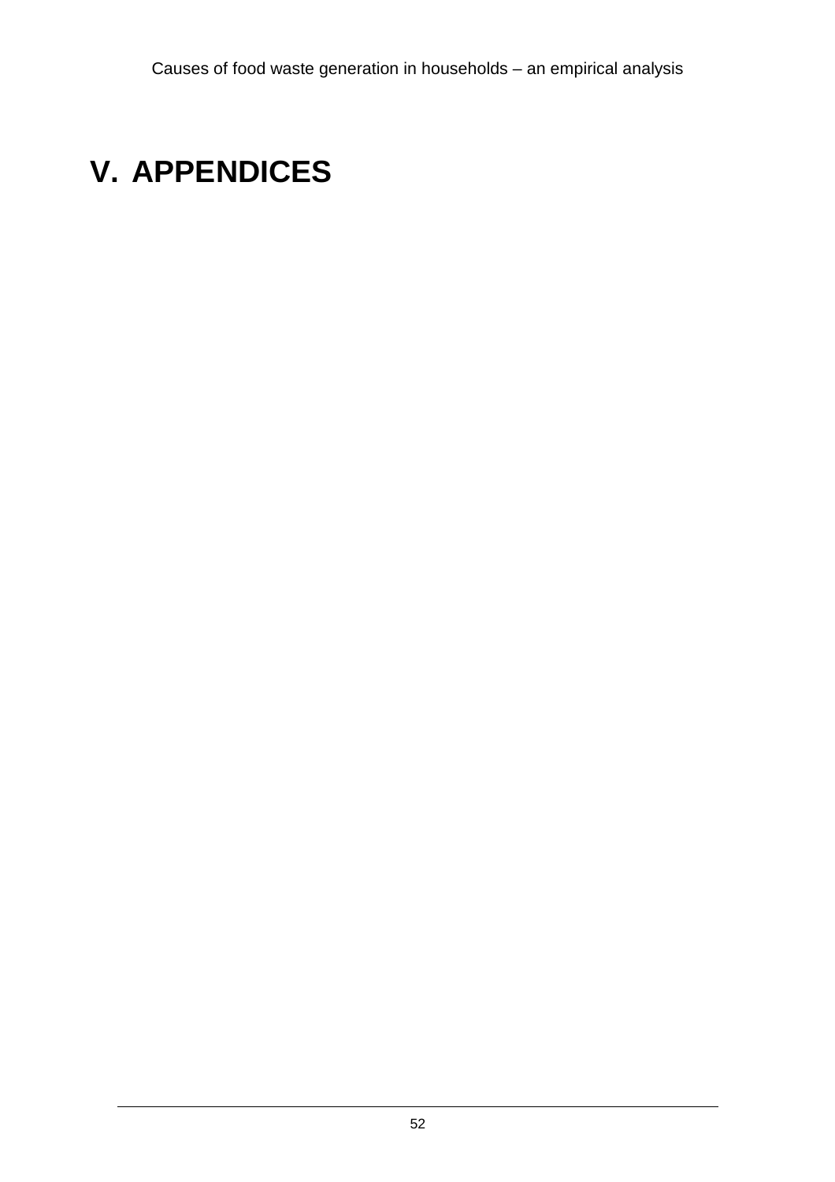# V. APPENDICES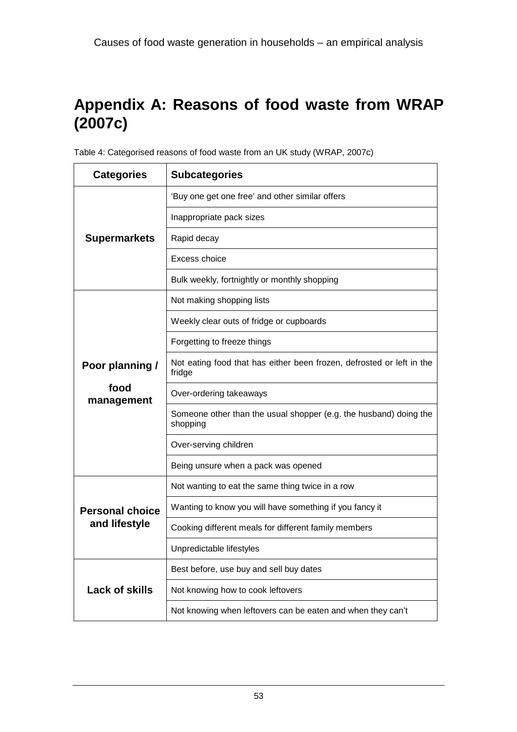# Appendix A: Reasons of food waste from WRAP (2007c)

Table 4: Categorised reasons of food waste from an UK study (WRAP, 2007c)

| Categories | Subcategories |
|---|---|
| **Supermarkets** | 'Buy one get one free' and other similar offers |
| | Inappropriate pack sizes |
| | Rapid decay |
| | Excess choice |
| | Bulk weekly, fortnightly or monthly shopping |
| **Poor planning / food management** | Not making shopping lists |
| | Weekly clear outs of fridge or cupboards |
| | Forgetting to freeze things |
| | Not eating food that has either been frozen, defrosted or left in the fridge |
| | Over-ordering takeaways |
| | Someone other than the usual shopper (e.g. the husband) doing the shopping |
| | Over-serving children |
| | Being unsure when a pack was opened |
| **Personal choice and lifestyle** | Not wanting to eat the same thing twice in a row |
| | Wanting to know you will have something if you fancy it |
| | Cooking different meals for different family members |
| | Unpredictable lifestyles |
| **Lack of skills** | Best before, use buy and sell buy dates |
| | Not knowing how to cook leftovers |
| | Not knowing when leftovers can be eaten and when they can't |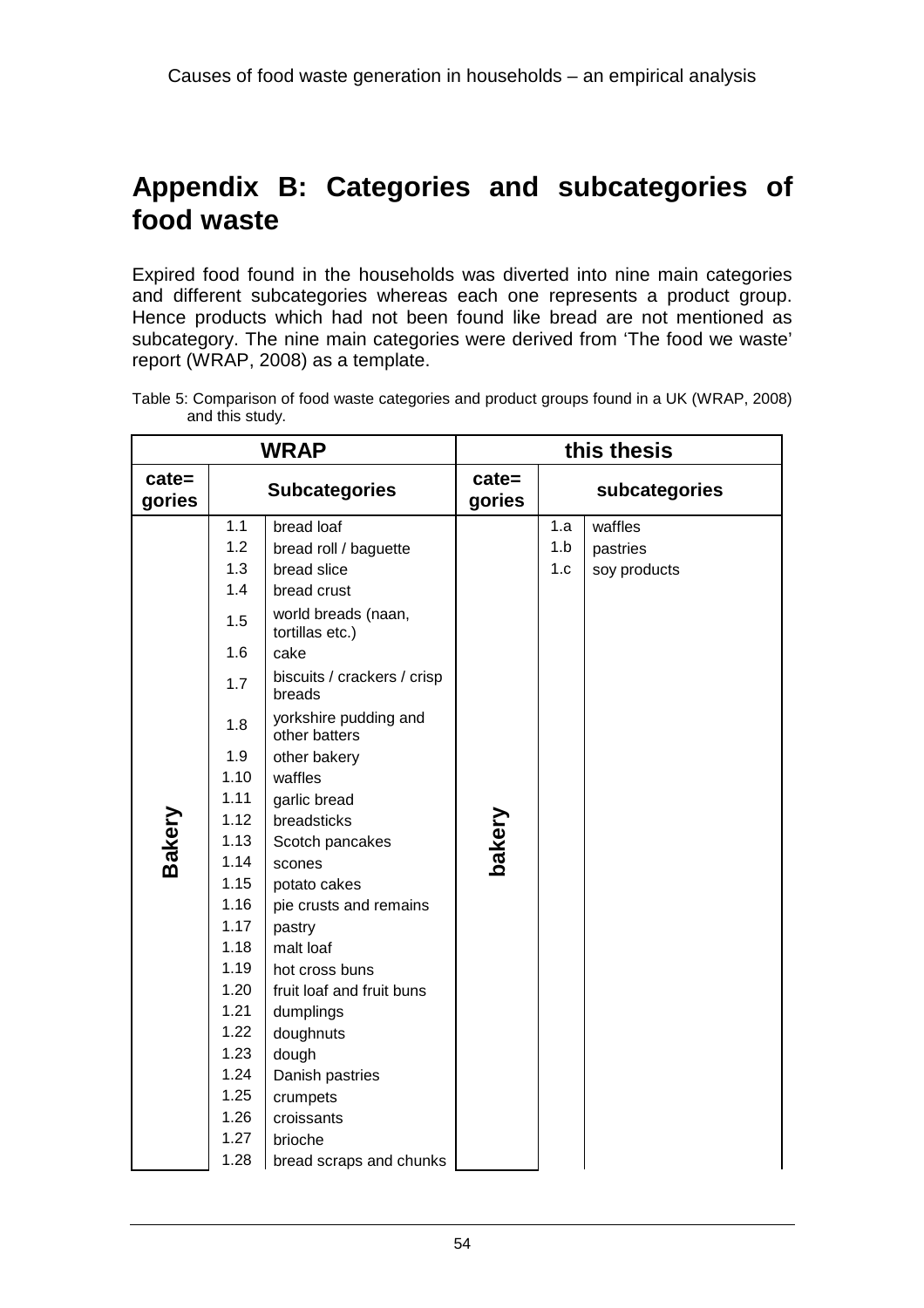# Appendix B: Categories and subcategories of food waste

Expired food found in the households was diverted into nine main categories and different subcategories whereas each one represents a product group. Hence products which had not been found like bread are not mentioned as subcategory. The nine main categories were derived from 'The food we waste' report (WRAP, 2008) as a template.

Table 5: Comparison of food waste categories and product groups found in a UK (WRAP, 2008) and this study.

| WRAP | | | this thesis | | |
|---|---|---|---|---|---|
| cate= gories | Subcategories | | cate= gories | subcategories | |
| Bakery | 1.1 | bread loaf | bakery | 1.a | waffles |
| | 1.2 | bread roll / baguette | | 1.b | pastries |
| | 1.3 | bread slice | | 1.c | soy products |
| | 1.4 | bread crust | | | |
| | 1.5 | world breads (naan, tortillas etc.) | | | |
| | 1.6 | cake | | | |
| | 1.7 | biscuits / crackers / crisp breads | | | |
| | 1.8 | yorkshire pudding and other batters | | | |
| | 1.9 | other bakery | | | |
| | 1.10 | waffles | | | |
| | 1.11 | garlic bread | | | |
| | 1.12 | breadsticks | | | |
| | 1.13 | Scotch pancakes | | | |
| | 1.14 | scones | | | |
| | 1.15 | potato cakes | | | |
| | 1.16 | pie crusts and remains | | | |
| | 1.17 | pastry | | | |
| | 1.18 | malt loaf | | | |
| | 1.19 | hot cross buns | | | |
| | 1.20 | fruit loaf and fruit buns | | | |
| | 1.21 | dumplings | | | |
| | 1.22 | doughnuts | | | |
| | 1.23 | dough | | | |
| | 1.24 | Danish pastries | | | |
| | 1.25 | crumpets | | | |
| | 1.26 | croissants | | | |
| | 1.27 | brioche | | | |
| | 1.28 | bread scraps and chunks | | | |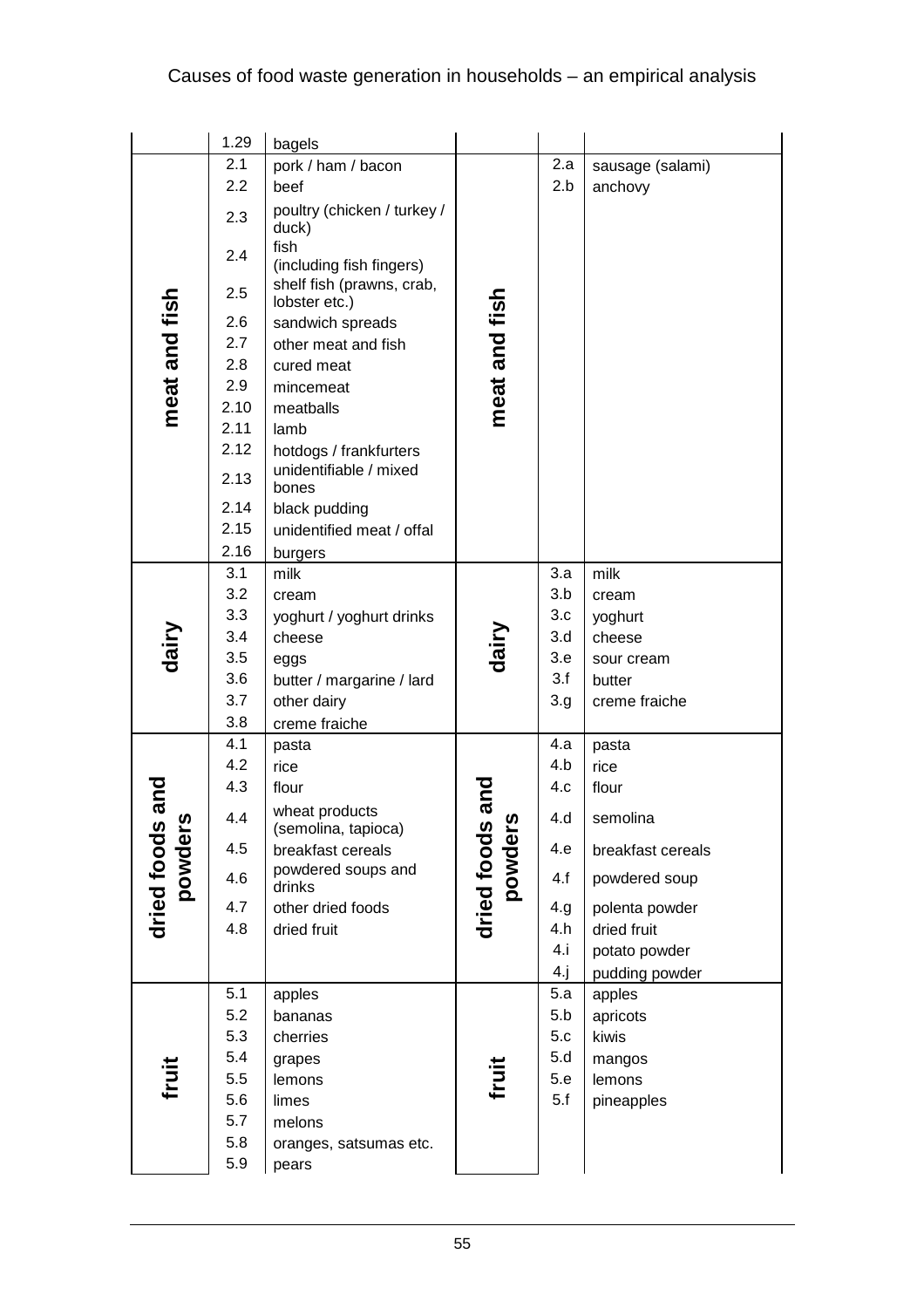| | 1.29 | bagels | | | |
|---|---|---|---|---|---|
| meat and fish | 2.1 | pork / ham / bacon | meat and fish | 2.a | sausage (salami) |
| | 2.2 | beef | | 2.b | anchovy |
| | 2.3 | poultry (chicken / turkey / duck) | | | |
| | 2.4 | fish (including fish fingers) | | | |
| | 2.5 | shelf fish (prawns, crab, lobster etc.) | | | |
| | 2.6 | sandwich spreads | | | |
| | 2.7 | other meat and fish | | | |
| | 2.8 | cured meat | | | |
| | 2.9 | mincemeat | | | |
| | 2.10 | meatballs | | | |
| | 2.11 | lamb | | | |
| | 2.12 | hotdogs / frankfurters | | | |
| | 2.13 | unidentifiable / mixed bones | | | |
| | 2.14 | black pudding | | | |
| | 2.15 | unidentified meat / offal | | | |
| | 2.16 | burgers | | | |
| dairy | 3.1 | milk | dairy | 3.a | milk |
| | 3.2 | cream | | 3.b | cream |
| | 3.3 | yoghurt / yoghurt drinks | | 3.c | yoghurt |
| | 3.4 | cheese | | 3.d | cheese |
| | 3.5 | eggs | | 3.e | sour cream |
| | 3.6 | butter / margarine / lard | | 3.f | butter |
| | 3.7 | other dairy | | 3.g | creme fraiche |
| | 3.8 | creme fraiche | | | |
| dried foods and powders | 4.1 | pasta | dried foods and powders | 4.a | pasta |
| | 4.2 | rice | | 4.b | rice |
| | 4.3 | flour | | 4.c | flour |
| | 4.4 | wheat products (semolina, tapioca) | | 4.d | semolina |
| | 4.5 | breakfast cereals | | 4.e | breakfast cereals |
| | 4.6 | powdered soups and drinks | | 4.f | powdered soup |
| | 4.7 | other dried foods | | 4.g | polenta powder |
| | 4.8 | dried fruit | | 4.h | dried fruit |
| | | | | 4.i | potato powder |
| | | | | 4.j | pudding powder |
| fruit | 5.1 | apples | fruit | 5.a | apples |
| | 5.2 | bananas | | 5.b | apricots |
| | 5.3 | cherries | | 5.c | kiwis |
| | 5.4 | grapes | | 5.d | mangos |
| | 5.5 | lemons | | 5.e | lemons |
| | 5.6 | limes | | 5.f | pineapples |
| | 5.7 | melons | | | |
| | 5.8 | oranges, satsumas etc. | | | |
| | 5.9 | pears | | | |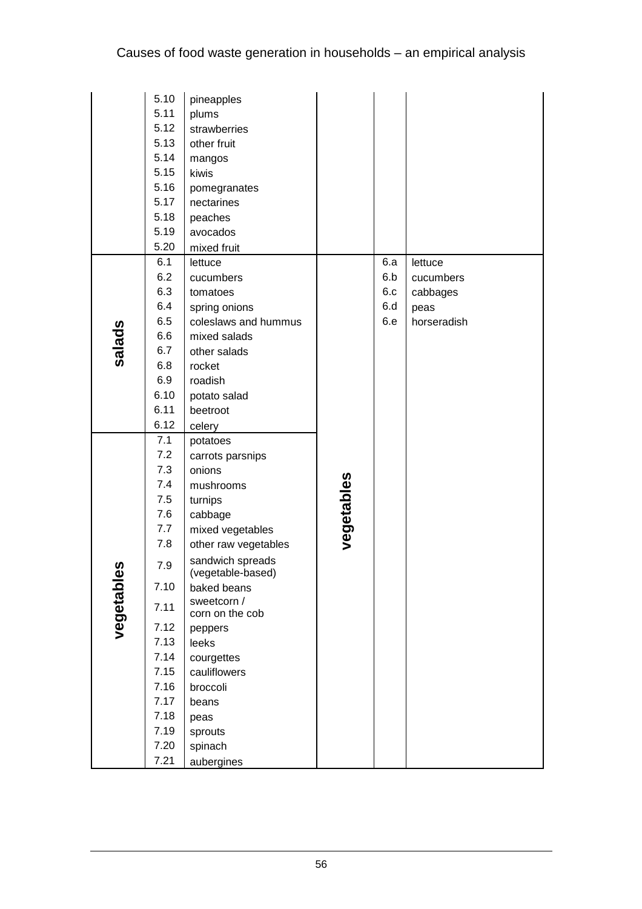|  | 5.10 | pineapples |  |  |  |
|---|---|---|---|---|---|
|  | 5.11 | plums |  |  |  |
|  | 5.12 | strawberries |  |  |  |
|  | 5.13 | other fruit |  |  |  |
|  | 5.14 | mangos |  |  |  |
|  | 5.15 | kiwis |  |  |  |
|  | 5.16 | pomegranates |  |  |  |
|  | 5.17 | nectarines |  |  |  |
|  | 5.18 | peaches |  |  |  |
|  | 5.19 | avocados |  |  |  |
|  | 5.20 | mixed fruit |  |  |  |
| salads | 6.1 | lettuce | vegetables | 6.a | lettuce |
|  | 6.2 | cucumbers |  | 6.b | cucumbers |
|  | 6.3 | tomatoes |  | 6.c | cabbages |
|  | 6.4 | spring onions |  | 6.d | peas |
|  | 6.5 | coleslaws and hummus |  | 6.e | horseradish |
|  | 6.6 | mixed salads |  |  |  |
|  | 6.7 | other salads |  |  |  |
|  | 6.8 | rocket |  |  |  |
|  | 6.9 | roadish |  |  |  |
|  | 6.10 | potato salad |  |  |  |
|  | 6.11 | beetroot |  |  |  |
|  | 6.12 | celery |  |  |  |
| vegetables | 7.1 | potatoes |  |  |  |
|  | 7.2 | carrots parsnips |  |  |  |
|  | 7.3 | onions |  |  |  |
|  | 7.4 | mushrooms |  |  |  |
|  | 7.5 | turnips |  |  |  |
|  | 7.6 | cabbage |  |  |  |
|  | 7.7 | mixed vegetables |  |  |  |
|  | 7.8 | other raw vegetables |  |  |  |
|  | 7.9 | sandwich spreads (vegetable-based) |  |  |  |
|  | 7.10 | baked beans |  |  |  |
|  | 7.11 | sweetcorn / corn on the cob |  |  |  |
|  | 7.12 | peppers |  |  |  |
|  | 7.13 | leeks |  |  |  |
|  | 7.14 | courgettes |  |  |  |
|  | 7.15 | cauliflowers |  |  |  |
|  | 7.16 | broccoli |  |  |  |
|  | 7.17 | beans |  |  |  |
|  | 7.18 | peas |  |  |  |
|  | 7.19 | sprouts |  |  |  |
|  | 7.20 | spinach |  |  |  |
|  | 7.21 | aubergines |  |  |  |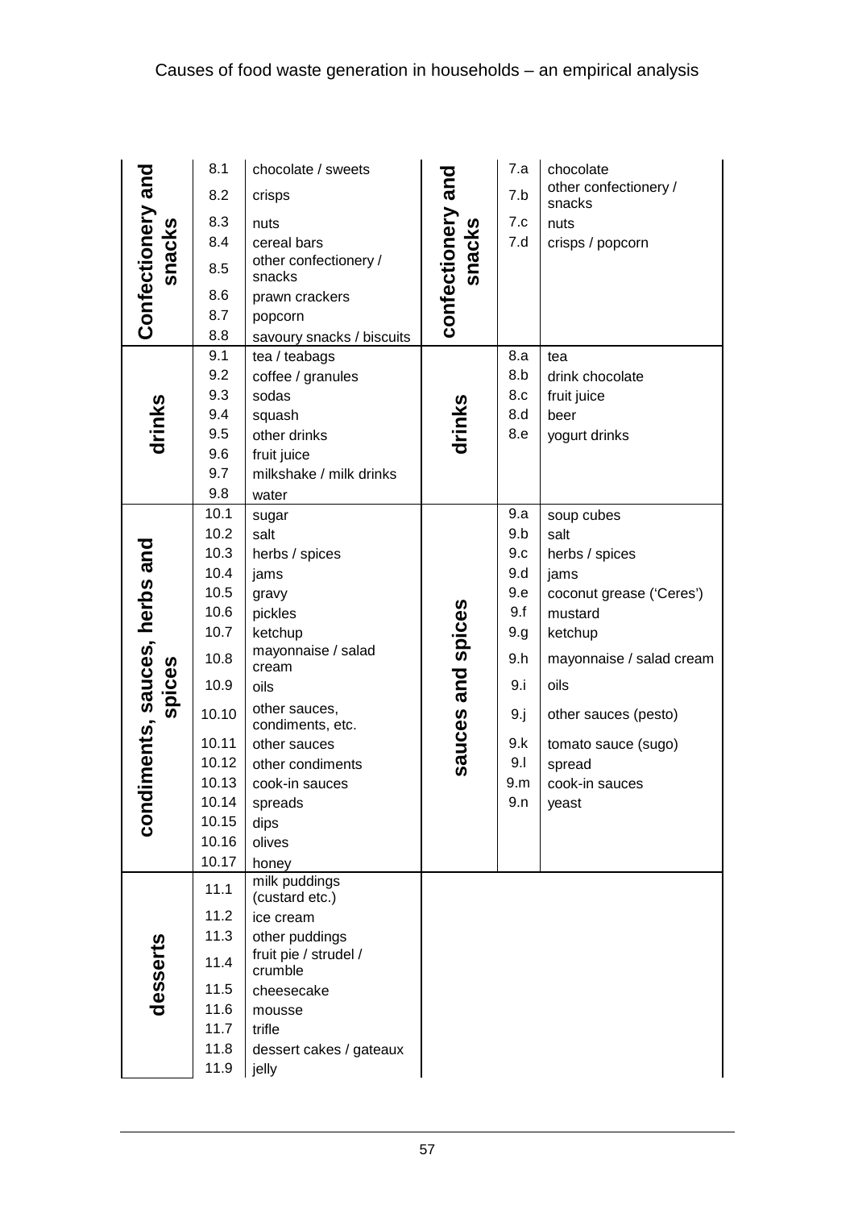| | | | | | |
|---|---|---|---|---|---|
| **Confectionery and snacks** | 8.1 | chocolate / sweets | **confectionery and snacks** | 7.a | chocolate |
| | 8.2 | crisps | | 7.b | other confectionery / snacks |
| | 8.3 | nuts | | 7.c | nuts |
| | 8.4 | cereal bars | | 7.d | crisps / popcorn |
| | 8.5 | other confectionery / snacks | | | |
| | 8.6 | prawn crackers | | | |
| | 8.7 | popcorn | | | |
| | 8.8 | savoury snacks / biscuits | | | |
| **drinks** | 9.1 | tea / teabags | **drinks** | 8.a | tea |
| | 9.2 | coffee / granules | | 8.b | drink chocolate |
| | 9.3 | sodas | | 8.c | fruit juice |
| | 9.4 | squash | | 8.d | beer |
| | 9.5 | other drinks | | 8.e | yogurt drinks |
| | 9.6 | fruit juice | | | |
| | 9.7 | milkshake / milk drinks | | | |
| | 9.8 | water | | | |
| **condiments, sauces, herbs and spices** | 10.1 | sugar | **sauces and spices** | 9.a | soup cubes |
| | 10.2 | salt | | 9.b | salt |
| | 10.3 | herbs / spices | | 9.c | herbs / spices |
| | 10.4 | jams | | 9.d | jams |
| | 10.5 | gravy | | 9.e | coconut grease ('Ceres') |
| | 10.6 | pickles | | 9.f | mustard |
| | 10.7 | ketchup | | 9.g | ketchup |
| | 10.8 | mayonnaise / salad cream | | 9.h | mayonnaise / salad cream |
| | 10.9 | oils | | 9.i | oils |
| | 10.10 | other sauces, condiments, etc. | | 9.j | other sauces (pesto) |
| | 10.11 | other sauces | | 9.k | tomato sauce (sugo) |
| | 10.12 | other condiments | | 9.l | spread |
| | 10.13 | cook-in sauces | | 9.m | cook-in sauces |
| | 10.14 | spreads | | 9.n | yeast |
| | 10.15 | dips | | | |
| | 10.16 | olives | | | |
| | 10.17 | honey | | | |
| **desserts** | 11.1 | milk puddings (custard etc.) | | | |
| | 11.2 | ice cream | | | |
| | 11.3 | other puddings | | | |
| | 11.4 | fruit pie / strudel / crumble | | | |
| | 11.5 | cheesecake | | | |
| | 11.6 | mousse | | | |
| | 11.7 | trifle | | | |
| | 11.8 | dessert cakes / gateaux | | | |
| | 11.9 | jelly | | | |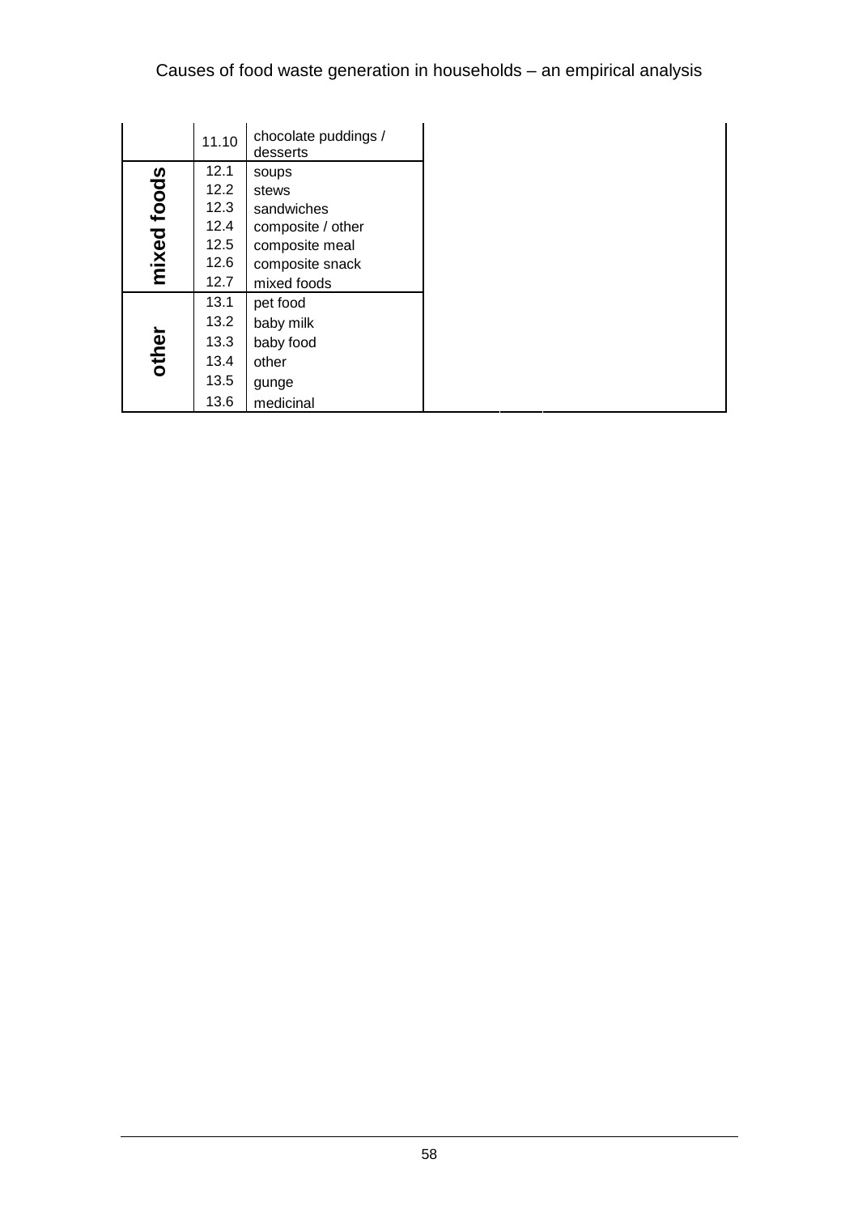| | | | | | |
|---|---|---|---|---|---|
| | 11.10 | chocolate puddings / desserts | | | |
| mixed foods | 12.1 | soups | | | |
| | 12.2 | stews | | | |
| | 12.3 | sandwiches | | | |
| | 12.4 | composite / other | | | |
| | 12.5 | composite meal | | | |
| | 12.6 | composite snack | | | |
| | 12.7 | mixed foods | | | |
| other | 13.1 | pet food | | | |
| | 13.2 | baby milk | | | |
| | 13.3 | baby food | | | |
| | 13.4 | other | | | |
| | 13.5 | gunge | | | |
| | 13.6 | medicinal | | | |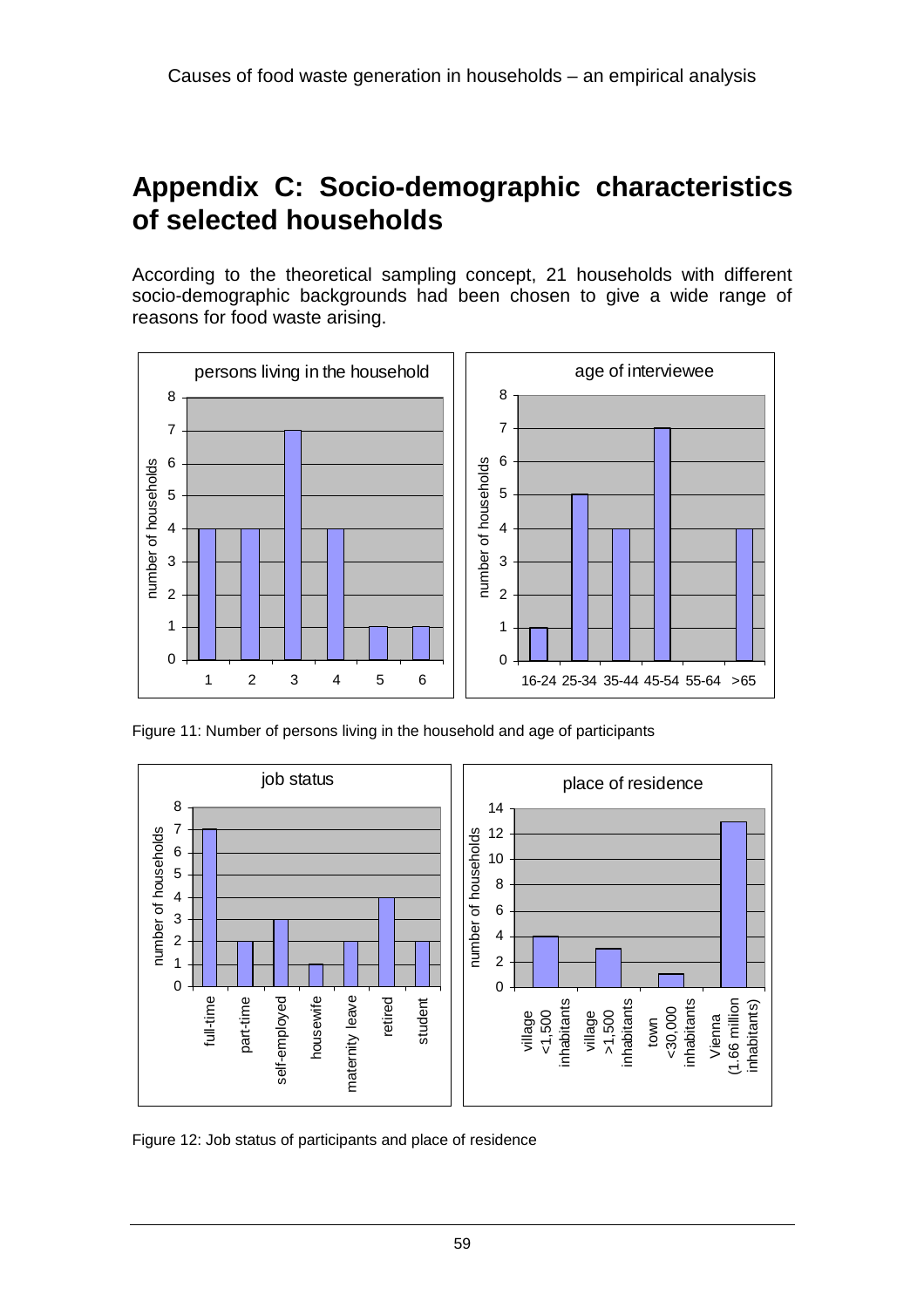# Appendix C: Socio-demographic characteristics of selected households

According to the theoretical sampling concept, 21 households with different socio-demographic backgrounds had been chosen to give a wide range of reasons for food waste arising.

Figure 11: Number of persons living in the household and age of participants

Figure 12: Job status of participants and place of residence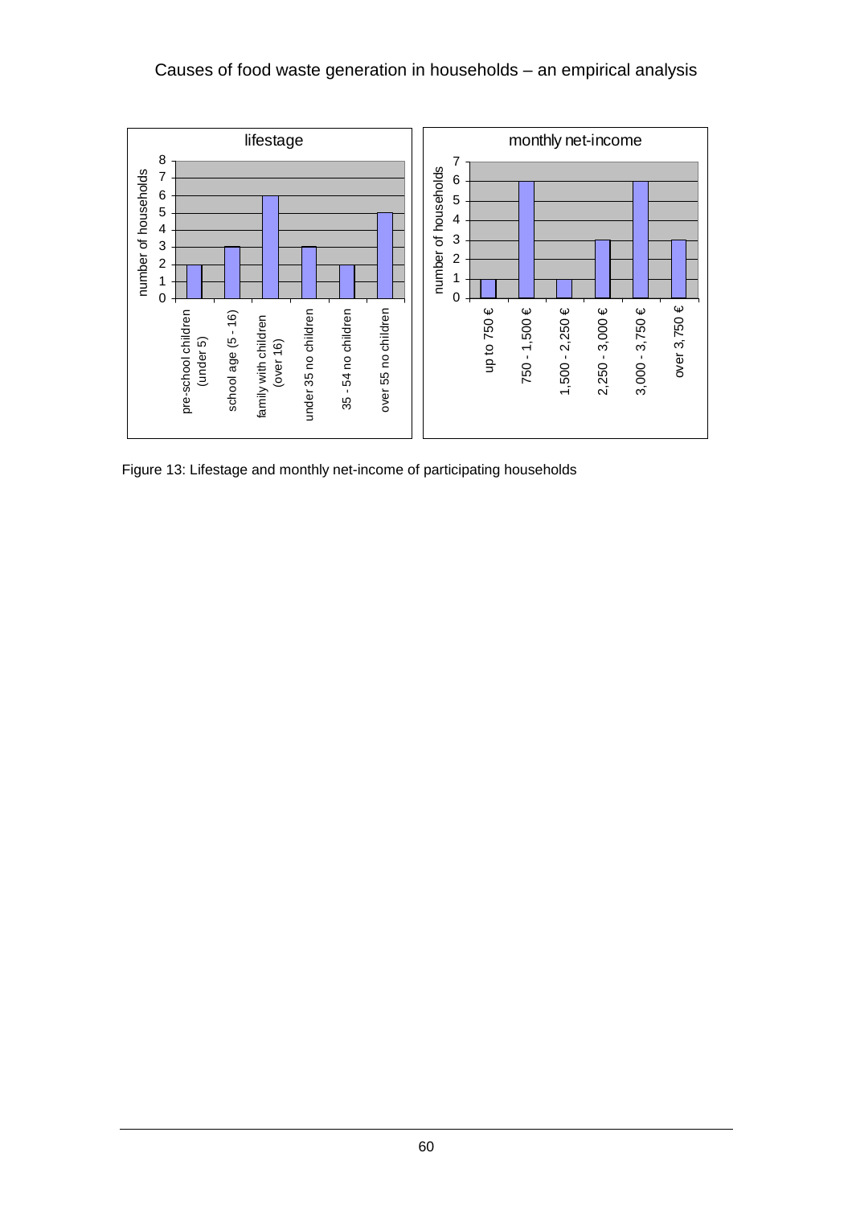Figure 13: Lifestage and monthly net-income of participating households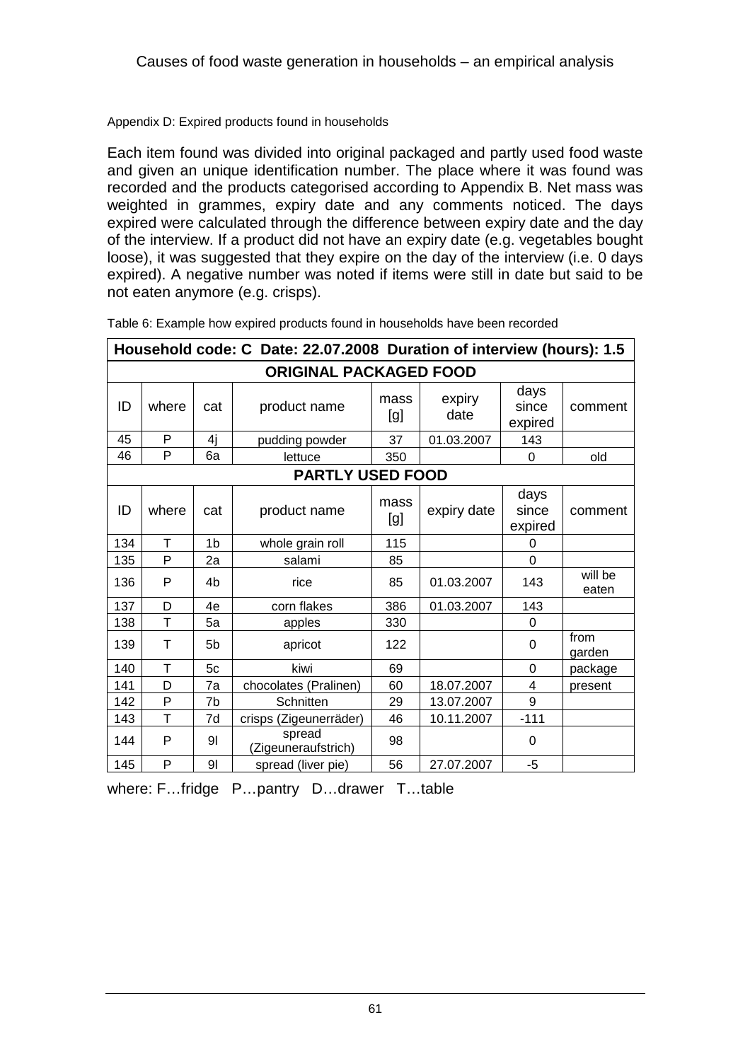Appendix D: Expired products found in households

Each item found was divided into original packaged and partly used food waste and given an unique identification number. The place where it was found was recorded and the products categorised according to Appendix B. Net mass was weighted in grammes, expiry date and any comments noticed. The days expired were calculated through the difference between expiry date and the day of the interview. If a product did not have an expiry date (e.g. vegetables bought loose), it was suggested that they expire on the day of the interview (i.e. 0 days expired). A negative number was noted if items were still in date but said to be not eaten anymore (e.g. crisps).

Table 6: Example how expired products found in households have been recorded

| **Household code: C Date: 22.07.2008 Duration of interview (hours): 1.5** | | | | | | | |
|---|---|---|---|---|---|---|---|
| **ORIGINAL PACKAGED FOOD** | | | | | | | |
| ID | where | cat | product name | mass [g] | expiry date | days since expired | comment |
| 45 | P | 4j | pudding powder | 37 | 01.03.2007 | 143 | |
| 46 | P | 6a | lettuce | 350 | | 0 | old |
| **PARTLY USED FOOD** | | | | | | | |
| ID | where | cat | product name | mass [g] | expiry date | days since expired | comment |
| 134 | T | 1b | whole grain roll | 115 | | 0 | |
| 135 | P | 2a | salami | 85 | | 0 | |
| 136 | P | 4b | rice | 85 | 01.03.2007 | 143 | will be eaten |
| 137 | D | 4e | corn flakes | 386 | 01.03.2007 | 143 | |
| 138 | T | 5a | apples | 330 | | 0 | |
| 139 | T | 5b | apricot | 122 | | 0 | from garden |
| 140 | T | 5c | kiwi | 69 | | 0 | package |
| 141 | D | 7a | chocolates (Pralinen) | 60 | 18.07.2007 | 4 | present |
| 142 | P | 7b | Schnitten | 29 | 13.07.2007 | 9 | |
| 143 | T | 7d | crisps (Zigeunerräder) | 46 | 10.11.2007 | -111 | |
| 144 | P | 9l | spread (Zigeuneraufstrich) | 98 | | 0 | |
| 145 | P | 9l | spread (liver pie) | 56 | 27.07.2007 | -5 | |

where: F…fridge P…pantry D…drawer T…table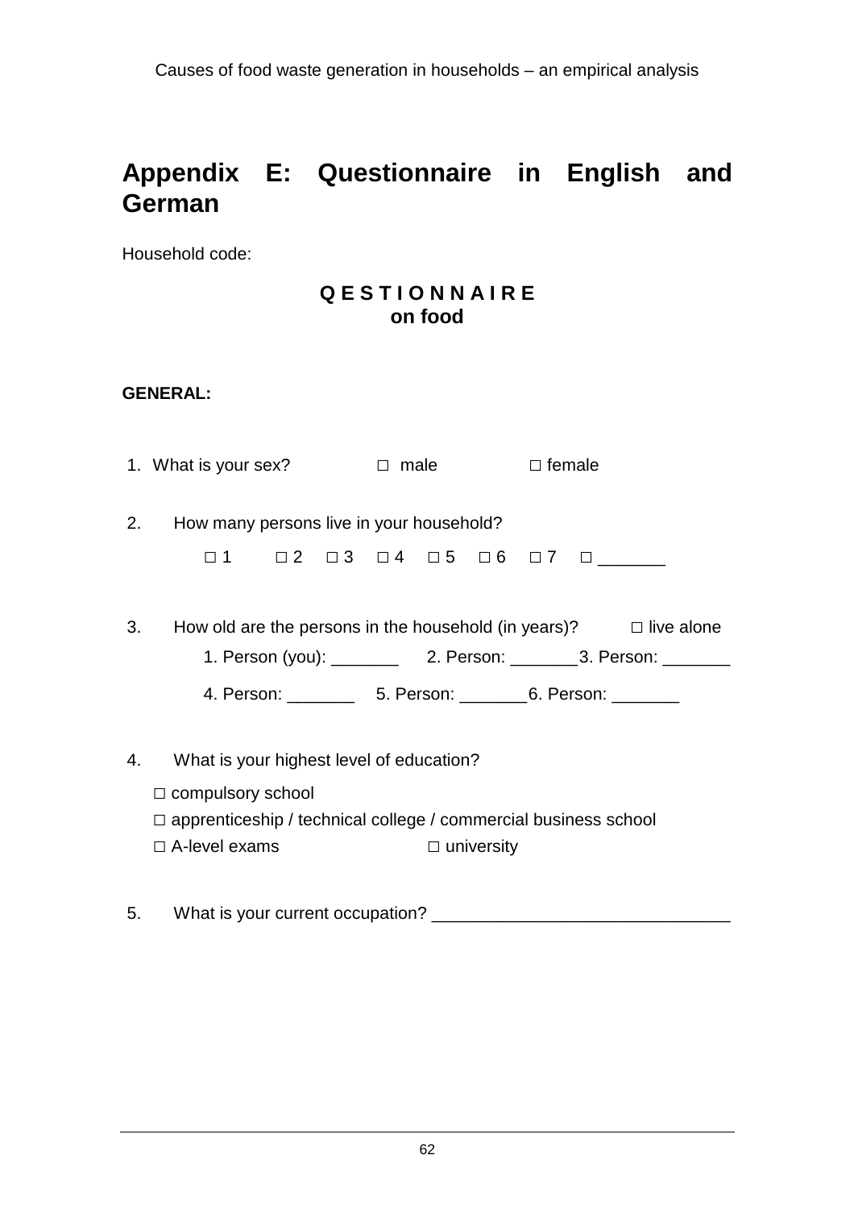# Appendix E: Questionnaire in English and German

Household code:

**Q E S T I O N N A I R E**
**on food**

**GENERAL:**

1. What is your sex? □ male □ female

2. How many persons live in your household?

   □ 1 □ 2 □ 3 □ 4 □ 5 □ 6 □ 7 □ _______

3. How old are the persons in the household (in years)? □ live alone

   1. Person (you): _______ 2. Person: _______ 3. Person: _______

   4. Person: _______ 5. Person: _______ 6. Person: _______

4. What is your highest level of education?

   □ compulsory school
   □ apprenticeship / technical college / commercial business school
   □ A-level exams □ university

5. What is your current occupation? ______________________________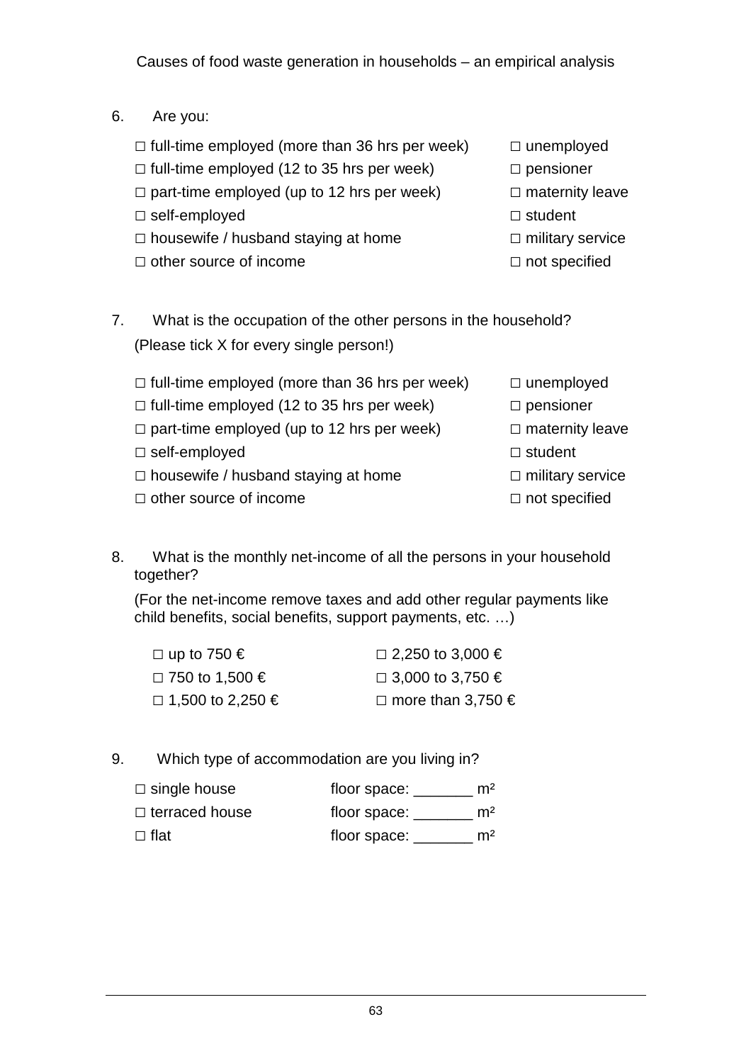6. Are you:

□ full-time employed (more than 36 hrs per week)
□ full-time employed (12 to 35 hrs per week)
□ part-time employed (up to 12 hrs per week)
□ self-employed
□ housewife / husband staying at home
□ other source of income
□ unemployed
□ pensioner
□ maternity leave
□ student
□ military service
□ not specified

7. What is the occupation of the other persons in the household? (Please tick X for every single person!)

□ full-time employed (more than 36 hrs per week)
□ full-time employed (12 to 35 hrs per week)
□ part-time employed (up to 12 hrs per week)
□ self-employed
□ housewife / husband staying at home
□ other source of income
□ unemployed
□ pensioner
□ maternity leave
□ student
□ military service
□ not specified

8. What is the monthly net-income of all the persons in your household together?

(For the net-income remove taxes and add other regular payments like child benefits, social benefits, support payments, etc. …)

□ up to 750 €
□ 750 to 1,500 €
□ 1,500 to 2,250 €
□ 2,250 to 3,000 €
□ 3,000 to 3,750 €
□ more than 3,750 €

9. Which type of accommodation are you living in?

□ single house floor space: _______ m²
□ terraced house floor space: _______ m²
□ flat floor space: _______ m²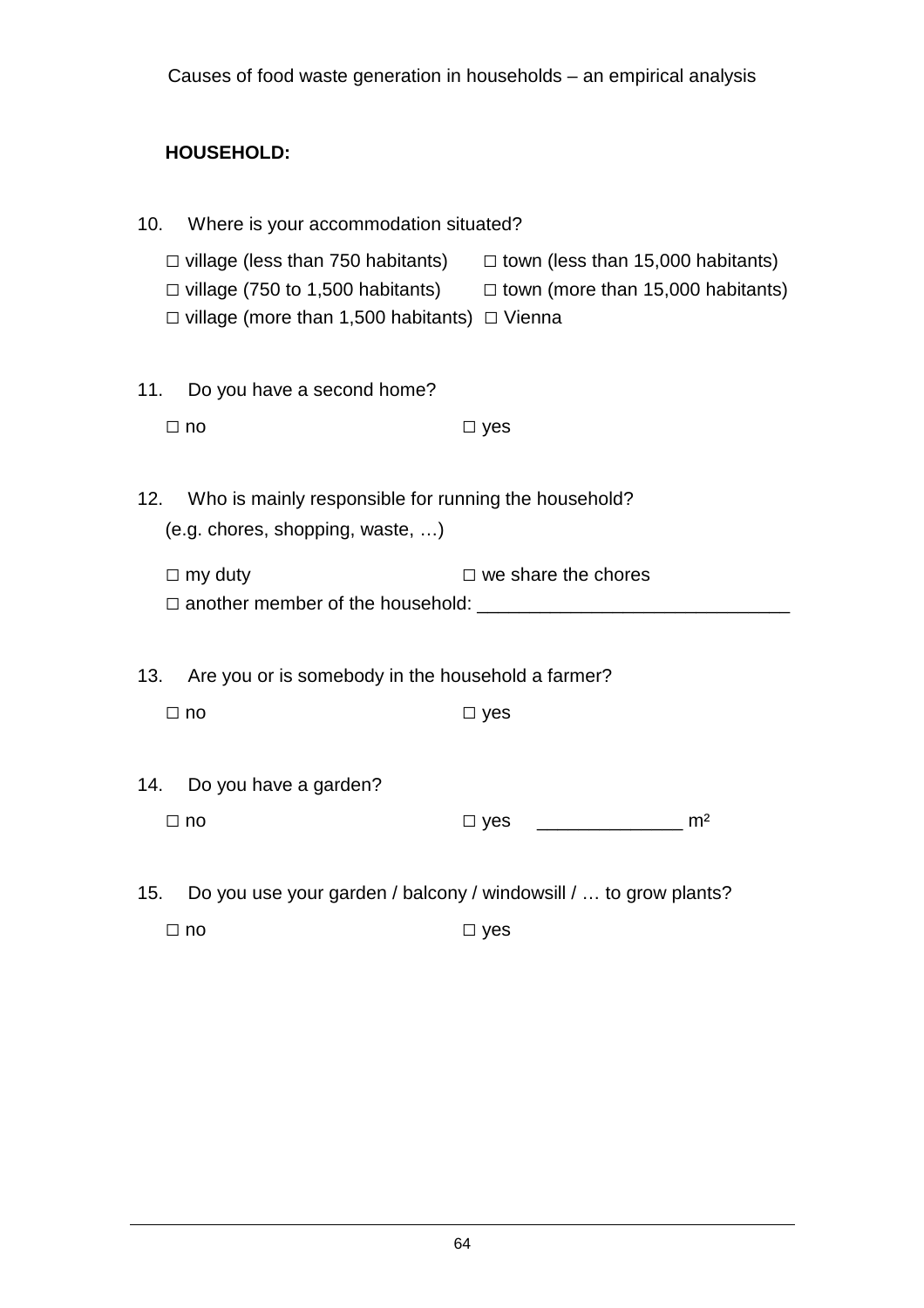**HOUSEHOLD:**

10. Where is your accommodation situated?

    □ village (less than 750 habitants) □ town (less than 15,000 habitants)
    □ village (750 to 1,500 habitants) □ town (more than 15,000 habitants)
    □ village (more than 1,500 habitants) □ Vienna

11. Do you have a second home?

    □ no □ yes

12. Who is mainly responsible for running the household?
    (e.g. chores, shopping, waste, …)

    □ my duty □ we share the chores
    □ another member of the household: ______________________________

13. Are you or is somebody in the household a farmer?

    □ no □ yes

14. Do you have a garden?

    □ no □ yes ______________ m²

15. Do you use your garden / balcony / windowsill / … to grow plants?

    □ no □ yes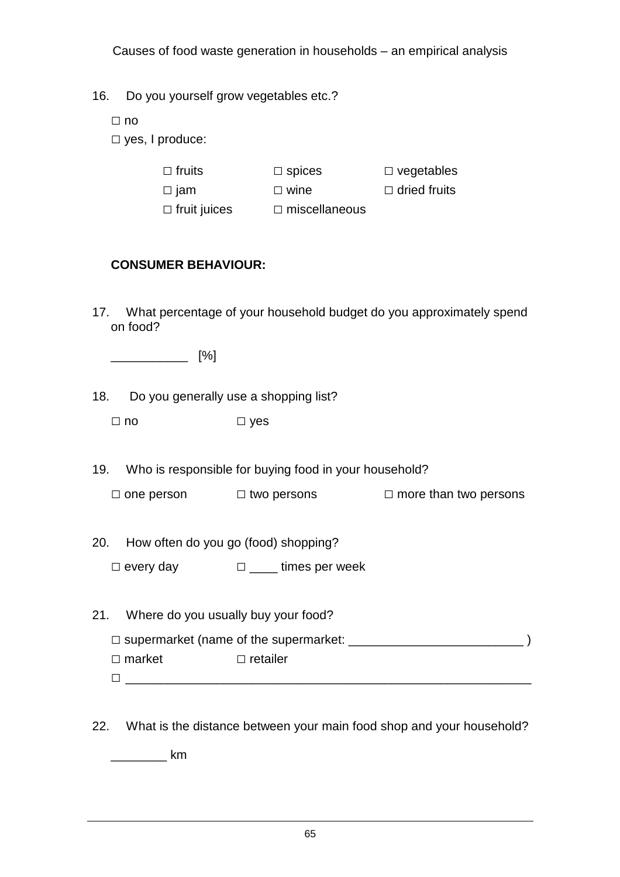16. Do you yourself grow vegetables etc.?

□ no

□ yes, I produce:

| | | |
|---|---|---|
| □ fruits | □ spices | □ vegetables |
| □ jam | □ wine | □ dried fruits |
| □ fruit juices | □ miscellaneous | |

**CONSUMER BEHAVIOUR:**

17. What percentage of your household budget do you approximately spend on food?

___________ [%]

18. Do you generally use a shopping list?

□ no □ yes

19. Who is responsible for buying food in your household?

□ one person □ two persons □ more than two persons

20. How often do you go (food) shopping?

□ every day □ ____ times per week

21. Where do you usually buy your food?

□ supermarket (name of the supermarket: ________________________ )

□ market □ retailer

□ ____________________________________________________________

22. What is the distance between your main food shop and your household?

________ km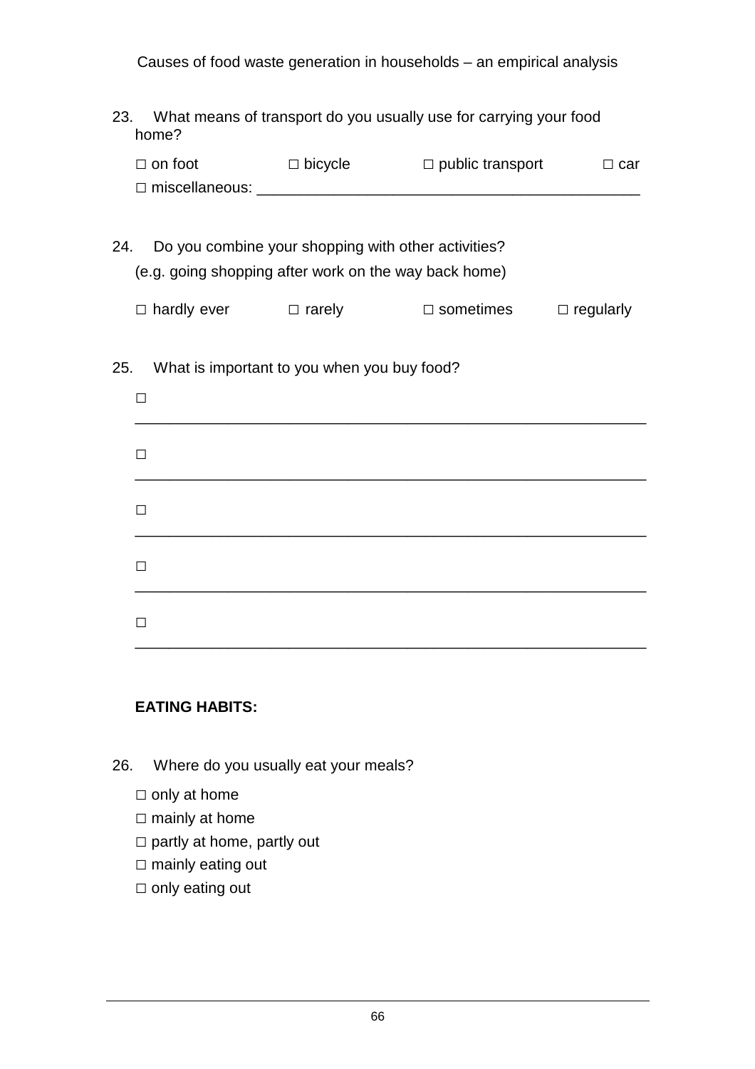23. What means of transport do you usually use for carrying your food home?

□ on foot □ bicycle □ public transport □ car
□ miscellaneous: ___________________________________________

24. Do you combine your shopping with other activities?
(e.g. going shopping after work on the way back home)

□ hardly ever □ rarely □ sometimes □ regularly

25. What is important to you when you buy food?

□ ___________________________________________________________

□ ___________________________________________________________

□ ___________________________________________________________

□ ___________________________________________________________

□ ___________________________________________________________

**EATING HABITS:**

26. Where do you usually eat your meals?

□ only at home
□ mainly at home
□ partly at home, partly out
□ mainly eating out
□ only eating out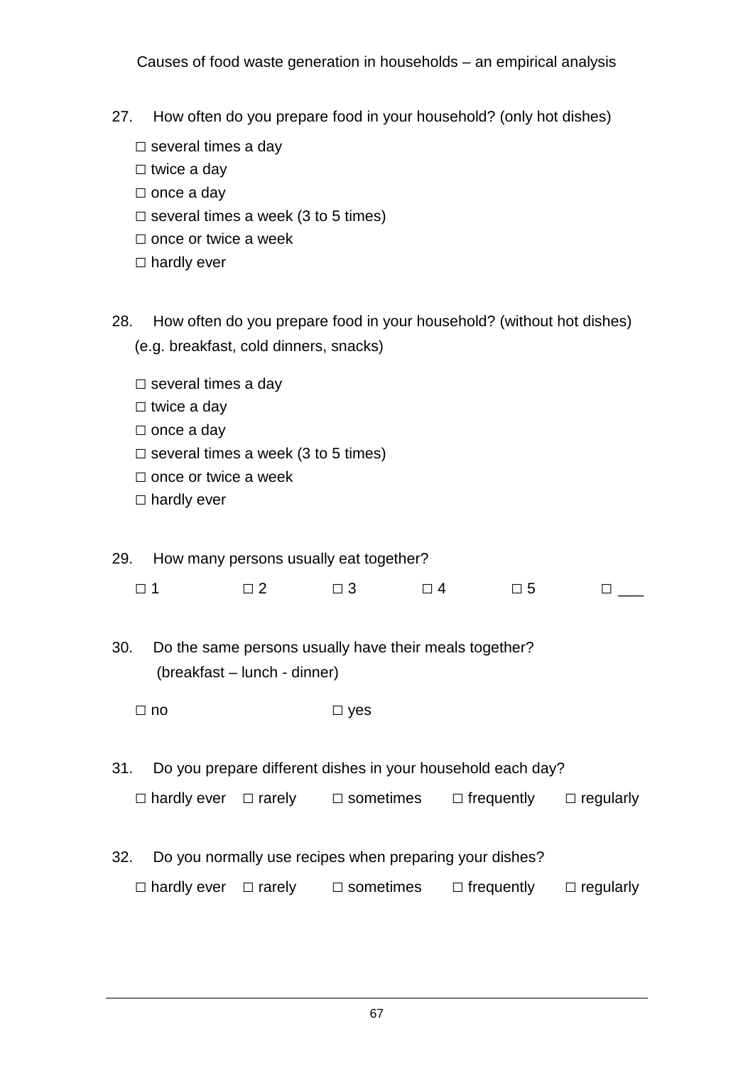27. How often do you prepare food in your household? (only hot dishes)

☐ several times a day
☐ twice a day
☐ once a day
☐ several times a week (3 to 5 times)
☐ once or twice a week
☐ hardly ever

28. How often do you prepare food in your household? (without hot dishes) (e.g. breakfast, cold dinners, snacks)

☐ several times a day
☐ twice a day
☐ once a day
☐ several times a week (3 to 5 times)
☐ once or twice a week
☐ hardly ever

29. How many persons usually eat together?

☐ 1 ☐ 2 ☐ 3 ☐ 4 ☐ 5 ☐ ___

30. Do the same persons usually have their meals together? (breakfast – lunch - dinner)

☐ no ☐ yes

31. Do you prepare different dishes in your household each day?

☐ hardly ever ☐ rarely ☐ sometimes ☐ frequently ☐ regularly

32. Do you normally use recipes when preparing your dishes?

☐ hardly ever ☐ rarely ☐ sometimes ☐ frequently ☐ regularly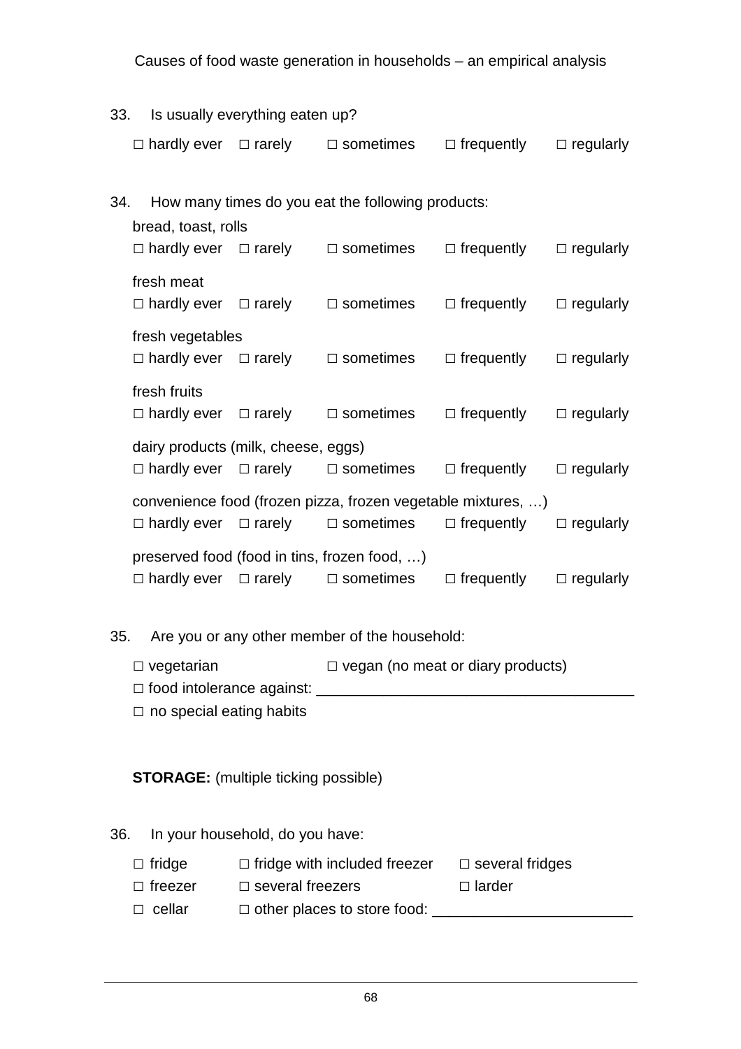33. Is usually everything eaten up?

☐ hardly ever ☐ rarely ☐ sometimes ☐ frequently ☐ regularly

34. How many times do you eat the following products:

bread, toast, rolls

☐ hardly ever ☐ rarely ☐ sometimes ☐ frequently ☐ regularly

fresh meat

☐ hardly ever ☐ rarely ☐ sometimes ☐ frequently ☐ regularly

fresh vegetables

☐ hardly ever ☐ rarely ☐ sometimes ☐ frequently ☐ regularly

fresh fruits

☐ hardly ever ☐ rarely ☐ sometimes ☐ frequently ☐ regularly

dairy products (milk, cheese, eggs)

☐ hardly ever ☐ rarely ☐ sometimes ☐ frequently ☐ regularly

convenience food (frozen pizza, frozen vegetable mixtures, …)

☐ hardly ever ☐ rarely ☐ sometimes ☐ frequently ☐ regularly

preserved food (food in tins, frozen food, …)

☐ hardly ever ☐ rarely ☐ sometimes ☐ frequently ☐ regularly

35. Are you or any other member of the household:

☐ vegetarian ☐ vegan (no meat or diary products)

☐ food intolerance against: ______________________________________

☐ no special eating habits

**STORAGE:** (multiple ticking possible)

36. In your household, do you have:

☐ fridge ☐ fridge with included freezer ☐ several fridges

☐ freezer ☐ several freezers ☐ larder

☐ cellar ☐ other places to store food: ________________________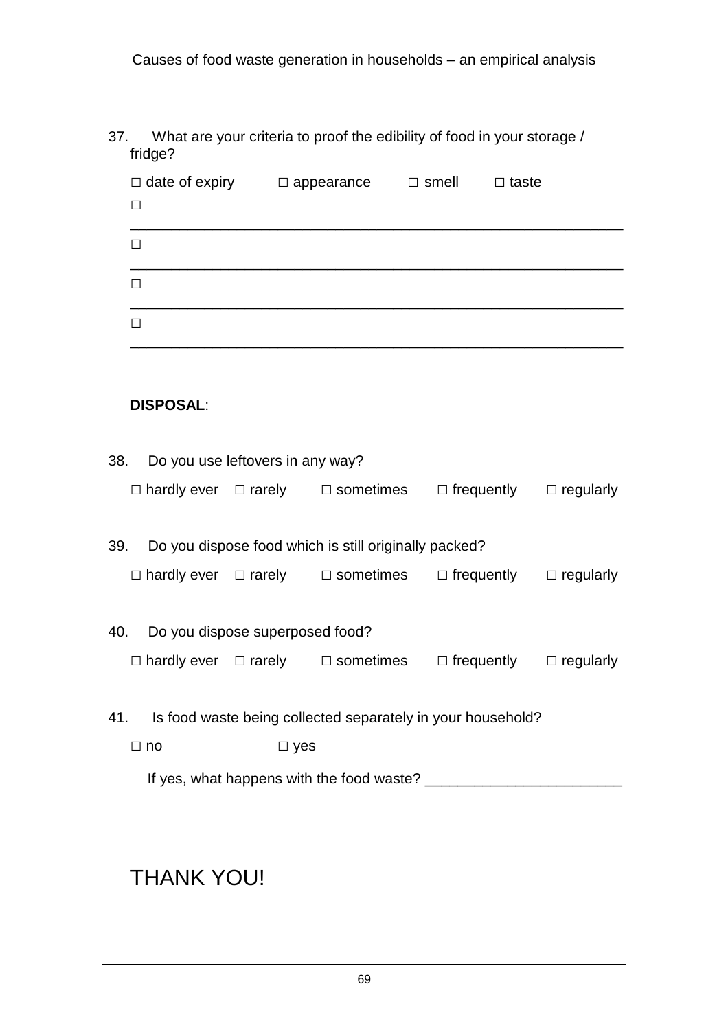37. What are your criteria to proof the edibility of food in your storage / fridge?

□ date of expiry □ appearance □ smell □ taste

□ ___________________________________________________________

□ ___________________________________________________________

□ ___________________________________________________________

□ ___________________________________________________________

**DISPOSAL**:

38. Do you use leftovers in any way?

□ hardly ever □ rarely □ sometimes □ frequently □ regularly

39. Do you dispose food which is still originally packed?

□ hardly ever □ rarely □ sometimes □ frequently □ regularly

40. Do you dispose superposed food?

□ hardly ever □ rarely □ sometimes □ frequently □ regularly

41. Is food waste being collected separately in your household?

□ no □ yes

If yes, what happens with the food waste? ________________________

# THANK YOU!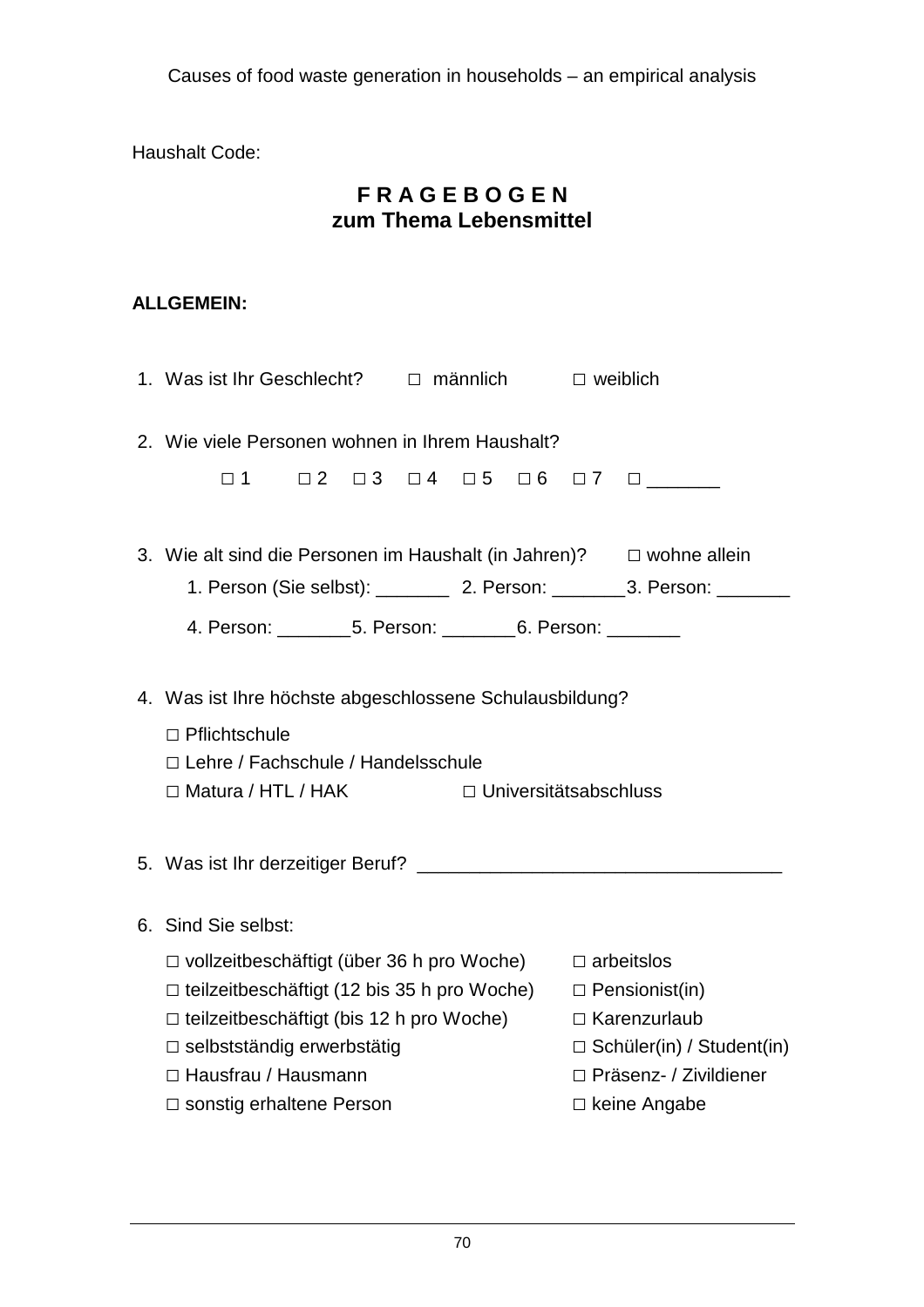Haushalt Code:

# F R A G E B O G E N
# zum Thema Lebensmittel

**ALLGEMEIN:**

1. Was ist Ihr Geschlecht? □ männlich □ weiblich

2. Wie viele Personen wohnen in Ihrem Haushalt?

   □ 1 □ 2 □ 3 □ 4 □ 5 □ 6 □ 7 □ _______

3. Wie alt sind die Personen im Haushalt (in Jahren)? □ wohne allein

   1. Person (Sie selbst): _______ 2. Person: _______ 3. Person: _______

   4. Person: _______ 5. Person: _______ 6. Person: _______

4. Was ist Ihre höchste abgeschlossene Schulausbildung?

   □ Pflichtschule
   □ Lehre / Fachschule / Handelsschule
   □ Matura / HTL / HAK □ Universitätsabschluss

5. Was ist Ihr derzeitiger Beruf? ___________________________________

6. Sind Sie selbst:

   □ vollzeitbeschäftigt (über 36 h pro Woche)
   □ teilzeitbeschäftigt (12 bis 35 h pro Woche)
   □ teilzeitbeschäftigt (bis 12 h pro Woche)
   □ selbstständig erwerbstätig
   □ Hausfrau / Hausmann
   □ sonstig erhaltene Person
   □ arbeitslos
   □ Pensionist(in)
   □ Karenzurlaub
   □ Schüler(in) / Student(in)
   □ Präsenz- / Zivildiener
   □ keine Angabe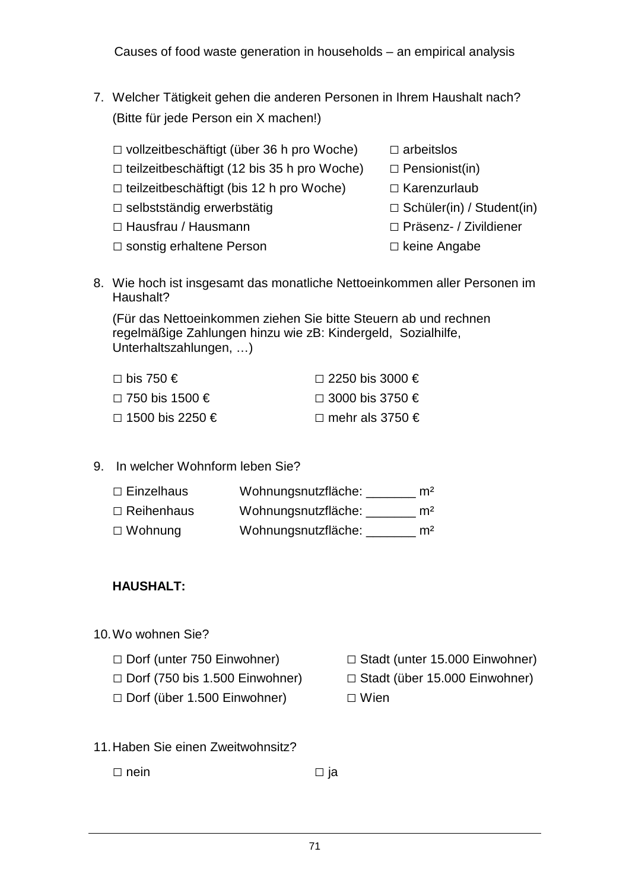7. Welcher Tätigkeit gehen die anderen Personen in Ihrem Haushalt nach? (Bitte für jede Person ein X machen!)

   □ vollzeitbeschäftigt (über 36 h pro Woche)
   □ teilzeitbeschäftigt (12 bis 35 h pro Woche)
   □ teilzeitbeschäftigt (bis 12 h pro Woche)
   □ selbstständig erwerbstätig
   □ Hausfrau / Hausmann
   □ sonstig erhaltene Person
   □ arbeitslos
   □ Pensionist(in)
   □ Karenzurlaub
   □ Schüler(in) / Student(in)
   □ Präsenz- / Zivildiener
   □ keine Angabe

8. Wie hoch ist insgesamt das monatliche Nettoeinkommen aller Personen im Haushalt?

   (Für das Nettoeinkommen ziehen Sie bitte Steuern ab und rechnen regelmäßige Zahlungen hinzu wie zB: Kindergeld, Sozialhilfe, Unterhaltszahlungen, …)

   □ bis 750 €
   □ 750 bis 1500 €
   □ 1500 bis 2250 €
   □ 2250 bis 3000 €
   □ 3000 bis 3750 €
   □ mehr als 3750 €

9. In welcher Wohnform leben Sie?

   □ Einzelhaus Wohnungsnutzfläche: _______ m²
   □ Reihenhaus Wohnungsnutzfläche: _______ m²
   □ Wohnung Wohnungsnutzfläche: _______ m²

**HAUSHALT:**

10. Wo wohnen Sie?

    □ Dorf (unter 750 Einwohner)
    □ Dorf (750 bis 1.500 Einwohner)
    □ Dorf (über 1.500 Einwohner)
    □ Stadt (unter 15.000 Einwohner)
    □ Stadt (über 15.000 Einwohner)
    □ Wien

11. Haben Sie einen Zweitwohnsitz?

    □ nein □ ja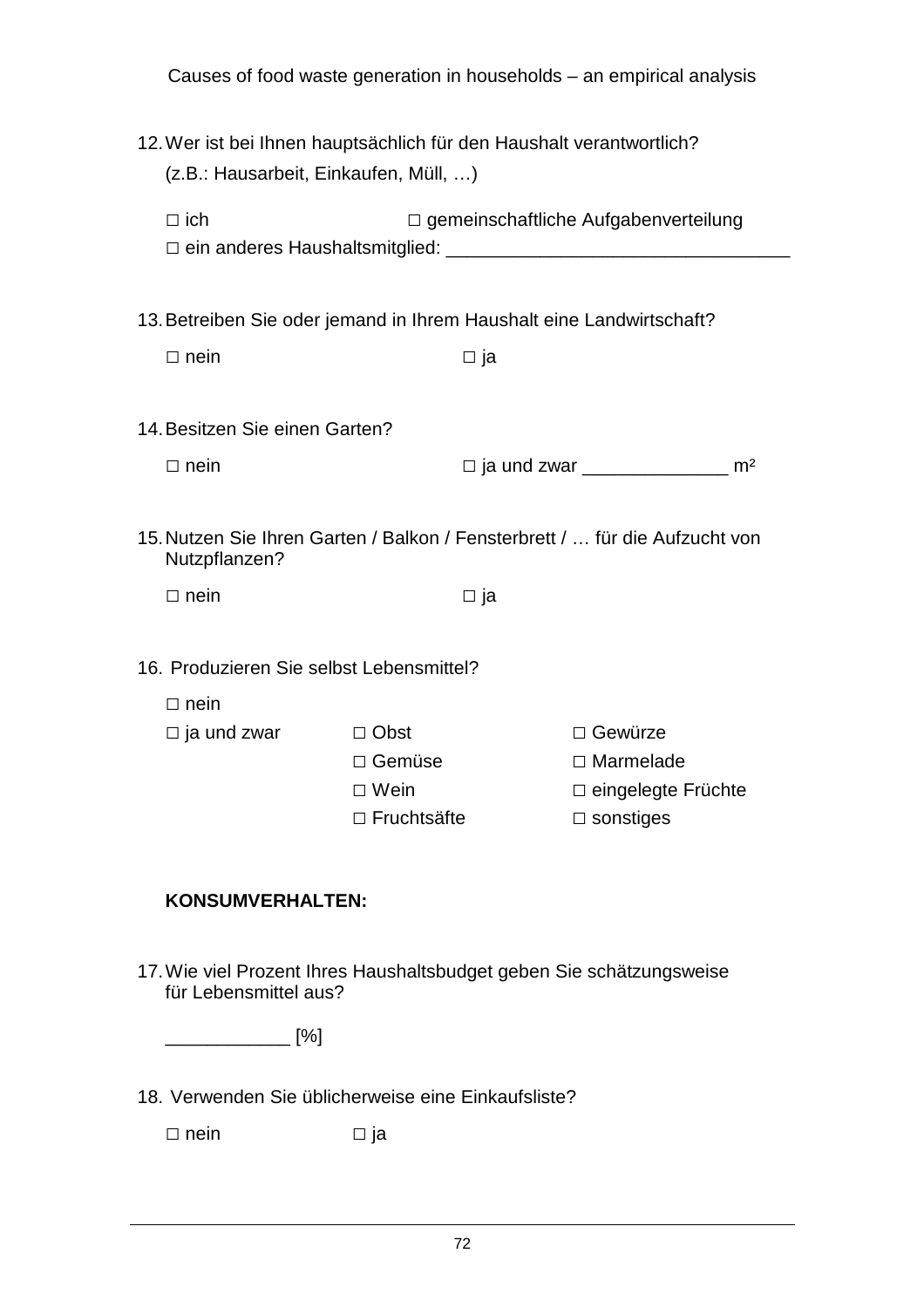12. Wer ist bei Ihnen hauptsächlich für den Haushalt verantwortlich?
    (z.B.: Hausarbeit, Einkaufen, Müll, …)

    □ ich □ gemeinschaftliche Aufgabenverteilung
    □ ein anderes Haushaltsmitglied: _________________________________

13. Betreiben Sie oder jemand in Ihrem Haushalt eine Landwirtschaft?

    □ nein □ ja

14. Besitzen Sie einen Garten?

    □ nein □ ja und zwar ______________ m²

15. Nutzen Sie Ihren Garten / Balkon / Fensterbrett / … für die Aufzucht von Nutzpflanzen?

    □ nein □ ja

16. Produzieren Sie selbst Lebensmittel?

    □ nein
    □ ja und zwar
    □ Obst □ Gewürze
    □ Gemüse □ Marmelade
    □ Wein □ eingelegte Früchte
    □ Fruchtsäfte □ sonstiges

**KONSUMVERHALTEN:**

17. Wie viel Prozent Ihres Haushaltsbudget geben Sie schätzungsweise für Lebensmittel aus?

    ____________ [%]

18. Verwenden Sie üblicherweise eine Einkaufsliste?

    □ nein □ ja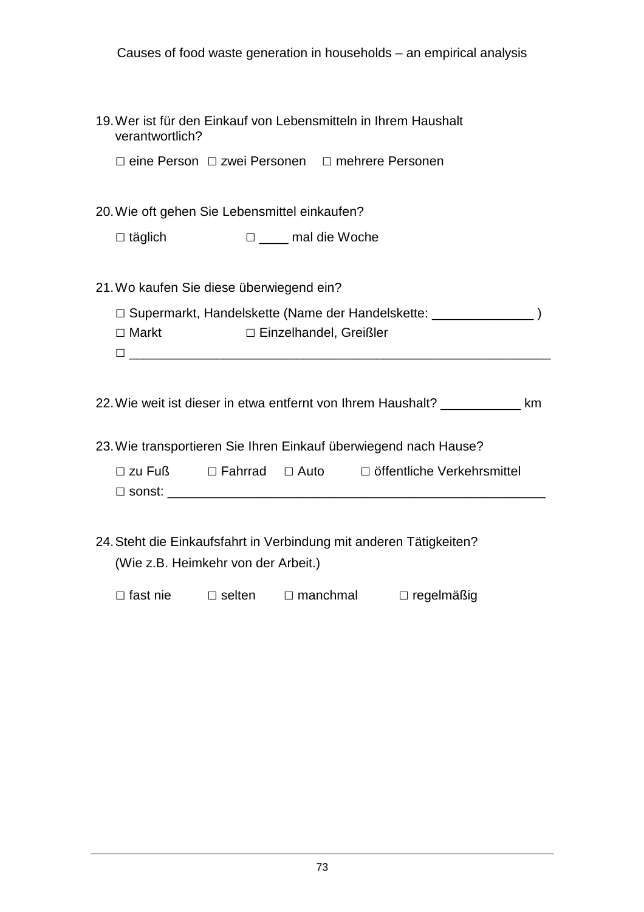19. Wer ist für den Einkauf von Lebensmitteln in Ihrem Haushalt verantwortlich?

    □ eine Person □ zwei Personen □ mehrere Personen

20. Wie oft gehen Sie Lebensmittel einkaufen?

    □ täglich □ ____ mal die Woche

21. Wo kaufen Sie diese überwiegend ein?

    □ Supermarkt, Handelskette (Name der Handelskette: ______________ )
    □ Markt □ Einzelhandel, Greißler
    □ ___________________________________________________________

22. Wie weit ist dieser in etwa entfernt von Ihrem Haushalt? ___________ km

23. Wie transportieren Sie Ihren Einkauf überwiegend nach Hause?

    □ zu Fuß □ Fahrrad □ Auto □ öffentliche Verkehrsmittel
    □ sonst: _____________________________________________________

24. Steht die Einkaufsfahrt in Verbindung mit anderen Tätigkeiten?
    (Wie z.B. Heimkehr von der Arbeit.)

    □ fast nie □ selten □ manchmal □ regelmäßig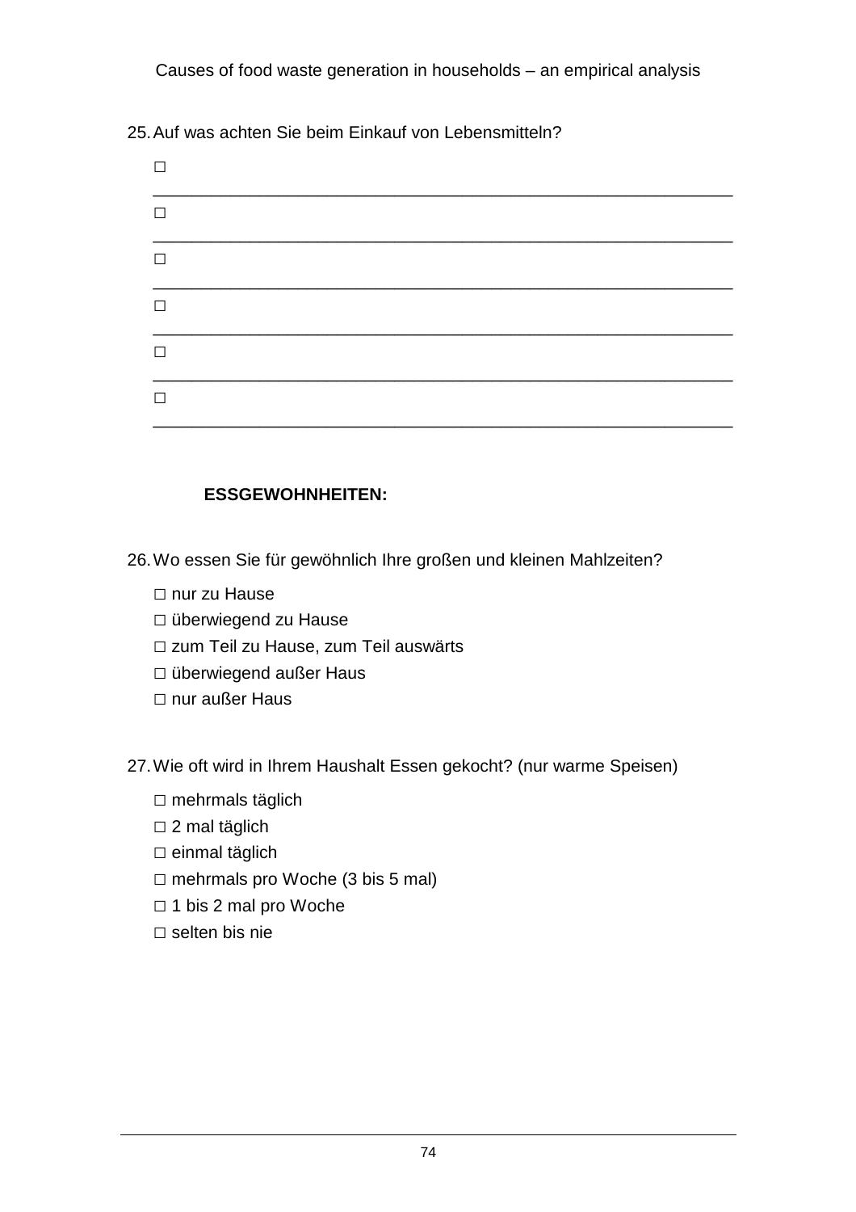25. Auf was achten Sie beim Einkauf von Lebensmitteln?

□ ________________________________________________________________

□ ________________________________________________________________

□ ________________________________________________________________

□ ________________________________________________________________

□ ________________________________________________________________

□ ________________________________________________________________

**ESSGEWOHNHEITEN:**

26. Wo essen Sie für gewöhnlich Ihre großen und kleinen Mahlzeiten?

□ nur zu Hause
□ überwiegend zu Hause
□ zum Teil zu Hause, zum Teil auswärts
□ überwiegend außer Haus
□ nur außer Haus

27. Wie oft wird in Ihrem Haushalt Essen gekocht? (nur warme Speisen)

□ mehrmals täglich
□ 2 mal täglich
□ einmal täglich
□ mehrmals pro Woche (3 bis 5 mal)
□ 1 bis 2 mal pro Woche
□ selten bis nie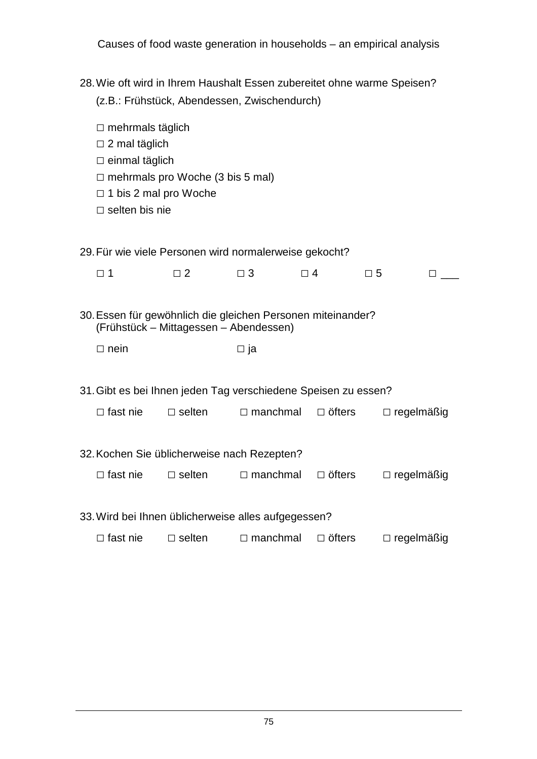28. Wie oft wird in Ihrem Haushalt Essen zubereitet ohne warme Speisen? (z.B.: Frühstück, Abendessen, Zwischendurch)

    □ mehrmals täglich
    □ 2 mal täglich
    □ einmal täglich
    □ mehrmals pro Woche (3 bis 5 mal)
    □ 1 bis 2 mal pro Woche
    □ selten bis nie

29. Für wie viele Personen wird normalerweise gekocht?

    □ 1 □ 2 □ 3 □ 4 □ 5 □ ___

30. Essen für gewöhnlich die gleichen Personen miteinander? (Frühstück – Mittagessen – Abendessen)

    □ nein □ ja

31. Gibt es bei Ihnen jeden Tag verschiedene Speisen zu essen?

    □ fast nie □ selten □ manchmal □ öfters □ regelmäßig

32. Kochen Sie üblicherweise nach Rezepten?

    □ fast nie □ selten □ manchmal □ öfters □ regelmäßig

33. Wird bei Ihnen üblicherweise alles aufgegessen?

    □ fast nie □ selten □ manchmal □ öfters □ regelmäßig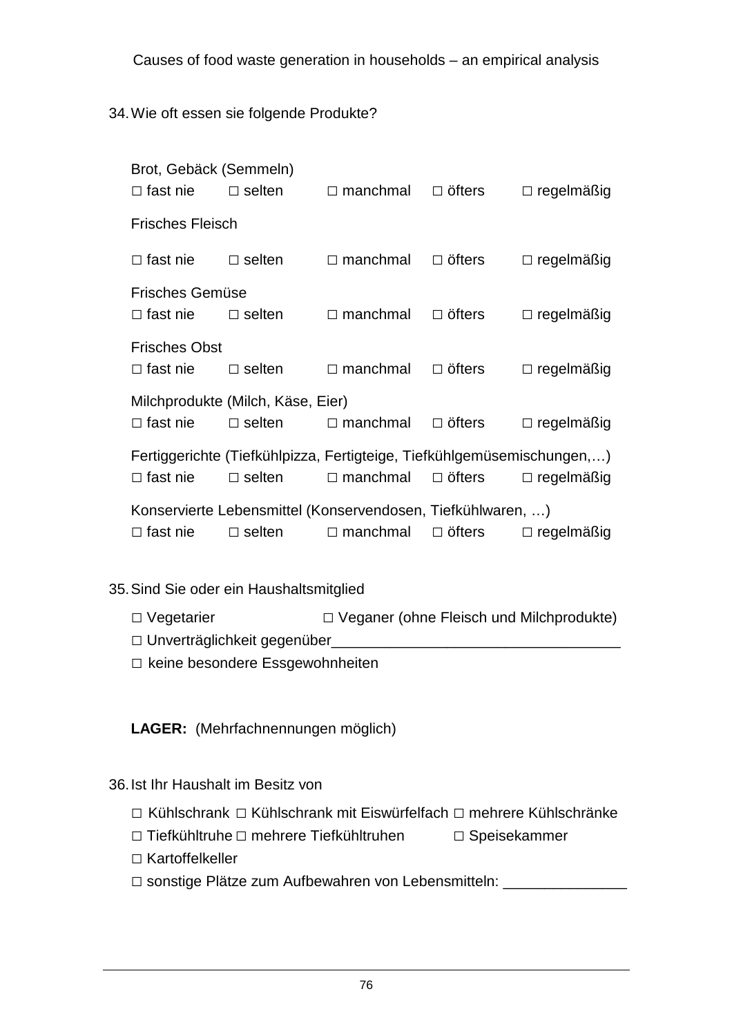34. Wie oft essen sie folgende Produkte?

Brot, Gebäck (Semmeln)
□ fast nie □ selten □ manchmal □ öfters □ regelmäßig

Frisches Fleisch
□ fast nie □ selten □ manchmal □ öfters □ regelmäßig

Frisches Gemüse
□ fast nie □ selten □ manchmal □ öfters □ regelmäßig

Frisches Obst
□ fast nie □ selten □ manchmal □ öfters □ regelmäßig

Milchprodukte (Milch, Käse, Eier)
□ fast nie □ selten □ manchmal □ öfters □ regelmäßig

Fertiggerichte (Tiefkühlpizza, Fertigteige, Tiefkühlgemüsemischungen,…)
□ fast nie □ selten □ manchmal □ öfters □ regelmäßig

Konservierte Lebensmittel (Konservendosen, Tiefkühlwaren, …)
□ fast nie □ selten □ manchmal □ öfters □ regelmäßig

35. Sind Sie oder ein Haushaltsmitglied

□ Vegetarier □ Veganer (ohne Fleisch und Milchprodukte)
□ Unverträglichkeit gegenüber___________________________________
□ keine besondere Essgewohnheiten

**LAGER:** (Mehrfachnennungen möglich)

36. Ist Ihr Haushalt im Besitz von

□ Kühlschrank □ Kühlschrank mit Eiswürfelfach □ mehrere Kühlschränke
□ Tiefkühltruhe □ mehrere Tiefkühltruhen □ Speisekammer
□ Kartoffelkeller
□ sonstige Plätze zum Aufbewahren von Lebensmitteln: _______________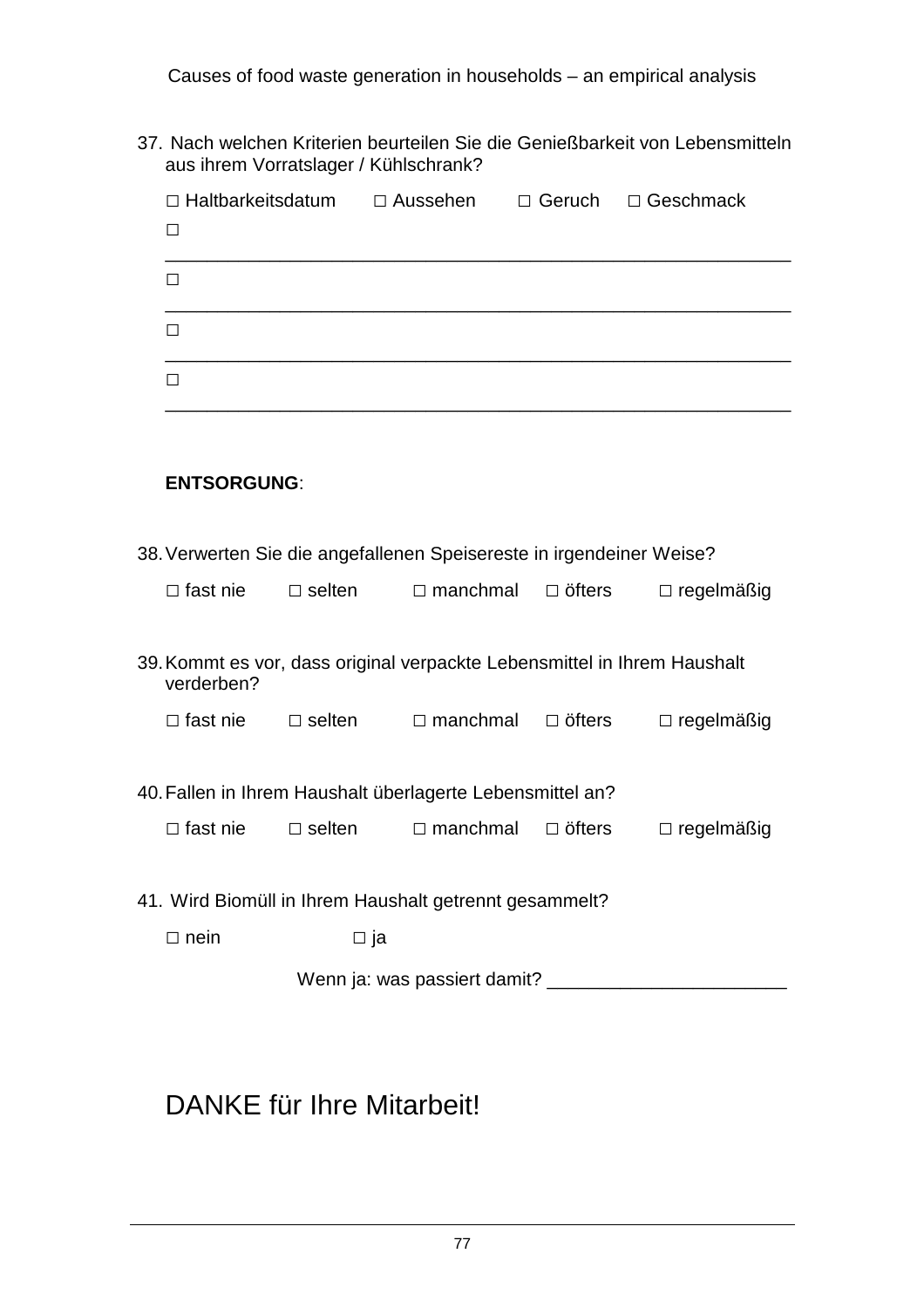37. Nach welchen Kriterien beurteilen Sie die Genießbarkeit von Lebensmitteln aus ihrem Vorratslager / Kühlschrank?

□ Haltbarkeitsdatum □ Aussehen □ Geruch □ Geschmack

□ ___________________________________________________________

□ ___________________________________________________________

□ ___________________________________________________________

□ ___________________________________________________________

**ENTSORGUNG**:

38. Verwerten Sie die angefallenen Speisereste in irgendeiner Weise?

□ fast nie □ selten □ manchmal □ öfters □ regelmäßig

39. Kommt es vor, dass original verpackte Lebensmittel in Ihrem Haushalt verderben?

□ fast nie □ selten □ manchmal □ öfters □ regelmäßig

40. Fallen in Ihrem Haushalt überlagerte Lebensmittel an?

□ fast nie □ selten □ manchmal □ öfters □ regelmäßig

41. Wird Biomüll in Ihrem Haushalt getrennt gesammelt?

□ nein □ ja

Wenn ja: was passiert damit? _______________________

# DANKE für Ihre Mitarbeit!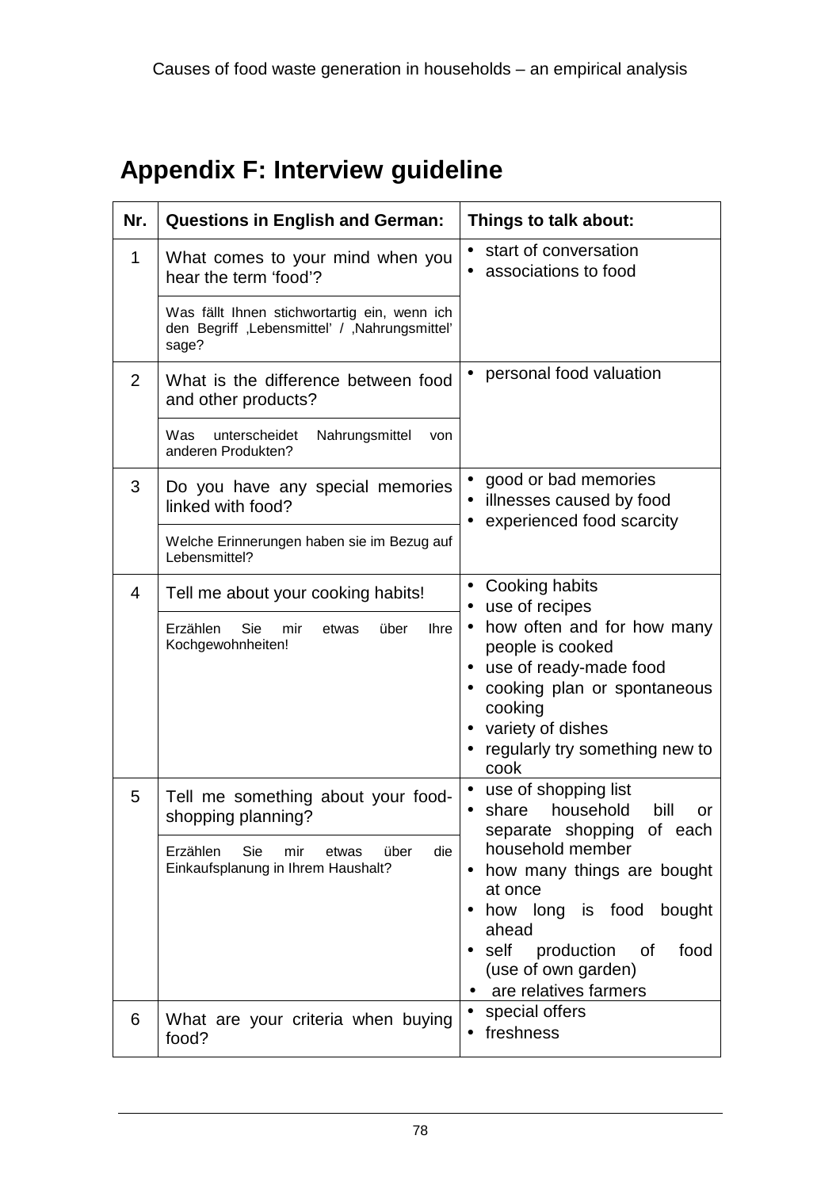## Appendix F: Interview guideline

| Nr. | Questions in English and German: | Things to talk about: |
|---|---|---|
| 1 | What comes to your mind when you hear the term 'food'?<br><br>Was fällt Ihnen stichwortartig ein, wenn ich den Begriff ‚Lebensmittel' / ‚Nahrungsmittel' sage? | • start of conversation<br>• associations to food |
| 2 | What is the difference between food and other products?<br><br>Was unterscheidet Nahrungsmittel von anderen Produkten? | • personal food valuation |
| 3 | Do you have any special memories linked with food?<br><br>Welche Erinnerungen haben sie im Bezug auf Lebensmittel? | • good or bad memories<br>• illnesses caused by food<br>• experienced food scarcity |
| 4 | Tell me about your cooking habits!<br><br>Erzählen Sie mir etwas über Ihre Kochgewohnheiten! | • Cooking habits<br>• use of recipes<br>• how often and for how many people is cooked<br>• use of ready-made food<br>• cooking plan or spontaneous cooking<br>• variety of dishes<br>• regularly try something new to cook |
| 5 | Tell me something about your food-shopping planning?<br><br>Erzählen Sie mir etwas über die Einkaufsplanung in Ihrem Haushalt? | • use of shopping list<br>• share household bill or separate shopping of each household member<br>• how many things are bought at once<br>• how long is food bought ahead<br>• self production of food (use of own garden)<br>• are relatives farmers |
| 6 | What are your criteria when buying food? | • special offers<br>• freshness |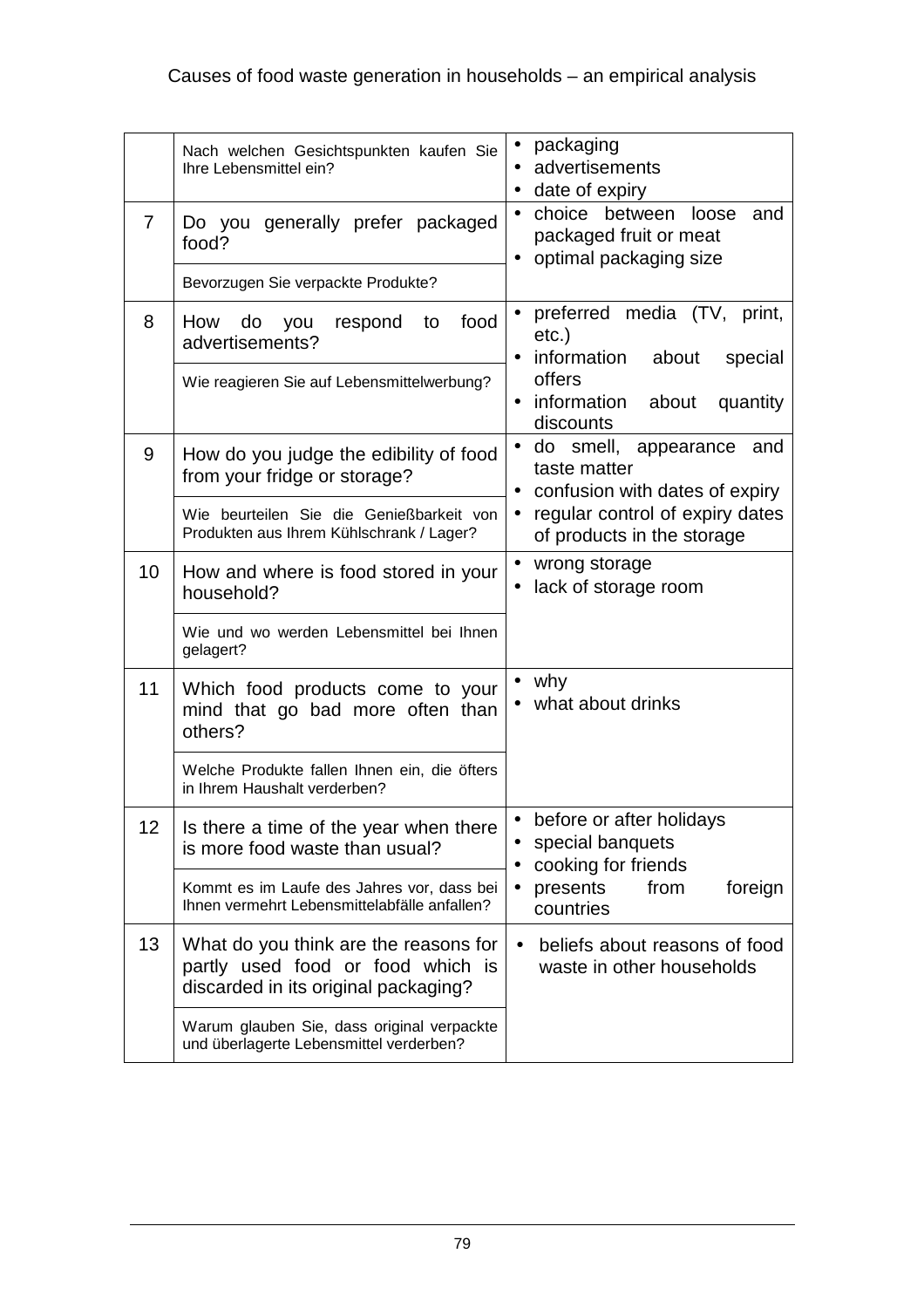|  | Nach welchen Gesichtspunkten kaufen Sie Ihre Lebensmittel ein? | • packaging<br>• advertisements<br>• date of expiry |
|---|---|---|
| 7 | Do you generally prefer packaged food?<br><br>Bevorzugen Sie verpackte Produkte? | • choice between loose and packaged fruit or meat<br>• optimal packaging size |
| 8 | How do you respond to food advertisements?<br><br>Wie reagieren Sie auf Lebensmittelwerbung? | • preferred media (TV, print, etc.)<br>• information about special offers<br>• information about quantity discounts |
| 9 | How do you judge the edibility of food from your fridge or storage?<br><br>Wie beurteilen Sie die Genießbarkeit von Produkten aus Ihrem Kühlschrank / Lager? | • do smell, appearance and taste matter<br>• confusion with dates of expiry<br>• regular control of expiry dates of products in the storage |
| 10 | How and where is food stored in your household?<br><br>Wie und wo werden Lebensmittel bei Ihnen gelagert? | • wrong storage<br>• lack of storage room |
| 11 | Which food products come to your mind that go bad more often than others?<br><br>Welche Produkte fallen Ihnen ein, die öfters in Ihrem Haushalt verderben? | • why<br>• what about drinks |
| 12 | Is there a time of the year when there is more food waste than usual?<br><br>Kommt es im Laufe des Jahres vor, dass bei Ihnen vermehrt Lebensmittelabfälle anfallen? | • before or after holidays<br>• special banquets<br>• cooking for friends<br>• presents from foreign countries |
| 13 | What do you think are the reasons for partly used food or food which is discarded in its original packaging?<br><br>Warum glauben Sie, dass original verpackte und überlagerte Lebensmittel verderben? | • beliefs about reasons of food waste in other households |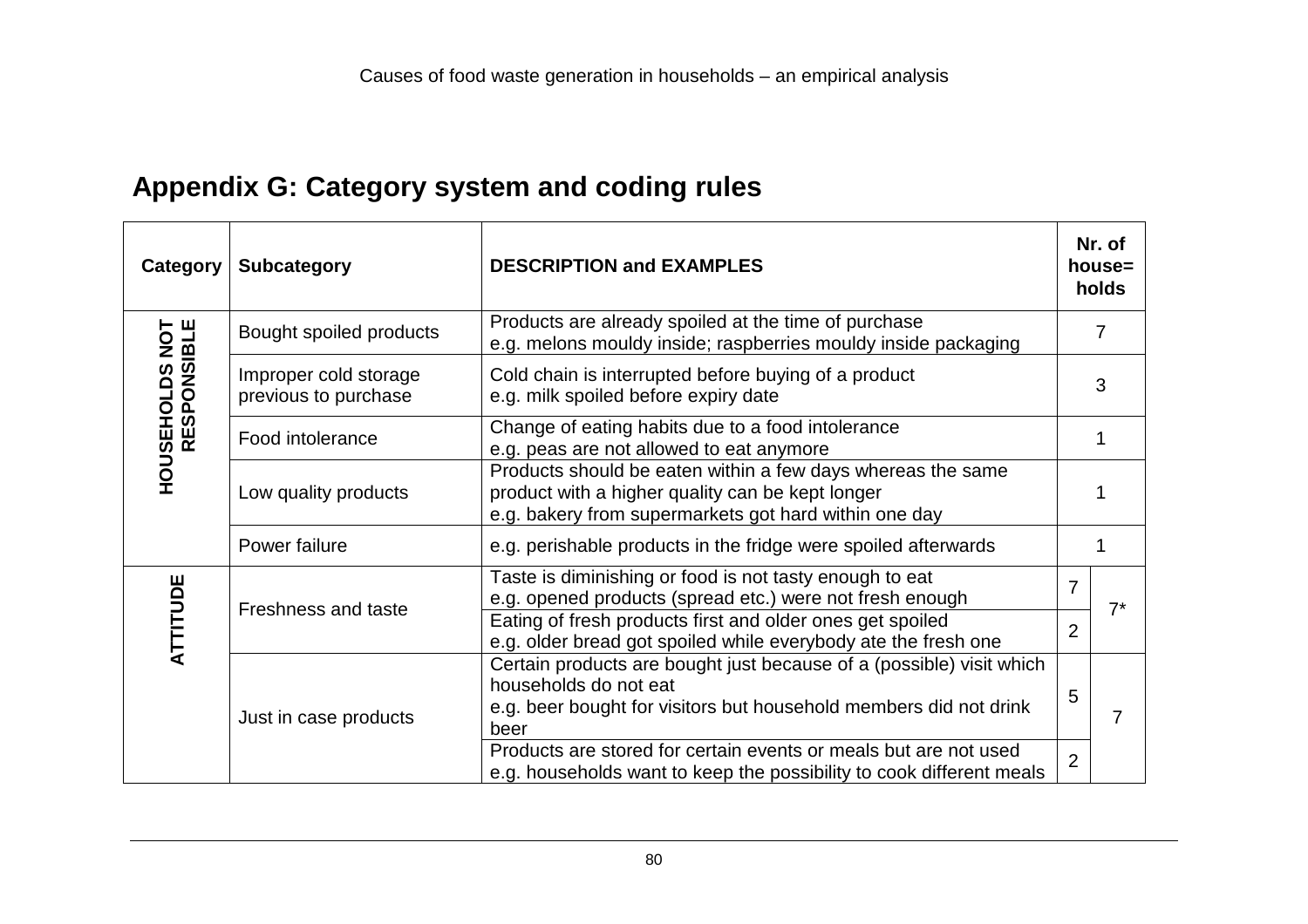## Appendix G: Category system and coding rules

| Category | Subcategory | DESCRIPTION and EXAMPLES | Nr. of house= holds | |
|---|---|---|---|---|
| HOUSEHOLDS NOT RESPONSIBLE | Bought spoiled products | Products are already spoiled at the time of purchase<br>e.g. melons mouldy inside; raspberries mouldy inside packaging | 7 | |
| | Improper cold storage previous to purchase | Cold chain is interrupted before buying of a product<br>e.g. milk spoiled before expiry date | 3 | |
| | Food intolerance | Change of eating habits due to a food intolerance<br>e.g. peas are not allowed to eat anymore | 1 | |
| | Low quality products | Products should be eaten within a few days whereas the same product with a higher quality can be kept longer<br>e.g. bakery from supermarkets got hard within one day | 1 | |
| | Power failure | e.g. perishable products in the fridge were spoiled afterwards | 1 | |
| ATTITUDE | Freshness and taste | Taste is diminishing or food is not tasty enough to eat<br>e.g. opened products (spread etc.) were not fresh enough | 7 | 7* |
| | | Eating of fresh products first and older ones get spoiled<br>e.g. older bread got spoiled while everybody ate the fresh one | 2 | |
| | Just in case products | Certain products are bought just because of a (possible) visit which households do not eat<br>e.g. beer bought for visitors but household members did not drink beer | 5 | 7 |
| | | Products are stored for certain events or meals but are not used<br>e.g. households want to keep the possibility to cook different meals | 2 | |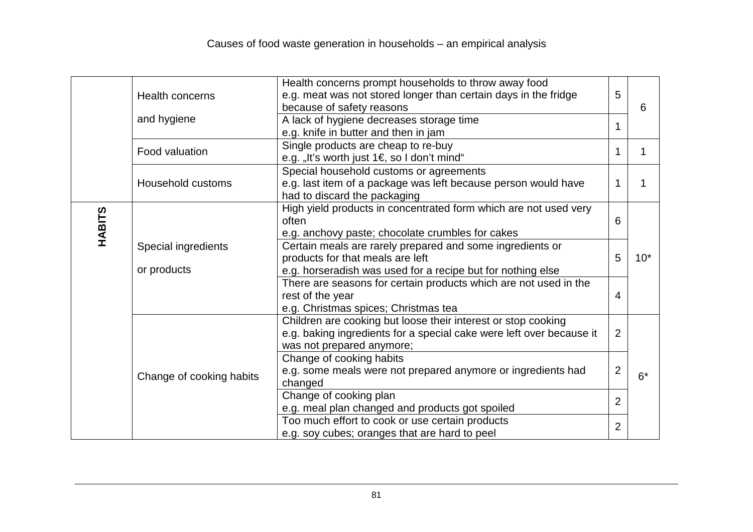| | | | | |
|---|---|---|---|---|
| | Health concerns and hygiene | Health concerns prompt households to throw away food e.g. meat was not stored longer than certain days in the fridge because of safety reasons | 5 | 6 |
| | | A lack of hygiene decreases storage time e.g. knife in butter and then in jam | 1 | |
| | Food valuation | Single products are cheap to re-buy e.g. „It's worth just 1€, so I don't mind" | 1 | 1 |
| | Household customs | Special household customs or agreements e.g. last item of a package was left because person would have had to discard the packaging | 1 | 1 |
| **HABITS** | Special ingredients or products | High yield products in concentrated form which are not used very often e.g. anchovy paste; chocolate crumbles for cakes | 6 | 10* |
| | | Certain meals are rarely prepared and some ingredients or products for that meals are left e.g. horseradish was used for a recipe but for nothing else | 5 | |
| | | There are seasons for certain products which are not used in the rest of the year e.g. Christmas spices; Christmas tea | 4 | |
| | Change of cooking habits | Children are cooking but loose their interest or stop cooking e.g. baking ingredients for a special cake were left over because it was not prepared anymore; | 2 | 6* |
| | | Change of cooking habits e.g. some meals were not prepared anymore or ingredients had changed | 2 | |
| | | Change of cooking plan e.g. meal plan changed and products got spoiled | 2 | |
| | | Too much effort to cook or use certain products e.g. soy cubes; oranges that are hard to peel | 2 | |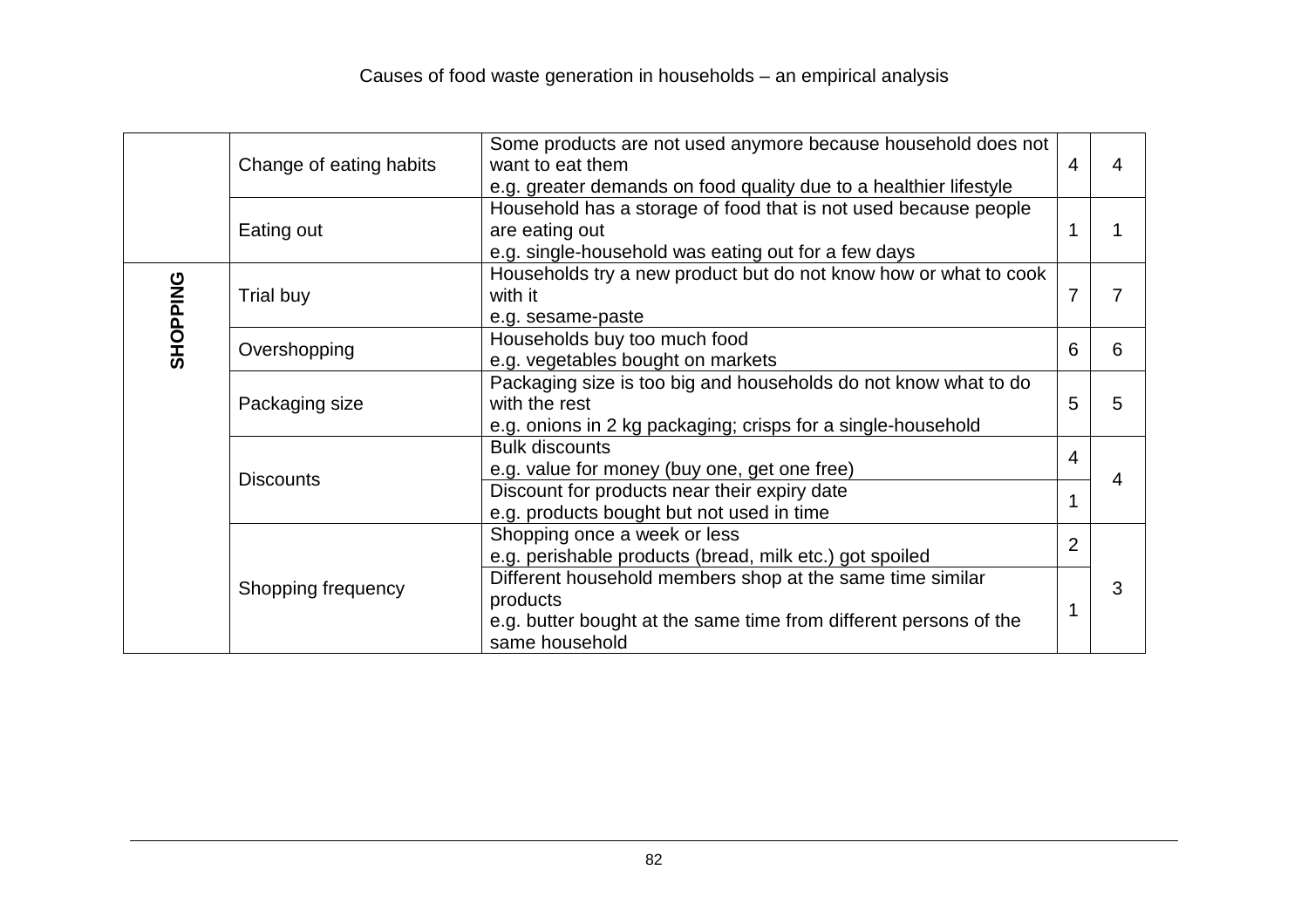| | | | | |
|---|---|---|---|---|
| | Change of eating habits | Some products are not used anymore because household does not want to eat them<br>e.g. greater demands on food quality due to a healthier lifestyle | 4 | 4 |
| | Eating out | Household has a storage of food that is not used because people are eating out<br>e.g. single-household was eating out for a few days | 1 | 1 |
| **SHOPPING** | Trial buy | Households try a new product but do not know how or what to cook with it<br>e.g. sesame-paste | 7 | 7 |
| | Overshopping | Households buy too much food<br>e.g. vegetables bought on markets | 6 | 6 |
| | Packaging size | Packaging size is too big and households do not know what to do with the rest<br>e.g. onions in 2 kg packaging; crisps for a single-household | 5 | 5 |
| | Discounts | Bulk discounts<br>e.g. value for money (buy one, get one free) | 4 | 4 |
| | | Discount for products near their expiry date<br>e.g. products bought but not used in time | 1 | |
| | Shopping frequency | Shopping once a week or less<br>e.g. perishable products (bread, milk etc.) got spoiled | 2 | 3 |
| | | Different household members shop at the same time similar products<br>e.g. butter bought at the same time from different persons of the same household | 1 | |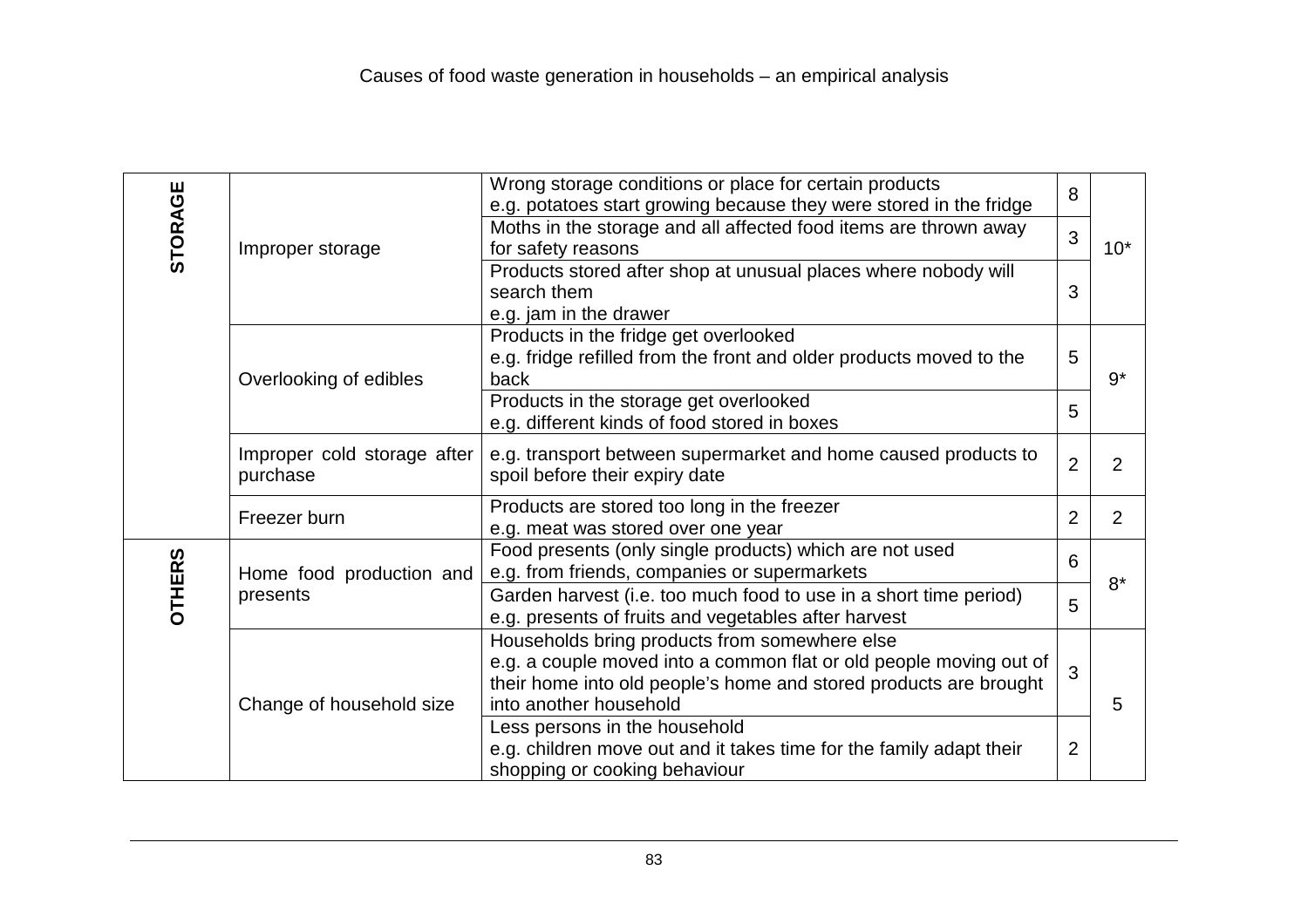| | | | | |
|---|---|---|---|---|
| STORAGE | Improper storage | Wrong storage conditions or place for certain products<br>e.g. potatoes start growing because they were stored in the fridge | 8 | 10* |
| | | Moths in the storage and all affected food items are thrown away for safety reasons | 3 | |
| | | Products stored after shop at unusual places where nobody will search them<br>e.g. jam in the drawer | 3 | |
| | Overlooking of edibles | Products in the fridge get overlooked<br>e.g. fridge refilled from the front and older products moved to the back | 5 | 9* |
| | | Products in the storage get overlooked<br>e.g. different kinds of food stored in boxes | 5 | |
| | Improper cold storage after purchase | e.g. transport between supermarket and home caused products to spoil before their expiry date | 2 | 2 |
| | Freezer burn | Products are stored too long in the freezer<br>e.g. meat was stored over one year | 2 | 2 |
| OTHERS | Home food production and presents | Food presents (only single products) which are not used<br>e.g. from friends, companies or supermarkets | 6 | 8* |
| | | Garden harvest (i.e. too much food to use in a short time period)<br>e.g. presents of fruits and vegetables after harvest | 5 | |
| | Change of household size | Households bring products from somewhere else<br>e.g. a couple moved into a common flat or old people moving out of their home into old people's home and stored products are brought into another household | 3 | 5 |
| | | Less persons in the household<br>e.g. children move out and it takes time for the family adapt their shopping or cooking behaviour | 2 | |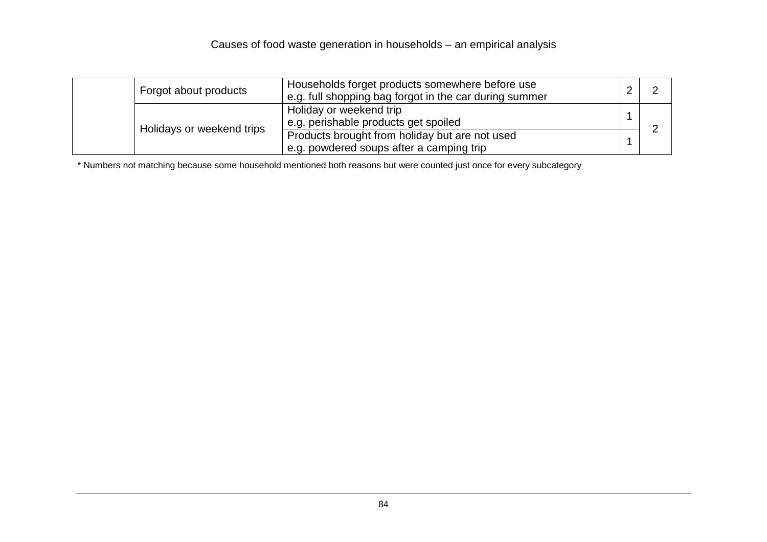| | | | | |
|---|---|---|---|---|
| | Forgot about products | Households forget products somewhere before use<br>e.g. full shopping bag forgot in the car during summer | 2 | 2 |
| | Holidays or weekend trips | Holiday or weekend trip<br>e.g. perishable products get spoiled | 1 | 2 |
| | | Products brought from holiday but are not used<br>e.g. powdered soups after a camping trip | 1 | |

* Numbers not matching because some household mentioned both reasons but were counted just once for every subcategory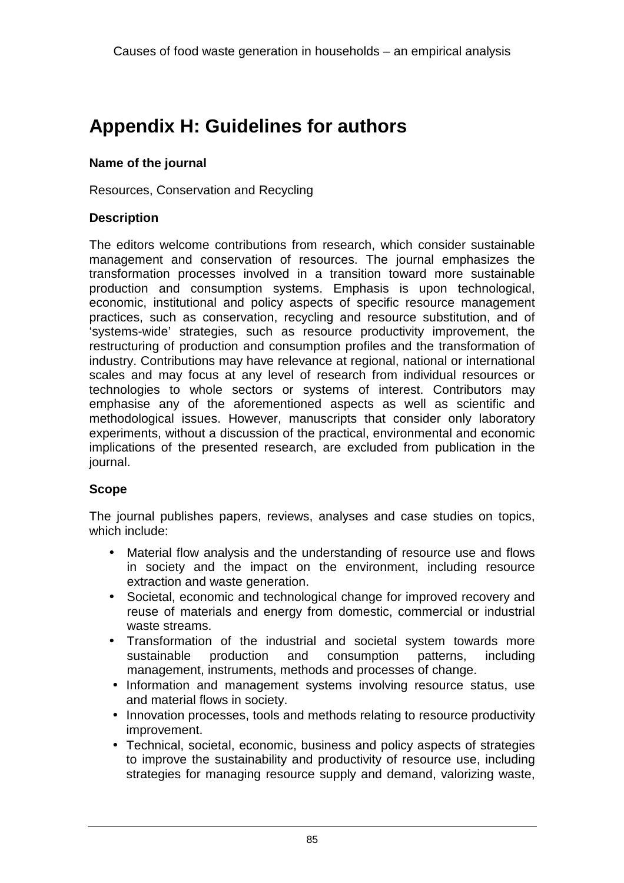# Appendix H: Guidelines for authors

**Name of the journal**

Resources, Conservation and Recycling

**Description**

The editors welcome contributions from research, which consider sustainable management and conservation of resources. The journal emphasizes the transformation processes involved in a transition toward more sustainable production and consumption systems. Emphasis is upon technological, economic, institutional and policy aspects of specific resource management practices, such as conservation, recycling and resource substitution, and of 'systems-wide' strategies, such as resource productivity improvement, the restructuring of production and consumption profiles and the transformation of industry. Contributions may have relevance at regional, national or international scales and may focus at any level of research from individual resources or technologies to whole sectors or systems of interest. Contributors may emphasise any of the aforementioned aspects as well as scientific and methodological issues. However, manuscripts that consider only laboratory experiments, without a discussion of the practical, environmental and economic implications of the presented research, are excluded from publication in the journal.

**Scope**

The journal publishes papers, reviews, analyses and case studies on topics, which include:

- Material flow analysis and the understanding of resource use and flows in society and the impact on the environment, including resource extraction and waste generation.
- Societal, economic and technological change for improved recovery and reuse of materials and energy from domestic, commercial or industrial waste streams.
- Transformation of the industrial and societal system towards more sustainable production and consumption patterns, including management, instruments, methods and processes of change.
- Information and management systems involving resource status, use and material flows in society.
- Innovation processes, tools and methods relating to resource productivity improvement.
- Technical, societal, economic, business and policy aspects of strategies to improve the sustainability and productivity of resource use, including strategies for managing resource supply and demand, valorizing waste,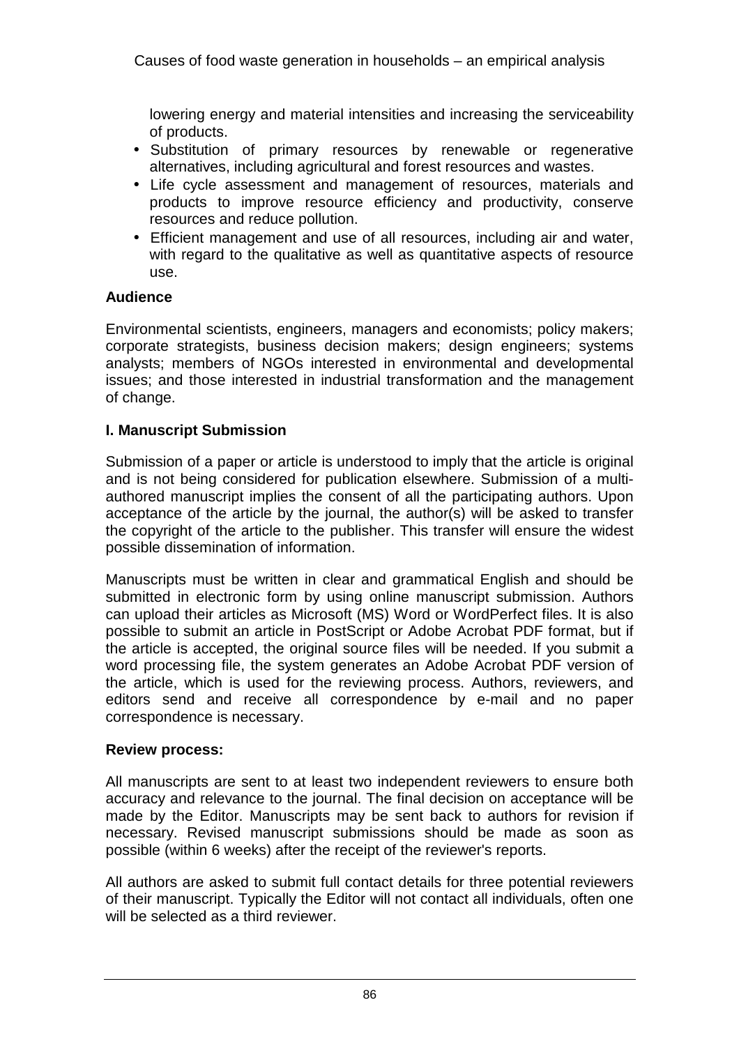lowering energy and material intensities and increasing the serviceability of products.

- Substitution of primary resources by renewable or regenerative alternatives, including agricultural and forest resources and wastes.
- Life cycle assessment and management of resources, materials and products to improve resource efficiency and productivity, conserve resources and reduce pollution.
- Efficient management and use of all resources, including air and water, with regard to the qualitative as well as quantitative aspects of resource use.

**Audience**

Environmental scientists, engineers, managers and economists; policy makers; corporate strategists, business decision makers; design engineers; systems analysts; members of NGOs interested in environmental and developmental issues; and those interested in industrial transformation and the management of change.

**I. Manuscript Submission**

Submission of a paper or article is understood to imply that the article is original and is not being considered for publication elsewhere. Submission of a multi-authored manuscript implies the consent of all the participating authors. Upon acceptance of the article by the journal, the author(s) will be asked to transfer the copyright of the article to the publisher. This transfer will ensure the widest possible dissemination of information.

Manuscripts must be written in clear and grammatical English and should be submitted in electronic form by using online manuscript submission. Authors can upload their articles as Microsoft (MS) Word or WordPerfect files. It is also possible to submit an article in PostScript or Adobe Acrobat PDF format, but if the article is accepted, the original source files will be needed. If you submit a word processing file, the system generates an Adobe Acrobat PDF version of the article, which is used for the reviewing process. Authors, reviewers, and editors send and receive all correspondence by e-mail and no paper correspondence is necessary.

**Review process:**

All manuscripts are sent to at least two independent reviewers to ensure both accuracy and relevance to the journal. The final decision on acceptance will be made by the Editor. Manuscripts may be sent back to authors for revision if necessary. Revised manuscript submissions should be made as soon as possible (within 6 weeks) after the receipt of the reviewer's reports.

All authors are asked to submit full contact details for three potential reviewers of their manuscript. Typically the Editor will not contact all individuals, often one will be selected as a third reviewer.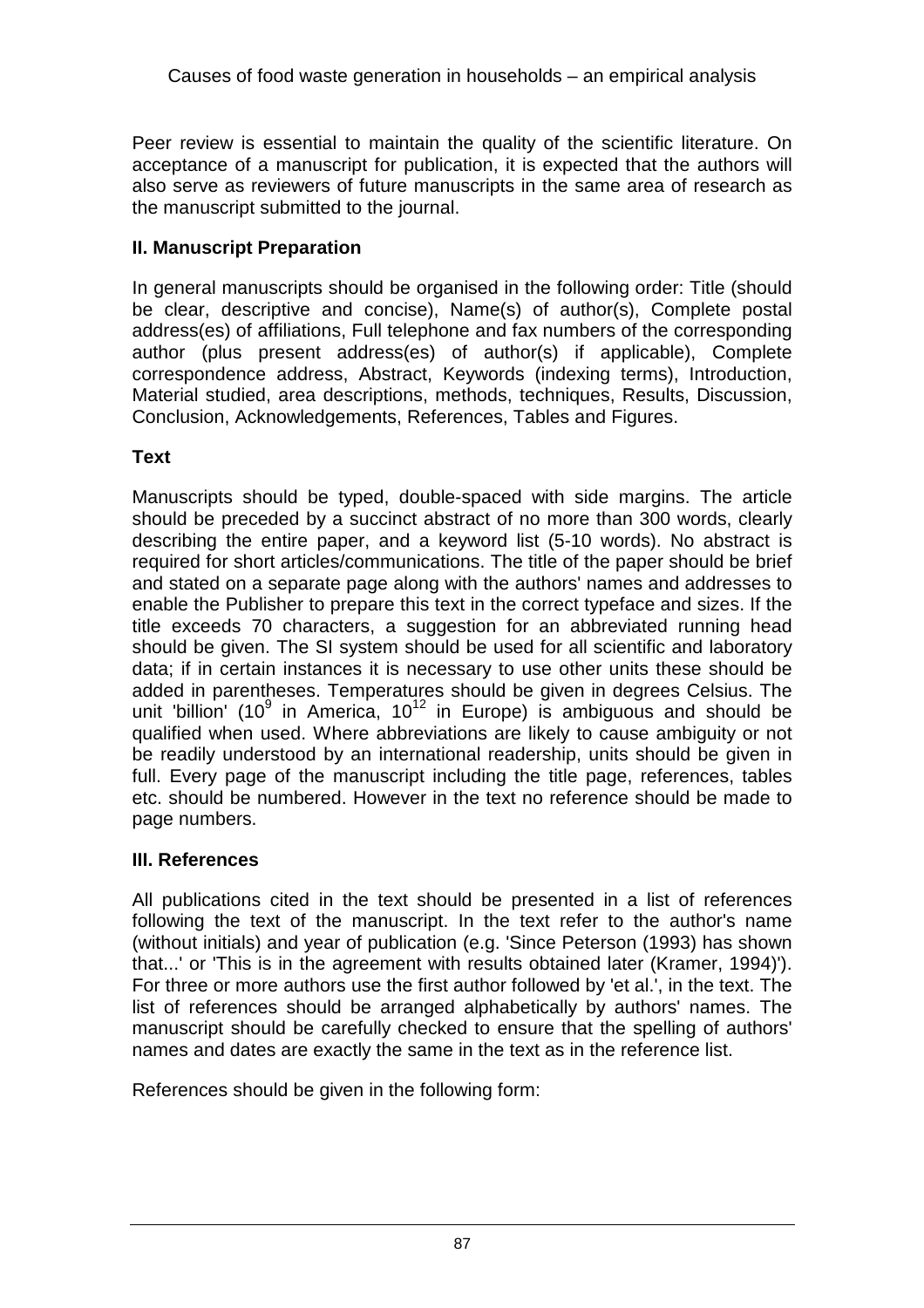Peer review is essential to maintain the quality of the scientific literature. On acceptance of a manuscript for publication, it is expected that the authors will also serve as reviewers of future manuscripts in the same area of research as the manuscript submitted to the journal.

## II. Manuscript Preparation

In general manuscripts should be organised in the following order: Title (should be clear, descriptive and concise), Name(s) of author(s), Complete postal address(es) of affiliations, Full telephone and fax numbers of the corresponding author (plus present address(es) of author(s) if applicable), Complete correspondence address, Abstract, Keywords (indexing terms), Introduction, Material studied, area descriptions, methods, techniques, Results, Discussion, Conclusion, Acknowledgements, References, Tables and Figures.

### Text

Manuscripts should be typed, double-spaced with side margins. The article should be preceded by a succinct abstract of no more than 300 words, clearly describing the entire paper, and a keyword list (5-10 words). No abstract is required for short articles/communications. The title of the paper should be brief and stated on a separate page along with the authors' names and addresses to enable the Publisher to prepare this text in the correct typeface and sizes. If the title exceeds 70 characters, a suggestion for an abbreviated running head should be given. The SI system should be used for all scientific and laboratory data; if in certain instances it is necessary to use other units these should be added in parentheses. Temperatures should be given in degrees Celsius. The unit 'billion' ($10^9$ in America, $10^{12}$ in Europe) is ambiguous and should be qualified when used. Where abbreviations are likely to cause ambiguity or not be readily understood by an international readership, units should be given in full. Every page of the manuscript including the title page, references, tables etc. should be numbered. However in the text no reference should be made to page numbers.

## III. References

All publications cited in the text should be presented in a list of references following the text of the manuscript. In the text refer to the author's name (without initials) and year of publication (e.g. 'Since Peterson (1993) has shown that...' or 'This is in the agreement with results obtained later (Kramer, 1994)'). For three or more authors use the first author followed by 'et al.', in the text. The list of references should be arranged alphabetically by authors' names. The manuscript should be carefully checked to ensure that the spelling of authors' names and dates are exactly the same in the text as in the reference list.

References should be given in the following form: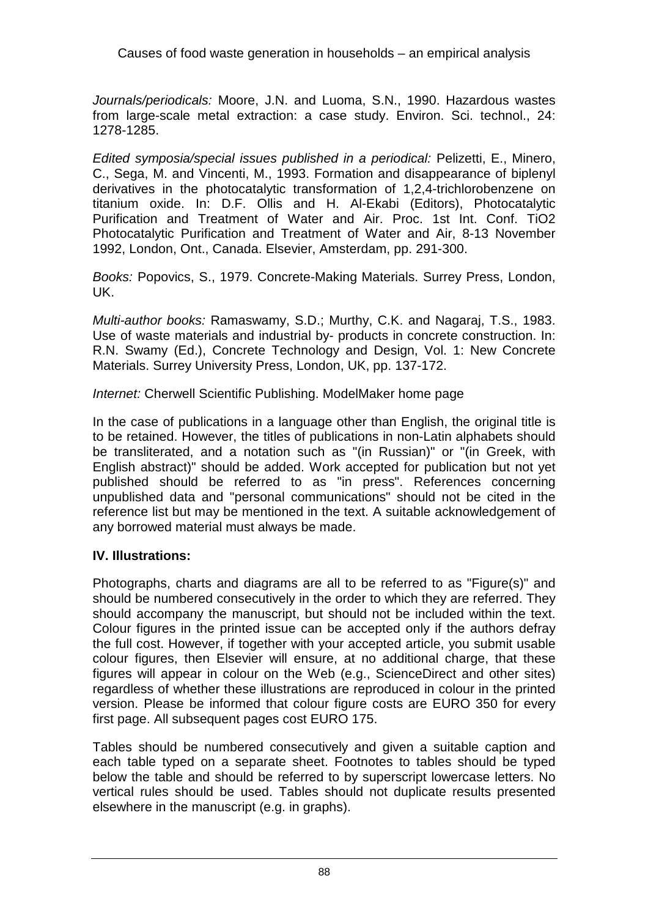*Journals/periodicals:* Moore, J.N. and Luoma, S.N., 1990. Hazardous wastes from large-scale metal extraction: a case study. Environ. Sci. technol., 24: 1278-1285.

*Edited symposia/special issues published in a periodical:* Pelizetti, E., Minero, C., Sega, M. and Vincenti, M., 1993. Formation and disappearance of biplenyl derivatives in the photocatalytic transformation of 1,2,4-trichlorobenzene on titanium oxide. In: D.F. Ollis and H. Al-Ekabi (Editors), Photocatalytic Purification and Treatment of Water and Air. Proc. 1st Int. Conf. TiO2 Photocatalytic Purification and Treatment of Water and Air, 8-13 November 1992, London, Ont., Canada. Elsevier, Amsterdam, pp. 291-300.

*Books:* Popovics, S., 1979. Concrete-Making Materials. Surrey Press, London, UK.

*Multi-author books:* Ramaswamy, S.D.; Murthy, C.K. and Nagaraj, T.S., 1983. Use of waste materials and industrial by- products in concrete construction. In: R.N. Swamy (Ed.), Concrete Technology and Design, Vol. 1: New Concrete Materials. Surrey University Press, London, UK, pp. 137-172.

*Internet:* Cherwell Scientific Publishing. ModelMaker home page

In the case of publications in a language other than English, the original title is to be retained. However, the titles of publications in non-Latin alphabets should be transliterated, and a notation such as "(in Russian)" or "(in Greek, with English abstract)" should be added. Work accepted for publication but not yet published should be referred to as "in press". References concerning unpublished data and "personal communications" should not be cited in the reference list but may be mentioned in the text. A suitable acknowledgement of any borrowed material must always be made.

**IV. Illustrations:**

Photographs, charts and diagrams are all to be referred to as "Figure(s)" and should be numbered consecutively in the order to which they are referred. They should accompany the manuscript, but should not be included within the text. Colour figures in the printed issue can be accepted only if the authors defray the full cost. However, if together with your accepted article, you submit usable colour figures, then Elsevier will ensure, at no additional charge, that these figures will appear in colour on the Web (e.g., ScienceDirect and other sites) regardless of whether these illustrations are reproduced in colour in the printed version. Please be informed that colour figure costs are EURO 350 for every first page. All subsequent pages cost EURO 175.

Tables should be numbered consecutively and given a suitable caption and each table typed on a separate sheet. Footnotes to tables should be typed below the table and should be referred to by superscript lowercase letters. No vertical rules should be used. Tables should not duplicate results presented elsewhere in the manuscript (e.g. in graphs).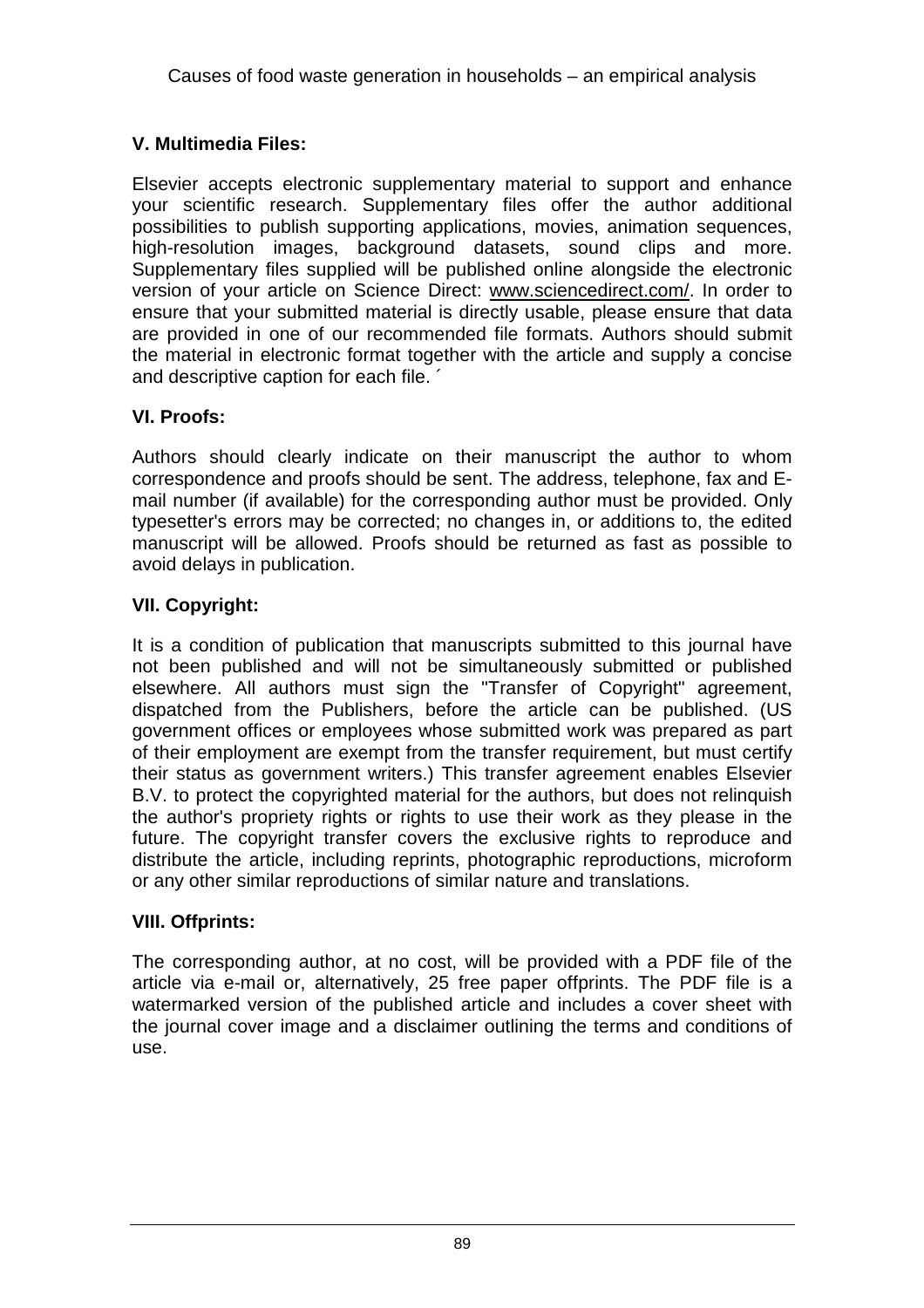### V. Multimedia Files:

Elsevier accepts electronic supplementary material to support and enhance your scientific research. Supplementary files offer the author additional possibilities to publish supporting applications, movies, animation sequences, high-resolution images, background datasets, sound clips and more. Supplementary files supplied will be published online alongside the electronic version of your article on Science Direct: www.sciencedirect.com/. In order to ensure that your submitted material is directly usable, please ensure that data are provided in one of our recommended file formats. Authors should submit the material in electronic format together with the article and supply a concise and descriptive caption for each file. ´

### VI. Proofs:

Authors should clearly indicate on their manuscript the author to whom correspondence and proofs should be sent. The address, telephone, fax and E-mail number (if available) for the corresponding author must be provided. Only typesetter's errors may be corrected; no changes in, or additions to, the edited manuscript will be allowed. Proofs should be returned as fast as possible to avoid delays in publication.

### VII. Copyright:

It is a condition of publication that manuscripts submitted to this journal have not been published and will not be simultaneously submitted or published elsewhere. All authors must sign the "Transfer of Copyright" agreement, dispatched from the Publishers, before the article can be published. (US government offices or employees whose submitted work was prepared as part of their employment are exempt from the transfer requirement, but must certify their status as government writers.) This transfer agreement enables Elsevier B.V. to protect the copyrighted material for the authors, but does not relinquish the author's propriety rights or rights to use their work as they please in the future. The copyright transfer covers the exclusive rights to reproduce and distribute the article, including reprints, photographic reproductions, microform or any other similar reproductions of similar nature and translations.

### VIII. Offprints:

The corresponding author, at no cost, will be provided with a PDF file of the article via e-mail or, alternatively, 25 free paper offprints. The PDF file is a watermarked version of the published article and includes a cover sheet with the journal cover image and a disclaimer outlining the terms and conditions of use.